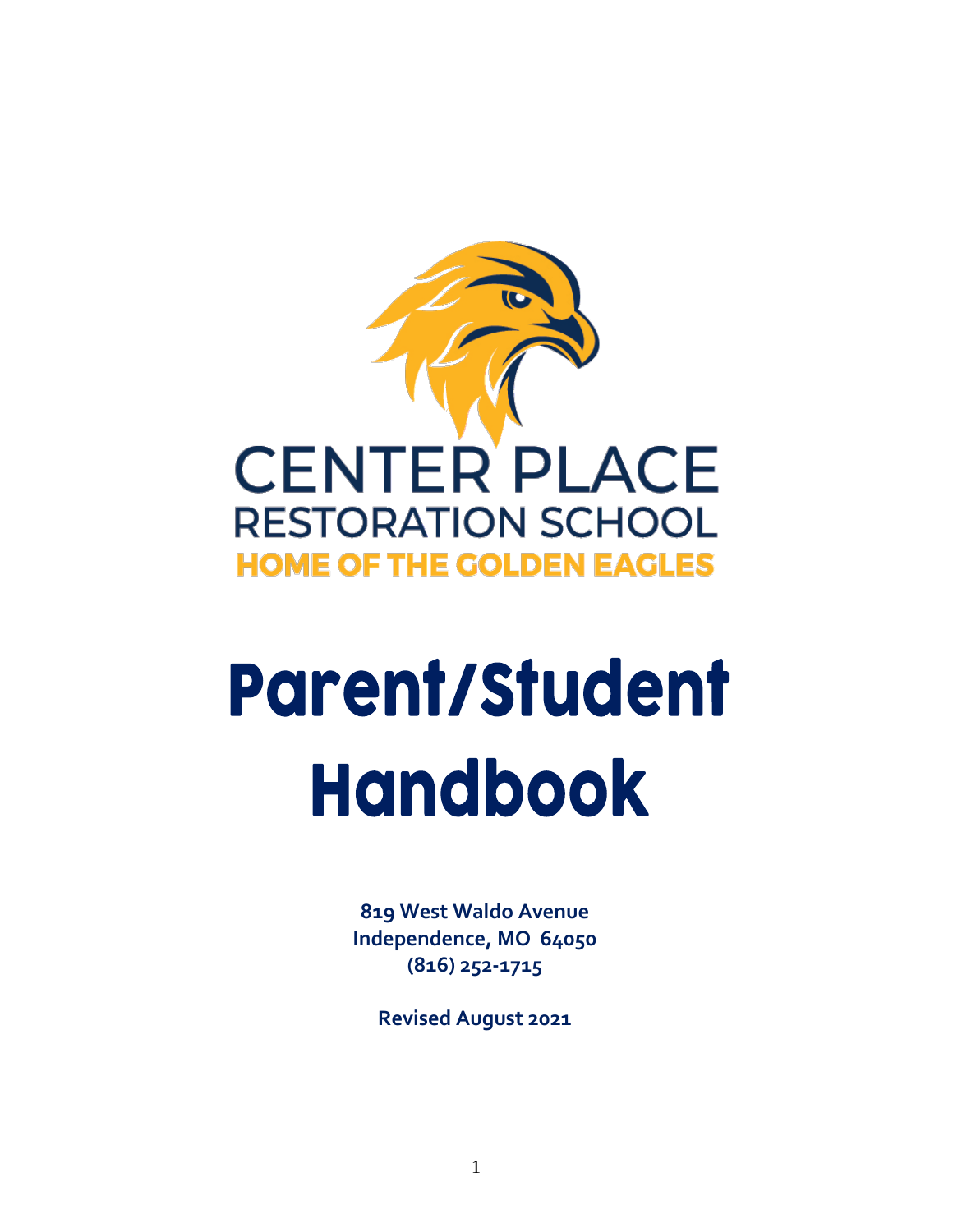CENTER PLACE

RESTORATION SCHOOL

HOME OF THE GOLDEN EAGLES

# Parent/Student Handbook

**819 West Waldo Avenue**
**Independence, MO 64050**
**(816) 252-1715**

**Revised August 2021**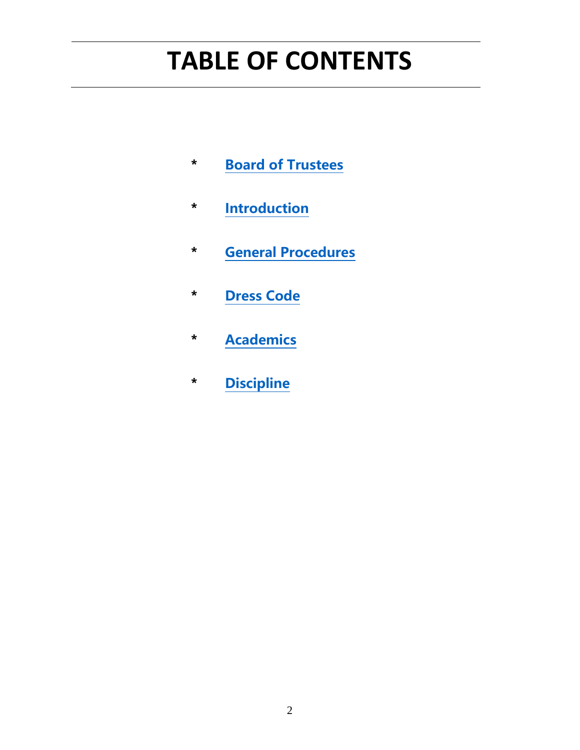# TABLE OF CONTENTS

* Board of Trustees
* Introduction
* General Procedures
* Dress Code
* Academics
* Discipline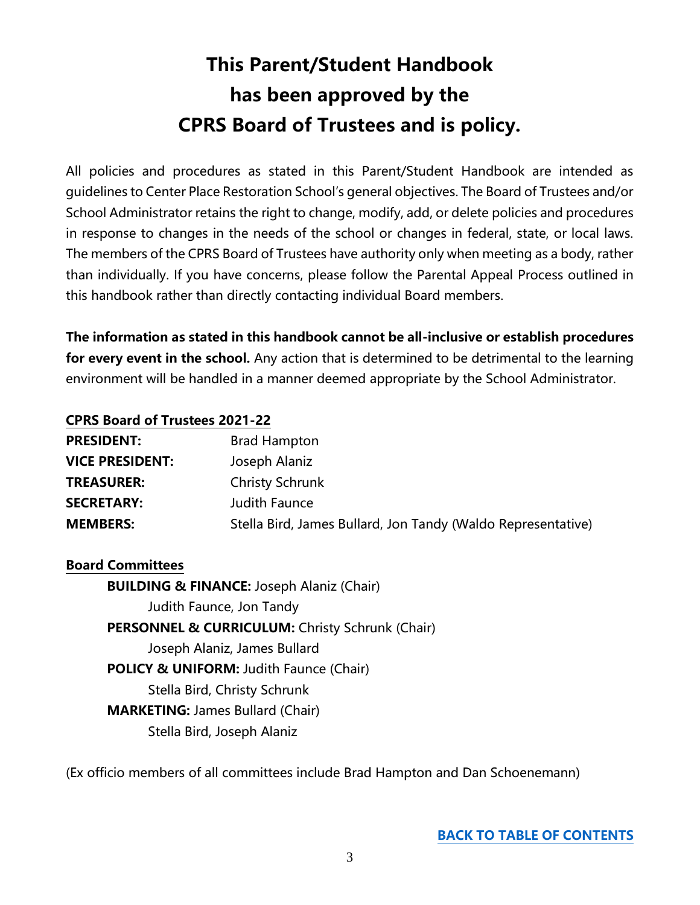# This Parent/Student Handbook has been approved by the CPRS Board of Trustees and is policy.

All policies and procedures as stated in this Parent/Student Handbook are intended as guidelines to Center Place Restoration School's general objectives. The Board of Trustees and/or School Administrator retains the right to change, modify, add, or delete policies and procedures in response to changes in the needs of the school or changes in federal, state, or local laws. The members of the CPRS Board of Trustees have authority only when meeting as a body, rather than individually. If you have concerns, please follow the Parental Appeal Process outlined in this handbook rather than directly contacting individual Board members.

**The information as stated in this handbook cannot be all-inclusive or establish procedures for every event in the school.** Any action that is determined to be detrimental to the learning environment will be handled in a manner deemed appropriate by the School Administrator.

**CPRS Board of Trustees 2021-22**

**PRESIDENT:** Brad Hampton
**VICE PRESIDENT:** Joseph Alaniz
**TREASURER:** Christy Schrunk
**SECRETARY:** Judith Faunce
**MEMBERS:** Stella Bird, James Bullard, Jon Tandy (Waldo Representative)

**Board Committees**

**BUILDING & FINANCE:** Joseph Alaniz (Chair)
Judith Faunce, Jon Tandy

**PERSONNEL & CURRICULUM:** Christy Schrunk (Chair)
Joseph Alaniz, James Bullard

**POLICY & UNIFORM:** Judith Faunce (Chair)
Stella Bird, Christy Schrunk

**MARKETING:** James Bullard (Chair)
Stella Bird, Joseph Alaniz

(Ex officio members of all committees include Brad Hampton and Dan Schoenemann)

**BACK TO TABLE OF CONTENTS**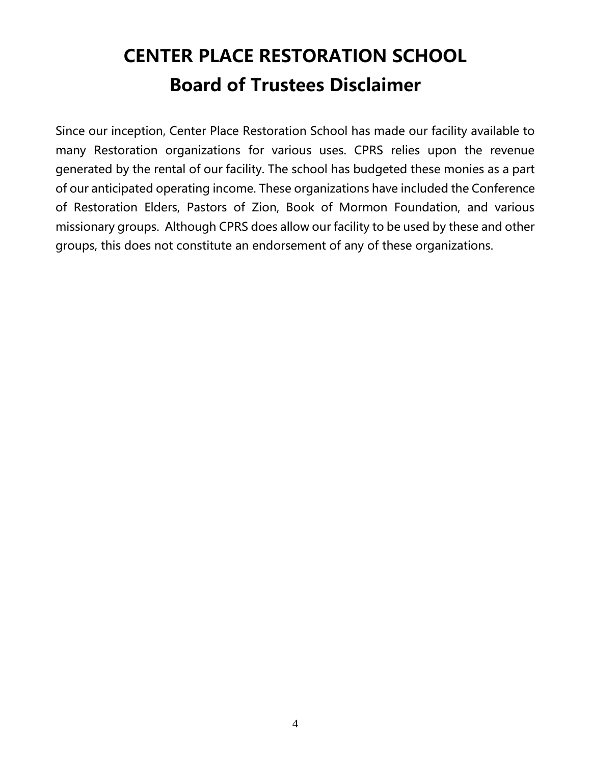# CENTER PLACE RESTORATION SCHOOL
# Board of Trustees Disclaimer

Since our inception, Center Place Restoration School has made our facility available to many Restoration organizations for various uses. CPRS relies upon the revenue generated by the rental of our facility. The school has budgeted these monies as a part of our anticipated operating income. These organizations have included the Conference of Restoration Elders, Pastors of Zion, Book of Mormon Foundation, and various missionary groups. Although CPRS does allow our facility to be used by these and other groups, this does not constitute an endorsement of any of these organizations.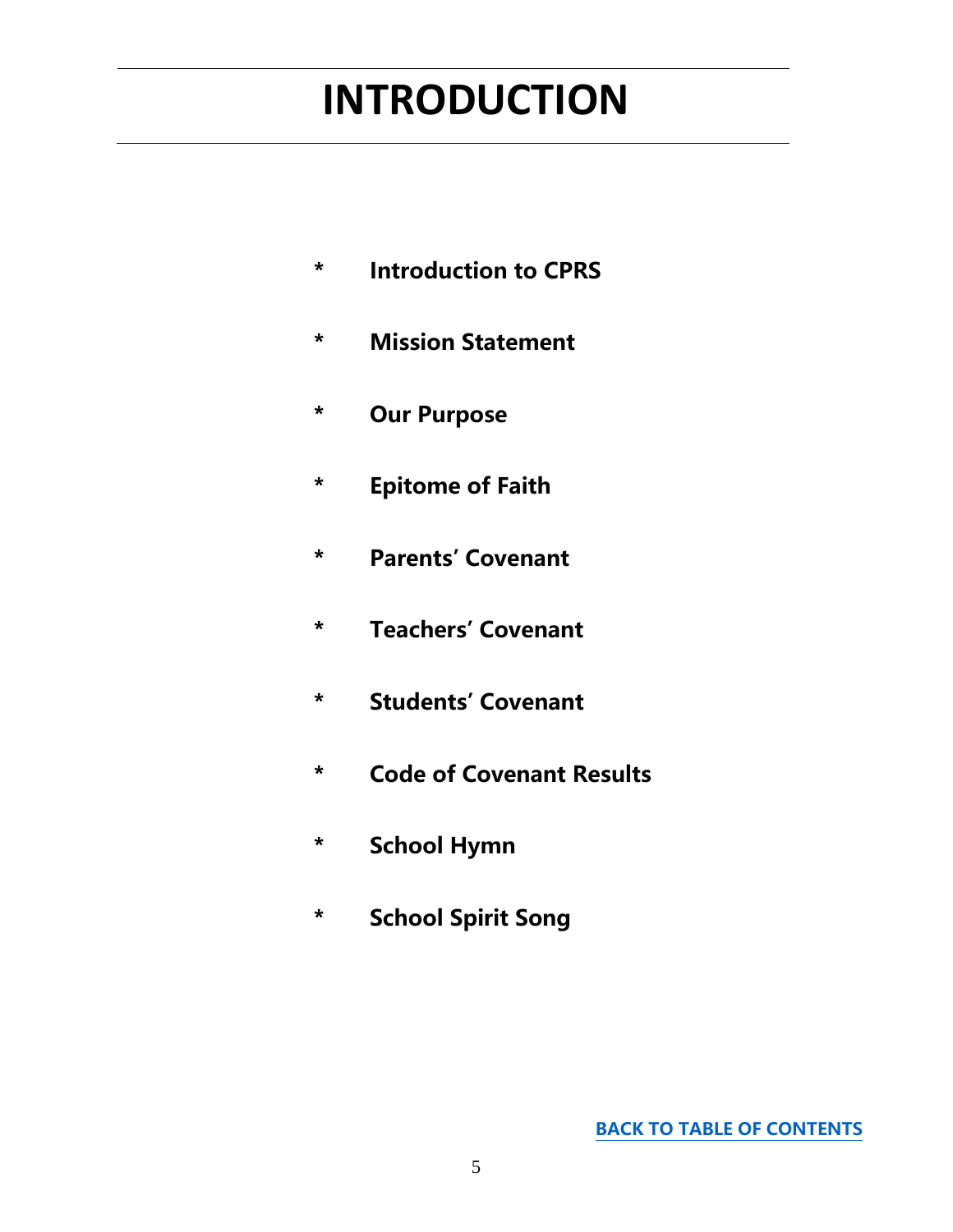# INTRODUCTION

- **Introduction to CPRS**
- **Mission Statement**
- **Our Purpose**
- **Epitome of Faith**
- **Parents' Covenant**
- **Teachers' Covenant**
- **Students' Covenant**
- **Code of Covenant Results**
- **School Hymn**
- **School Spirit Song**

**BACK TO TABLE OF CONTENTS**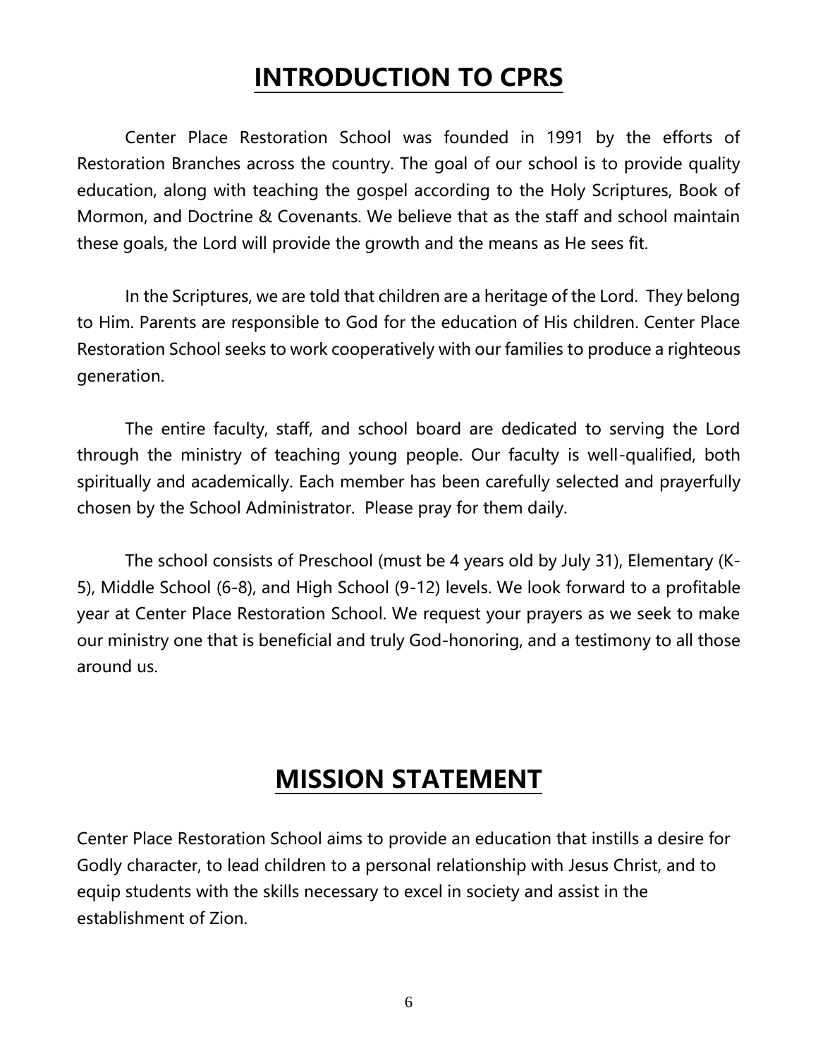# INTRODUCTION TO CPRS

Center Place Restoration School was founded in 1991 by the efforts of Restoration Branches across the country. The goal of our school is to provide quality education, along with teaching the gospel according to the Holy Scriptures, Book of Mormon, and Doctrine & Covenants. We believe that as the staff and school maintain these goals, the Lord will provide the growth and the means as He sees fit.

In the Scriptures, we are told that children are a heritage of the Lord. They belong to Him. Parents are responsible to God for the education of His children. Center Place Restoration School seeks to work cooperatively with our families to produce a righteous generation.

The entire faculty, staff, and school board are dedicated to serving the Lord through the ministry of teaching young people. Our faculty is well-qualified, both spiritually and academically. Each member has been carefully selected and prayerfully chosen by the School Administrator. Please pray for them daily.

The school consists of Preschool (must be 4 years old by July 31), Elementary (K-5), Middle School (6-8), and High School (9-12) levels. We look forward to a profitable year at Center Place Restoration School. We request your prayers as we seek to make our ministry one that is beneficial and truly God-honoring, and a testimony to all those around us.

# MISSION STATEMENT

Center Place Restoration School aims to provide an education that instills a desire for Godly character, to lead children to a personal relationship with Jesus Christ, and to equip students with the skills necessary to excel in society and assist in the establishment of Zion.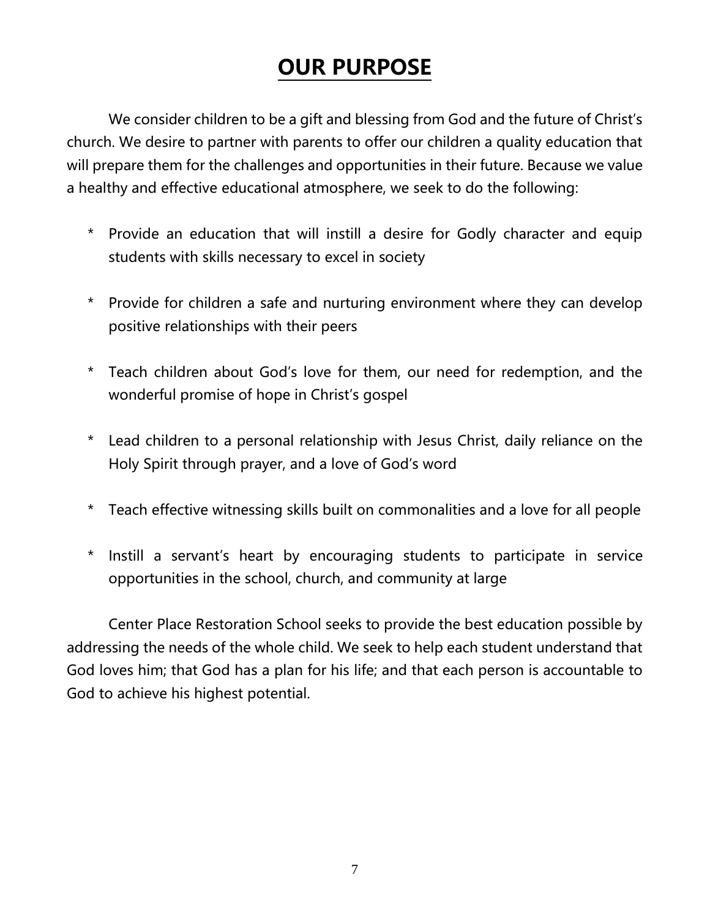# OUR PURPOSE

We consider children to be a gift and blessing from God and the future of Christ's church. We desire to partner with parents to offer our children a quality education that will prepare them for the challenges and opportunities in their future. Because we value a healthy and effective educational atmosphere, we seek to do the following:

* Provide an education that will instill a desire for Godly character and equip students with skills necessary to excel in society
* Provide for children a safe and nurturing environment where they can develop positive relationships with their peers
* Teach children about God's love for them, our need for redemption, and the wonderful promise of hope in Christ's gospel
* Lead children to a personal relationship with Jesus Christ, daily reliance on the Holy Spirit through prayer, and a love of God's word
* Teach effective witnessing skills built on commonalities and a love for all people
* Instill a servant's heart by encouraging students to participate in service opportunities in the school, church, and community at large

Center Place Restoration School seeks to provide the best education possible by addressing the needs of the whole child. We seek to help each student understand that God loves him; that God has a plan for his life; and that each person is accountable to God to achieve his highest potential.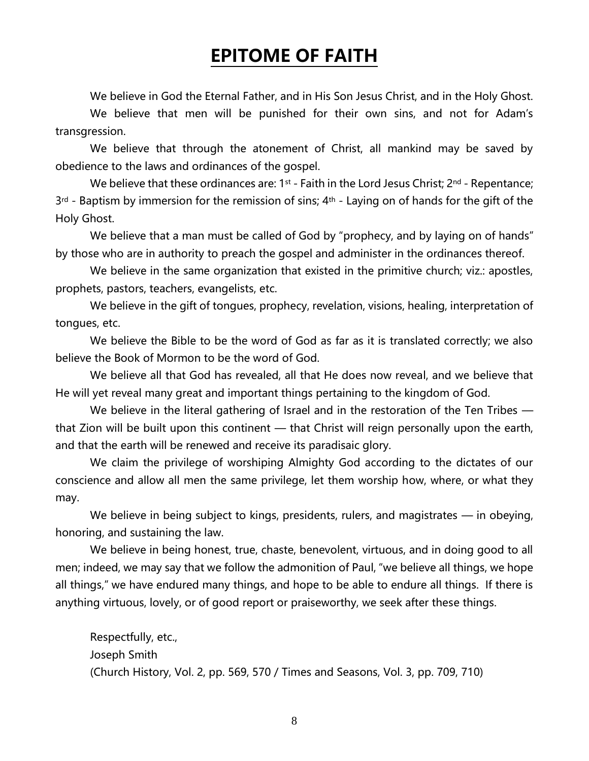# EPITOME OF FAITH

We believe in God the Eternal Father, and in His Son Jesus Christ, and in the Holy Ghost.

We believe that men will be punished for their own sins, and not for Adam's transgression.

We believe that through the atonement of Christ, all mankind may be saved by obedience to the laws and ordinances of the gospel.

We believe that these ordinances are: 1st - Faith in the Lord Jesus Christ; 2nd - Repentance; 3rd - Baptism by immersion for the remission of sins; 4th - Laying on of hands for the gift of the Holy Ghost.

We believe that a man must be called of God by "prophecy, and by laying on of hands" by those who are in authority to preach the gospel and administer in the ordinances thereof.

We believe in the same organization that existed in the primitive church; viz.: apostles, prophets, pastors, teachers, evangelists, etc.

We believe in the gift of tongues, prophecy, revelation, visions, healing, interpretation of tongues, etc.

We believe the Bible to be the word of God as far as it is translated correctly; we also believe the Book of Mormon to be the word of God.

We believe all that God has revealed, all that He does now reveal, and we believe that He will yet reveal many great and important things pertaining to the kingdom of God.

We believe in the literal gathering of Israel and in the restoration of the Ten Tribes — that Zion will be built upon this continent — that Christ will reign personally upon the earth, and that the earth will be renewed and receive its paradisaic glory.

We claim the privilege of worshiping Almighty God according to the dictates of our conscience and allow all men the same privilege, let them worship how, where, or what they may.

We believe in being subject to kings, presidents, rulers, and magistrates — in obeying, honoring, and sustaining the law.

We believe in being honest, true, chaste, benevolent, virtuous, and in doing good to all men; indeed, we may say that we follow the admonition of Paul, "we believe all things, we hope all things," we have endured many things, and hope to be able to endure all things. If there is anything virtuous, lovely, or of good report or praiseworthy, we seek after these things.

Respectfully, etc.,
Joseph Smith
(Church History, Vol. 2, pp. 569, 570 / Times and Seasons, Vol. 3, pp. 709, 710)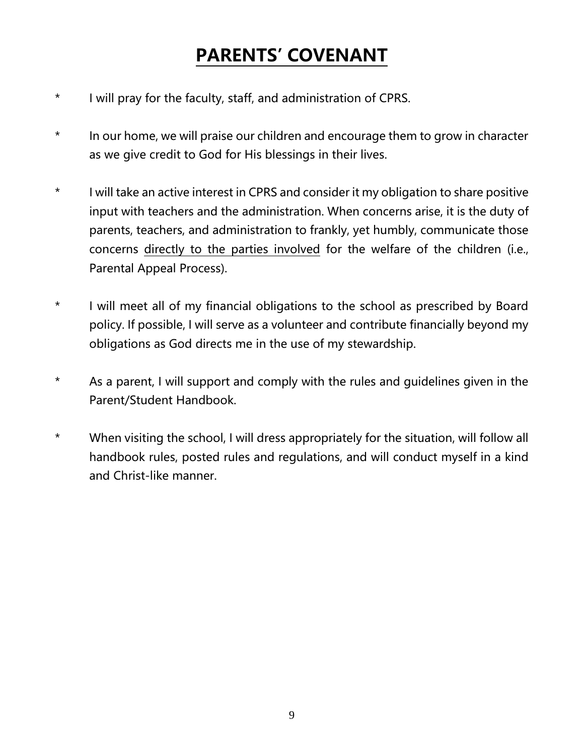# PARENTS' COVENANT

* I will pray for the faculty, staff, and administration of CPRS.

* In our home, we will praise our children and encourage them to grow in character as we give credit to God for His blessings in their lives.

* I will take an active interest in CPRS and consider it my obligation to share positive input with teachers and the administration. When concerns arise, it is the duty of parents, teachers, and administration to frankly, yet humbly, communicate those concerns <u>directly to the parties involved</u> for the welfare of the children (i.e., Parental Appeal Process).

* I will meet all of my financial obligations to the school as prescribed by Board policy. If possible, I will serve as a volunteer and contribute financially beyond my obligations as God directs me in the use of my stewardship.

* As a parent, I will support and comply with the rules and guidelines given in the Parent/Student Handbook.

* When visiting the school, I will dress appropriately for the situation, will follow all handbook rules, posted rules and regulations, and will conduct myself in a kind and Christ-like manner.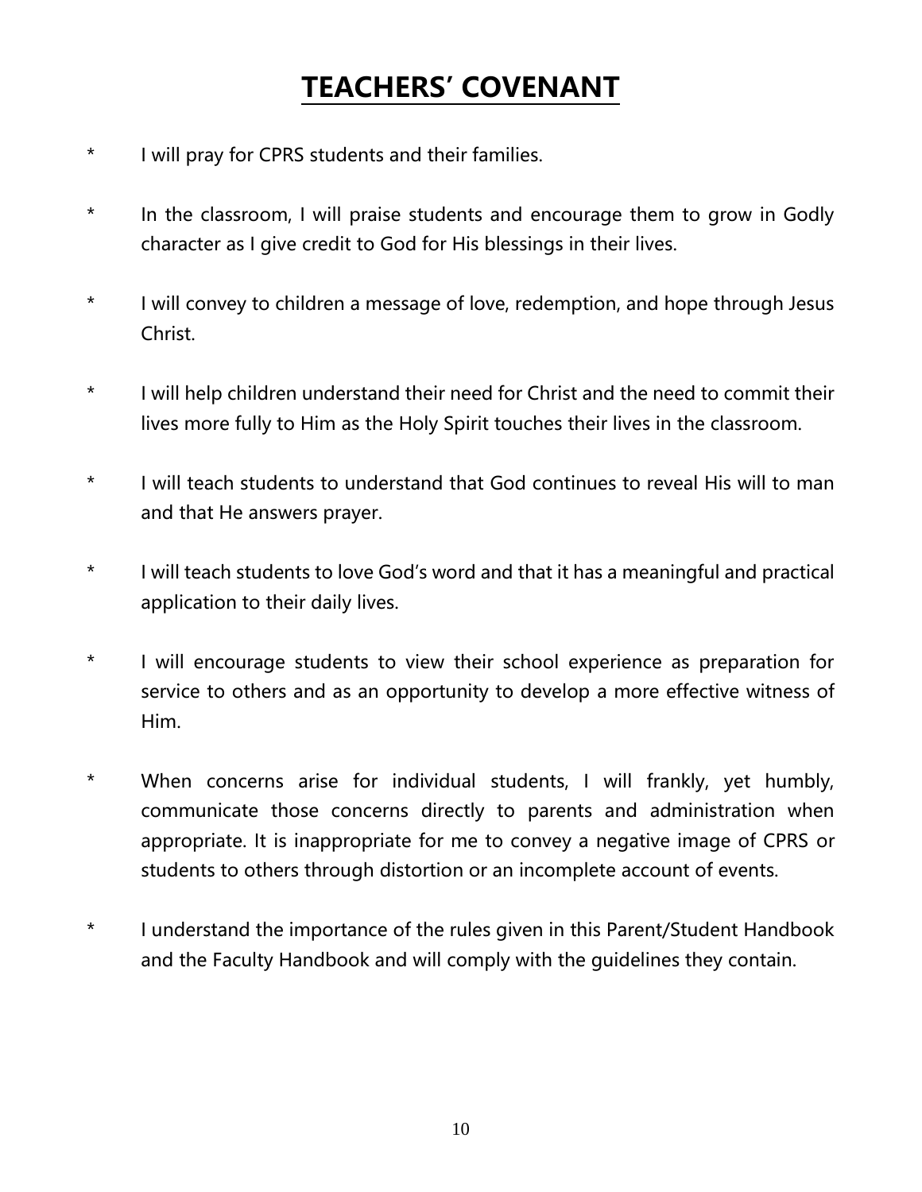# TEACHERS' COVENANT

* I will pray for CPRS students and their families.
* In the classroom, I will praise students and encourage them to grow in Godly character as I give credit to God for His blessings in their lives.
* I will convey to children a message of love, redemption, and hope through Jesus Christ.
* I will help children understand their need for Christ and the need to commit their lives more fully to Him as the Holy Spirit touches their lives in the classroom.
* I will teach students to understand that God continues to reveal His will to man and that He answers prayer.
* I will teach students to love God's word and that it has a meaningful and practical application to their daily lives.
* I will encourage students to view their school experience as preparation for service to others and as an opportunity to develop a more effective witness of Him.
* When concerns arise for individual students, I will frankly, yet humbly, communicate those concerns directly to parents and administration when appropriate. It is inappropriate for me to convey a negative image of CPRS or students to others through distortion or an incomplete account of events.
* I understand the importance of the rules given in this Parent/Student Handbook and the Faculty Handbook and will comply with the guidelines they contain.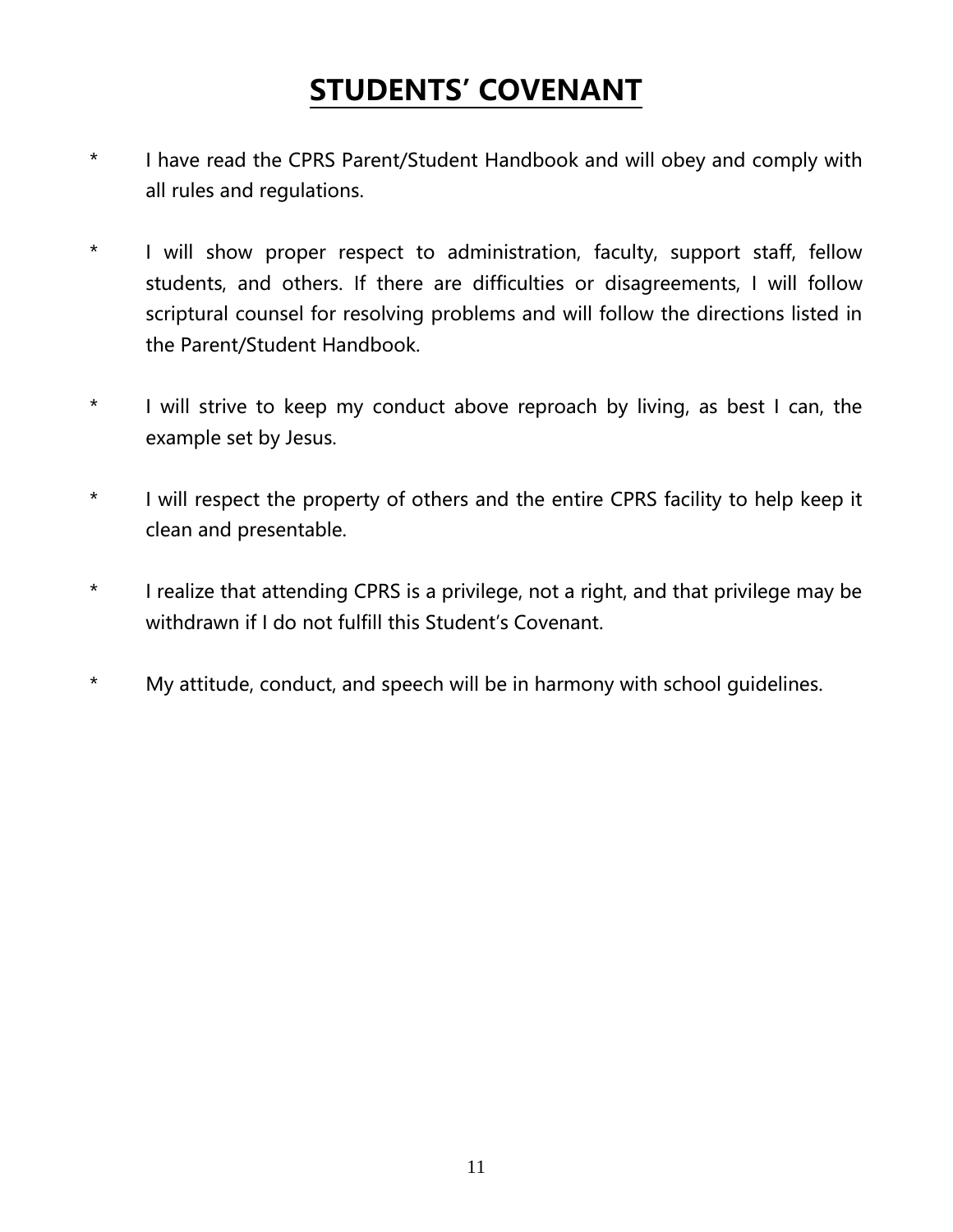# STUDENTS' COVENANT

* I have read the CPRS Parent/Student Handbook and will obey and comply with all rules and regulations.

* I will show proper respect to administration, faculty, support staff, fellow students, and others. If there are difficulties or disagreements, I will follow scriptural counsel for resolving problems and will follow the directions listed in the Parent/Student Handbook.

* I will strive to keep my conduct above reproach by living, as best I can, the example set by Jesus.

* I will respect the property of others and the entire CPRS facility to help keep it clean and presentable.

* I realize that attending CPRS is a privilege, not a right, and that privilege may be withdrawn if I do not fulfill this Student's Covenant.

* My attitude, conduct, and speech will be in harmony with school guidelines.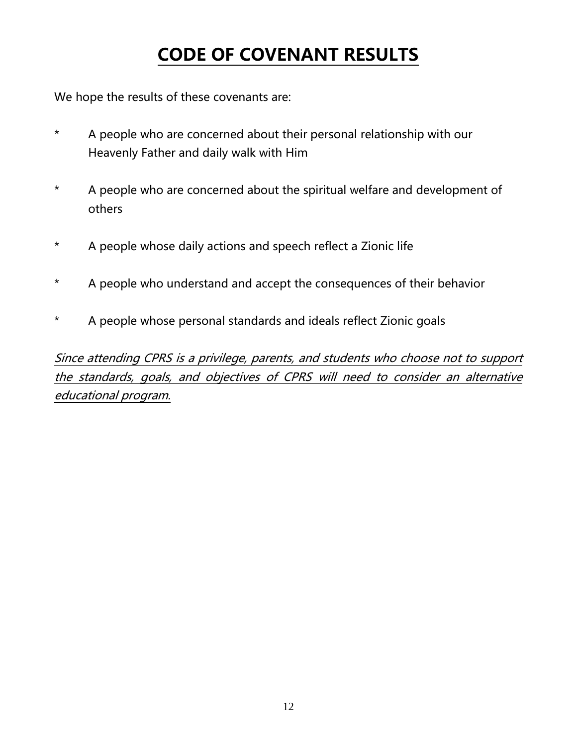# CODE OF COVENANT RESULTS

We hope the results of these covenants are:

* A people who are concerned about their personal relationship with our Heavenly Father and daily walk with Him

* A people who are concerned about the spiritual welfare and development of others

* A people whose daily actions and speech reflect a Zionic life

* A people who understand and accept the consequences of their behavior

* A people whose personal standards and ideals reflect Zionic goals

*Since attending CPRS is a privilege, parents, and students who choose not to support the standards, goals, and objectives of CPRS will need to consider an alternative educational program.*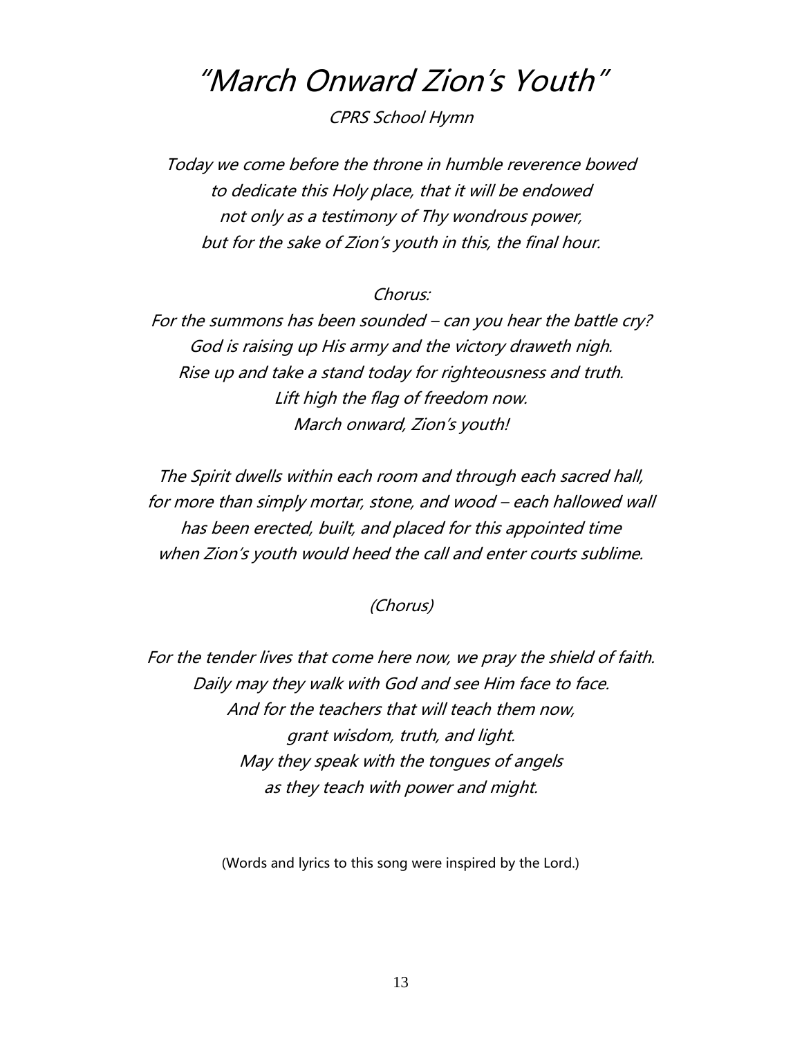# "March Onward Zion's Youth"

*CPRS School Hymn*

*Today we come before the throne in humble reverence bowed*
*to dedicate this Holy place, that it will be endowed*
*not only as a testimony of Thy wondrous power,*
*but for the sake of Zion's youth in this, the final hour.*

*Chorus:*
*For the summons has been sounded – can you hear the battle cry?*
*God is raising up His army and the victory draweth nigh.*
*Rise up and take a stand today for righteousness and truth.*
*Lift high the flag of freedom now.*
*March onward, Zion's youth!*

*The Spirit dwells within each room and through each sacred hall,*
*for more than simply mortar, stone, and wood – each hallowed wall*
*has been erected, built, and placed for this appointed time*
*when Zion's youth would heed the call and enter courts sublime.*

*(Chorus)*

*For the tender lives that come here now, we pray the shield of faith.*
*Daily may they walk with God and see Him face to face.*
*And for the teachers that will teach them now,*
*grant wisdom, truth, and light.*
*May they speak with the tongues of angels*
*as they teach with power and might.*

(Words and lyrics to this song were inspired by the Lord.)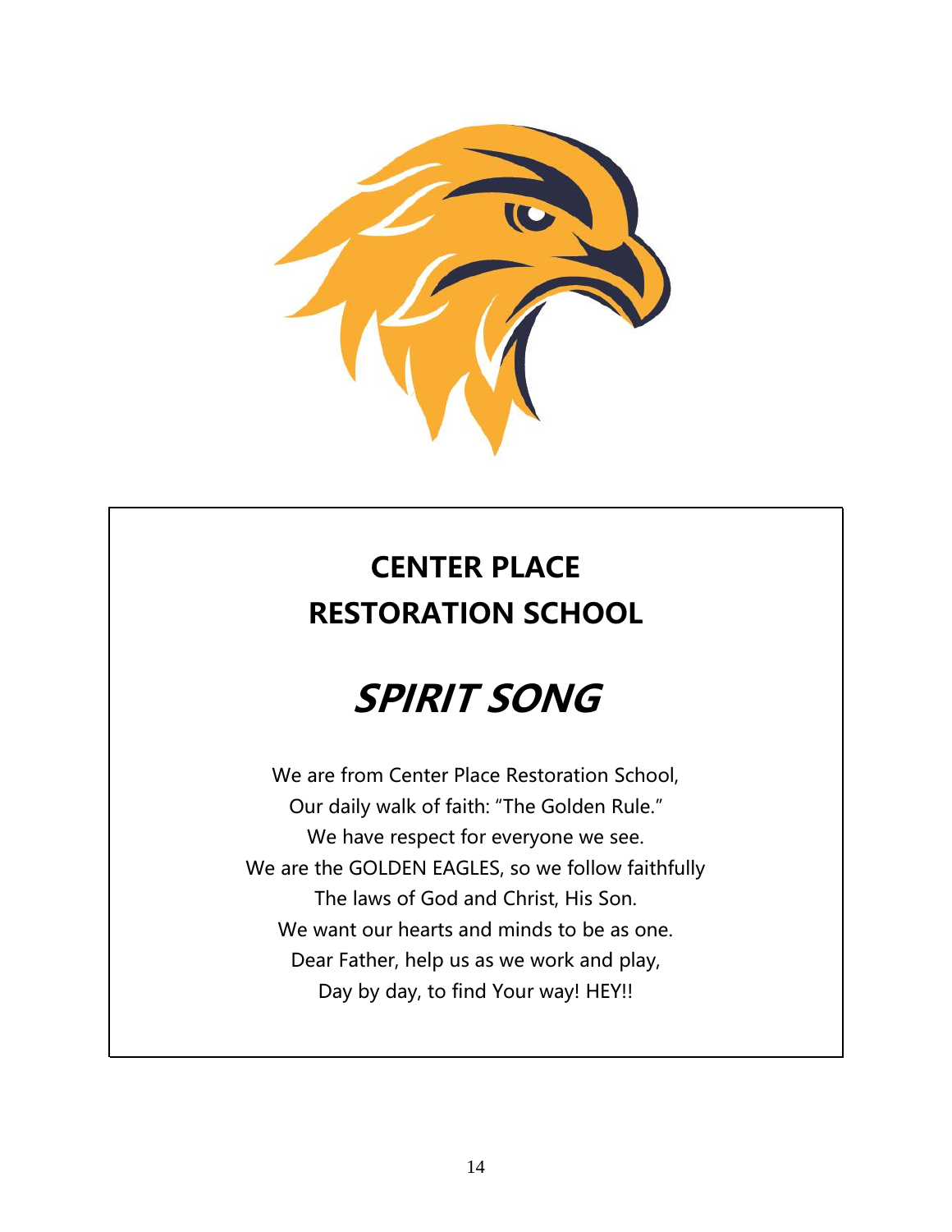# CENTER PLACE RESTORATION SCHOOL

## *SPIRIT SONG*

We are from Center Place Restoration School,
Our daily walk of faith: "The Golden Rule."
We have respect for everyone we see.
We are the GOLDEN EAGLES, so we follow faithfully
The laws of God and Christ, His Son.
We want our hearts and minds to be as one.
Dear Father, help us as we work and play,
Day by day, to find Your way! HEY!!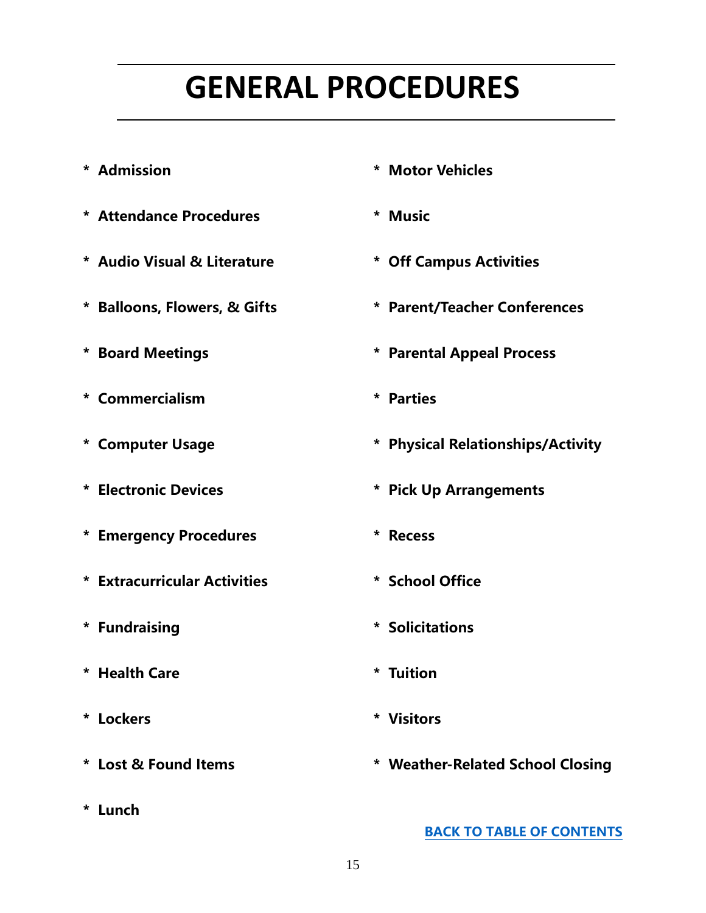# GENERAL PROCEDURES

* **Admission**
* **Attendance Procedures**
* **Audio Visual & Literature**
* **Balloons, Flowers, & Gifts**
* **Board Meetings**
* **Commercialism**
* **Computer Usage**
* **Electronic Devices**
* **Emergency Procedures**
* **Extracurricular Activities**
* **Fundraising**
* **Health Care**
* **Lockers**
* **Lost & Found Items**
* **Lunch**
* **Motor Vehicles**
* **Music**
* **Off Campus Activities**
* **Parent/Teacher Conferences**
* **Parental Appeal Process**
* **Parties**
* **Physical Relationships/Activity**
* **Pick Up Arrangements**
* **Recess**
* **School Office**
* **Solicitations**
* **Tuition**
* **Visitors**
* **Weather-Related School Closing**

**BACK TO TABLE OF CONTENTS**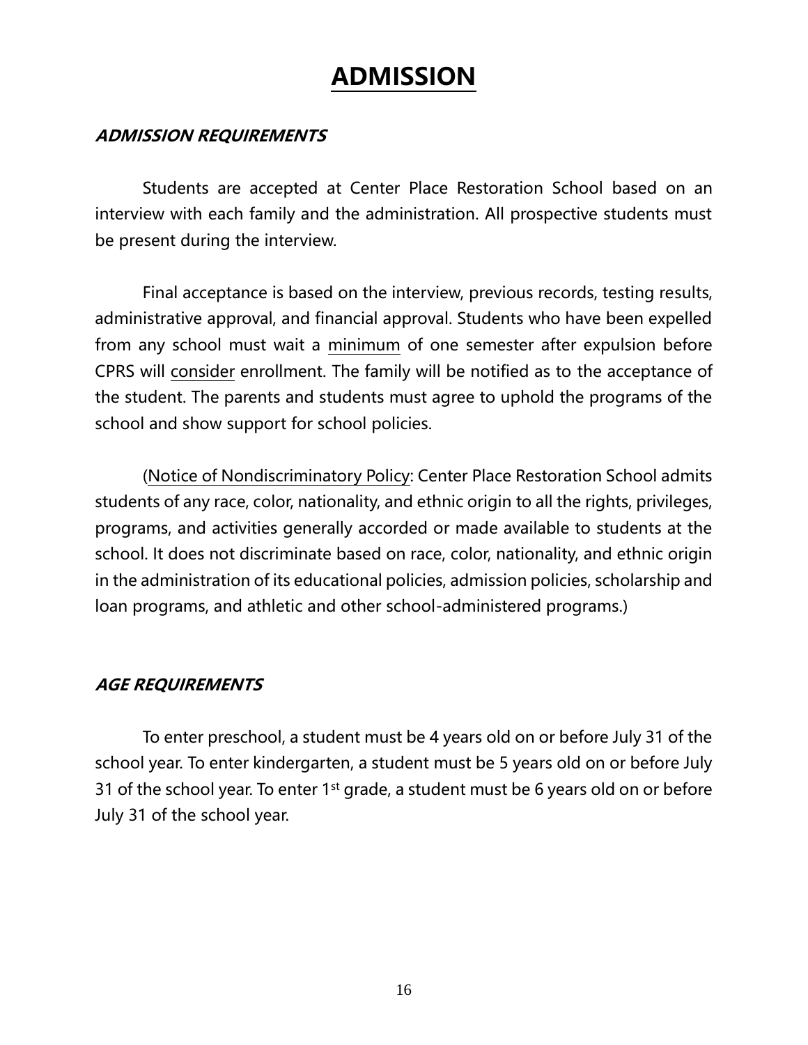# ADMISSION

### *ADMISSION REQUIREMENTS*

Students are accepted at Center Place Restoration School based on an interview with each family and the administration. All prospective students must be present during the interview.

Final acceptance is based on the interview, previous records, testing results, administrative approval, and financial approval. Students who have been expelled from any school must wait a minimum of one semester after expulsion before CPRS will consider enrollment. The family will be notified as to the acceptance of the student. The parents and students must agree to uphold the programs of the school and show support for school policies.

(Notice of Nondiscriminatory Policy: Center Place Restoration School admits students of any race, color, nationality, and ethnic origin to all the rights, privileges, programs, and activities generally accorded or made available to students at the school. It does not discriminate based on race, color, nationality, and ethnic origin in the administration of its educational policies, admission policies, scholarship and loan programs, and athletic and other school-administered programs.)

### *AGE REQUIREMENTS*

To enter preschool, a student must be 4 years old on or before July 31 of the school year. To enter kindergarten, a student must be 5 years old on or before July 31 of the school year. To enter 1st grade, a student must be 6 years old on or before July 31 of the school year.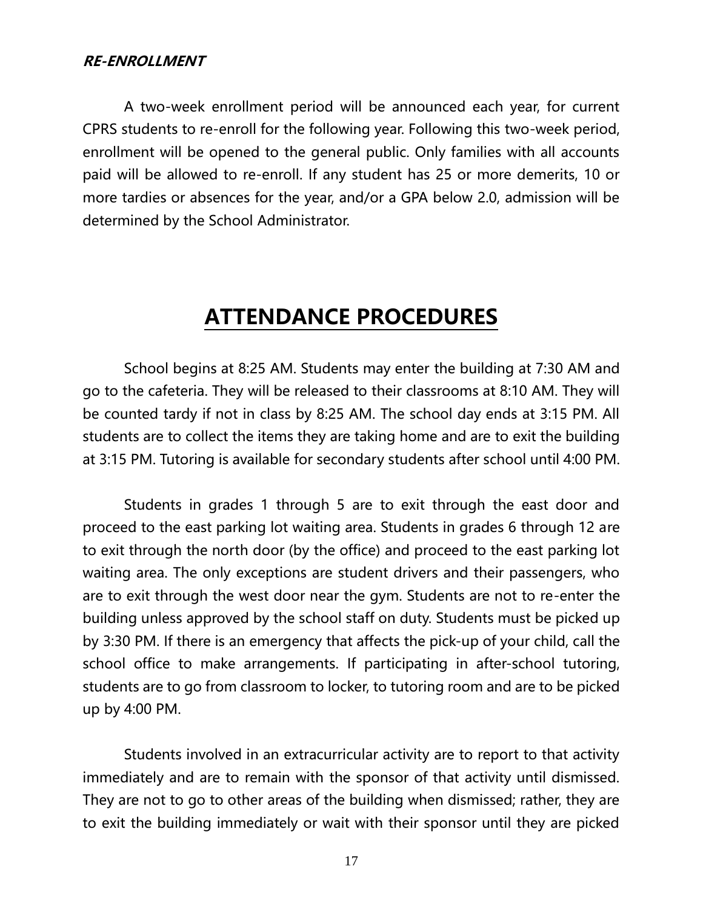***RE-ENROLLMENT***

A two-week enrollment period will be announced each year, for current CPRS students to re-enroll for the following year. Following this two-week period, enrollment will be opened to the general public. Only families with all accounts paid will be allowed to re-enroll. If any student has 25 or more demerits, 10 or more tardies or absences for the year, and/or a GPA below 2.0, admission will be determined by the School Administrator.

# ATTENDANCE PROCEDURES

School begins at 8:25 AM. Students may enter the building at 7:30 AM and go to the cafeteria. They will be released to their classrooms at 8:10 AM. They will be counted tardy if not in class by 8:25 AM. The school day ends at 3:15 PM. All students are to collect the items they are taking home and are to exit the building at 3:15 PM. Tutoring is available for secondary students after school until 4:00 PM.

Students in grades 1 through 5 are to exit through the east door and proceed to the east parking lot waiting area. Students in grades 6 through 12 are to exit through the north door (by the office) and proceed to the east parking lot waiting area. The only exceptions are student drivers and their passengers, who are to exit through the west door near the gym. Students are not to re-enter the building unless approved by the school staff on duty. Students must be picked up by 3:30 PM. If there is an emergency that affects the pick-up of your child, call the school office to make arrangements. If participating in after-school tutoring, students are to go from classroom to locker, to tutoring room and are to be picked up by 4:00 PM.

Students involved in an extracurricular activity are to report to that activity immediately and are to remain with the sponsor of that activity until dismissed. They are not to go to other areas of the building when dismissed; rather, they are to exit the building immediately or wait with their sponsor until they are picked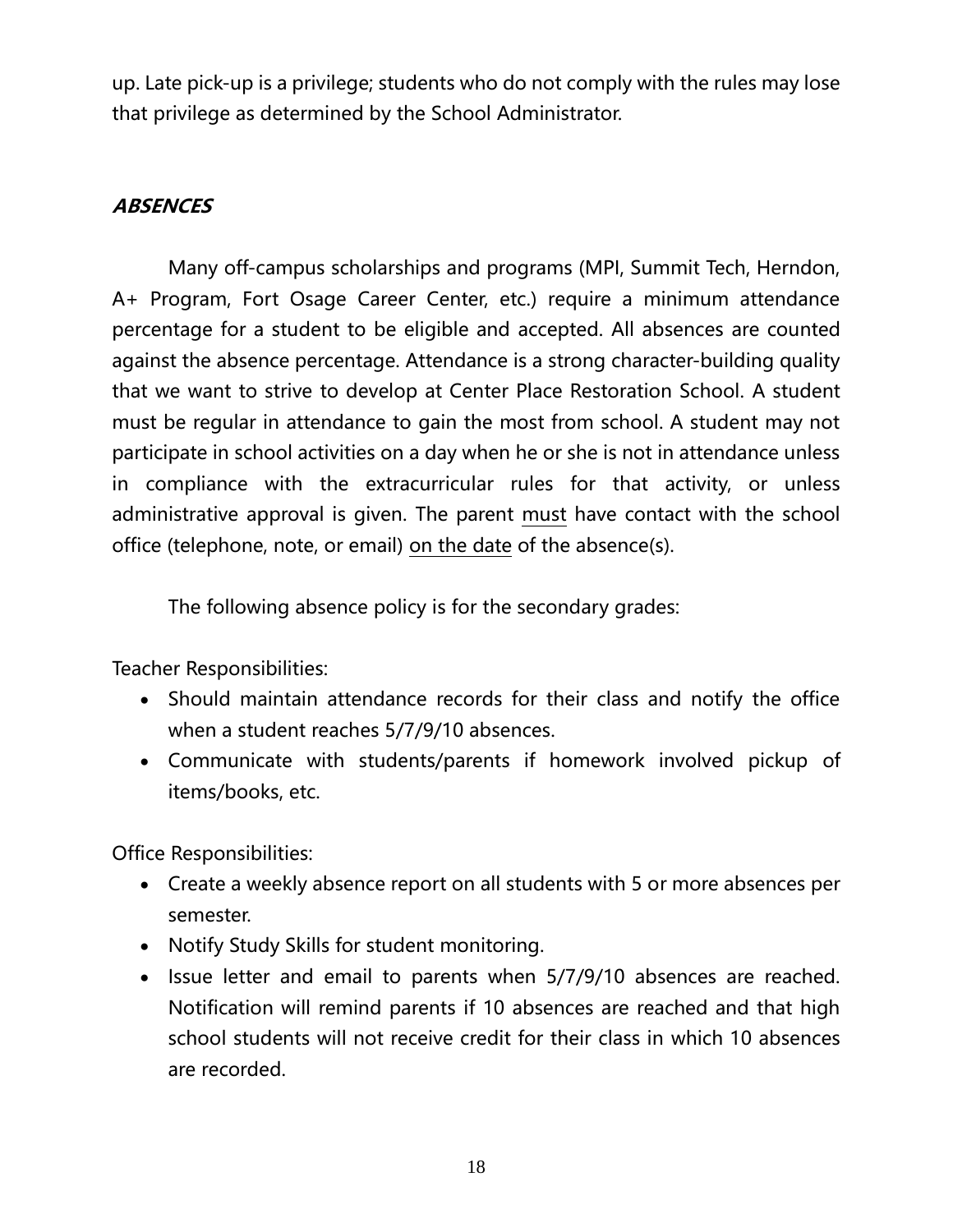up. Late pick-up is a privilege; students who do not comply with the rules may lose that privilege as determined by the School Administrator.

### ***ABSENCES***

Many off-campus scholarships and programs (MPI, Summit Tech, Herndon, A+ Program, Fort Osage Career Center, etc.) require a minimum attendance percentage for a student to be eligible and accepted. All absences are counted against the absence percentage. Attendance is a strong character-building quality that we want to strive to develop at Center Place Restoration School. A student must be regular in attendance to gain the most from school. A student may not participate in school activities on a day when he or she is not in attendance unless in compliance with the extracurricular rules for that activity, or unless administrative approval is given. The parent <u>must</u> have contact with the school office (telephone, note, or email) <u>on the date</u> of the absence(s).

The following absence policy is for the secondary grades:

Teacher Responsibilities:

- Should maintain attendance records for their class and notify the office when a student reaches 5/7/9/10 absences.
- Communicate with students/parents if homework involved pickup of items/books, etc.

Office Responsibilities:

- Create a weekly absence report on all students with 5 or more absences per semester.
- Notify Study Skills for student monitoring.
- Issue letter and email to parents when 5/7/9/10 absences are reached. Notification will remind parents if 10 absences are reached and that high school students will not receive credit for their class in which 10 absences are recorded.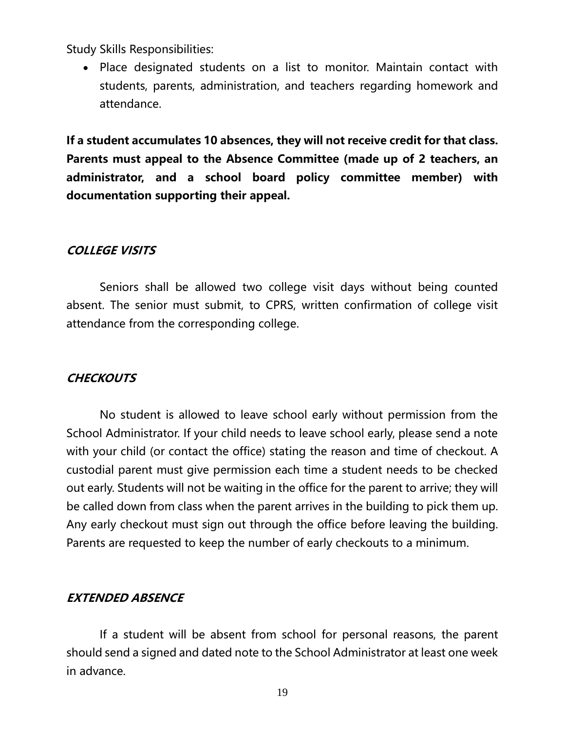Study Skills Responsibilities:

- Place designated students on a list to monitor. Maintain contact with students, parents, administration, and teachers regarding homework and attendance.

**If a student accumulates 10 absences, they will not receive credit for that class. Parents must appeal to the Absence Committee (made up of 2 teachers, an administrator, and a school board policy committee member) with documentation supporting their appeal.**

### ***COLLEGE VISITS***

Seniors shall be allowed two college visit days without being counted absent. The senior must submit, to CPRS, written confirmation of college visit attendance from the corresponding college.

### ***CHECKOUTS***

No student is allowed to leave school early without permission from the School Administrator. If your child needs to leave school early, please send a note with your child (or contact the office) stating the reason and time of checkout. A custodial parent must give permission each time a student needs to be checked out early. Students will not be waiting in the office for the parent to arrive; they will be called down from class when the parent arrives in the building to pick them up. Any early checkout must sign out through the office before leaving the building. Parents are requested to keep the number of early checkouts to a minimum.

### ***EXTENDED ABSENCE***

If a student will be absent from school for personal reasons, the parent should send a signed and dated note to the School Administrator at least one week in advance.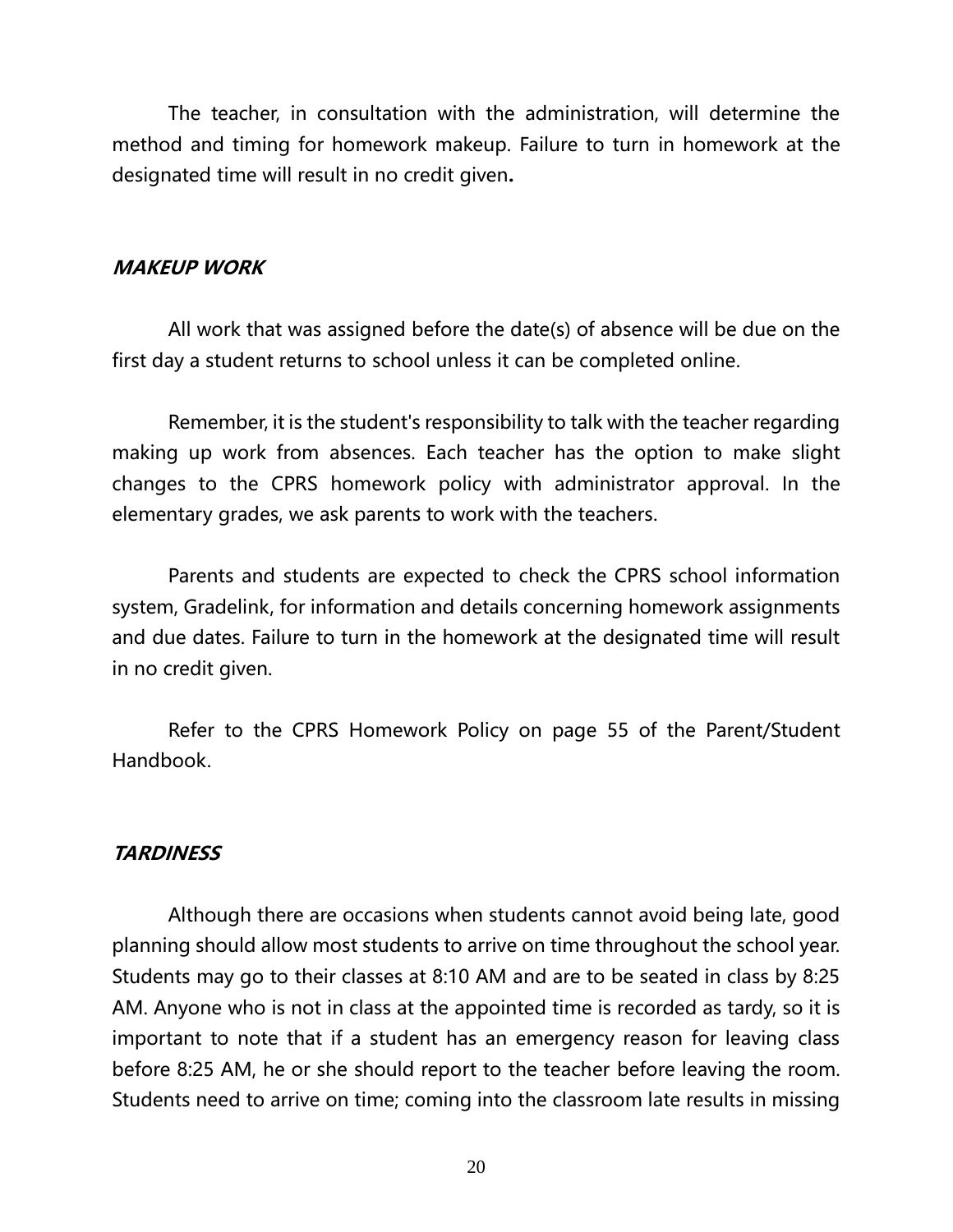The teacher, in consultation with the administration, will determine the method and timing for homework makeup. Failure to turn in homework at the designated time will result in no credit given**.**

### ***MAKEUP WORK***

All work that was assigned before the date(s) of absence will be due on the first day a student returns to school unless it can be completed online.

Remember, it is the student's responsibility to talk with the teacher regarding making up work from absences. Each teacher has the option to make slight changes to the CPRS homework policy with administrator approval. In the elementary grades, we ask parents to work with the teachers.

Parents and students are expected to check the CPRS school information system, Gradelink, for information and details concerning homework assignments and due dates. Failure to turn in the homework at the designated time will result in no credit given.

Refer to the CPRS Homework Policy on page 55 of the Parent/Student Handbook.

### ***TARDINESS***

Although there are occasions when students cannot avoid being late, good planning should allow most students to arrive on time throughout the school year. Students may go to their classes at 8:10 AM and are to be seated in class by 8:25 AM. Anyone who is not in class at the appointed time is recorded as tardy, so it is important to note that if a student has an emergency reason for leaving class before 8:25 AM, he or she should report to the teacher before leaving the room. Students need to arrive on time; coming into the classroom late results in missing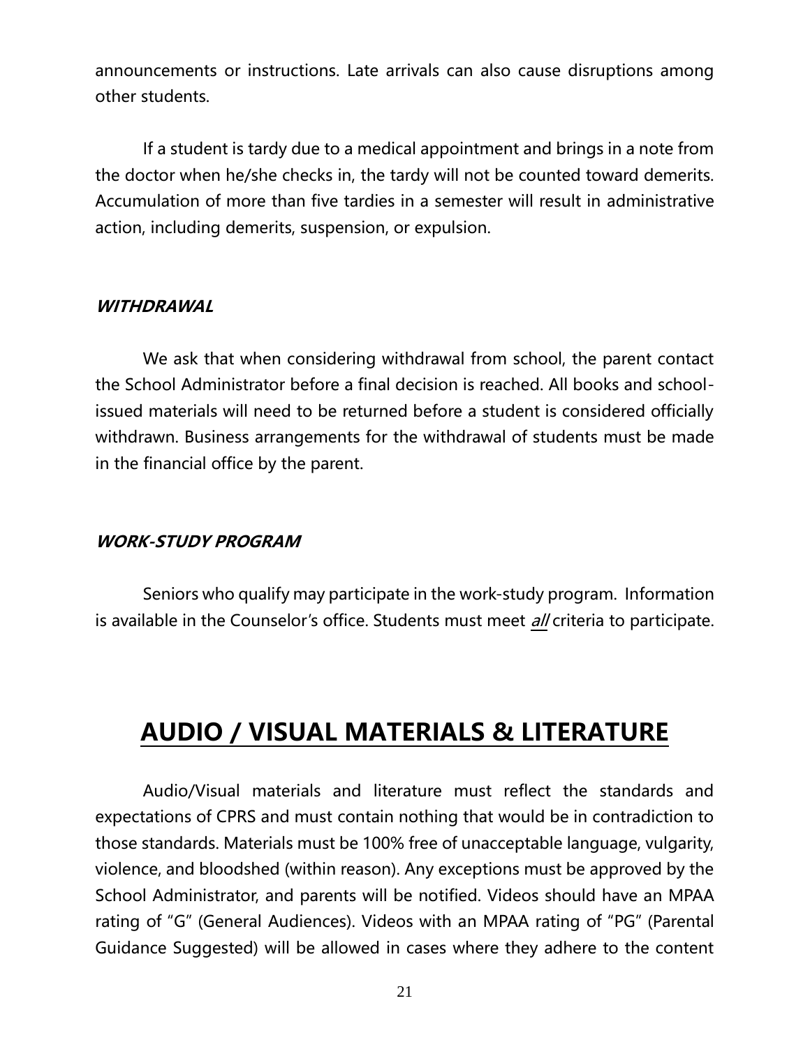announcements or instructions. Late arrivals can also cause disruptions among other students.

If a student is tardy due to a medical appointment and brings in a note from the doctor when he/she checks in, the tardy will not be counted toward demerits. Accumulation of more than five tardies in a semester will result in administrative action, including demerits, suspension, or expulsion.

### ***WITHDRAWAL***

We ask that when considering withdrawal from school, the parent contact the School Administrator before a final decision is reached. All books and school-issued materials will need to be returned before a student is considered officially withdrawn. Business arrangements for the withdrawal of students must be made in the financial office by the parent.

### ***WORK-STUDY PROGRAM***

Seniors who qualify may participate in the work-study program. Information is available in the Counselor's office. Students must meet ***all*** criteria to participate.

## AUDIO / VISUAL MATERIALS & LITERATURE

Audio/Visual materials and literature must reflect the standards and expectations of CPRS and must contain nothing that would be in contradiction to those standards. Materials must be 100% free of unacceptable language, vulgarity, violence, and bloodshed (within reason). Any exceptions must be approved by the School Administrator, and parents will be notified. Videos should have an MPAA rating of "G" (General Audiences). Videos with an MPAA rating of "PG" (Parental Guidance Suggested) will be allowed in cases where they adhere to the content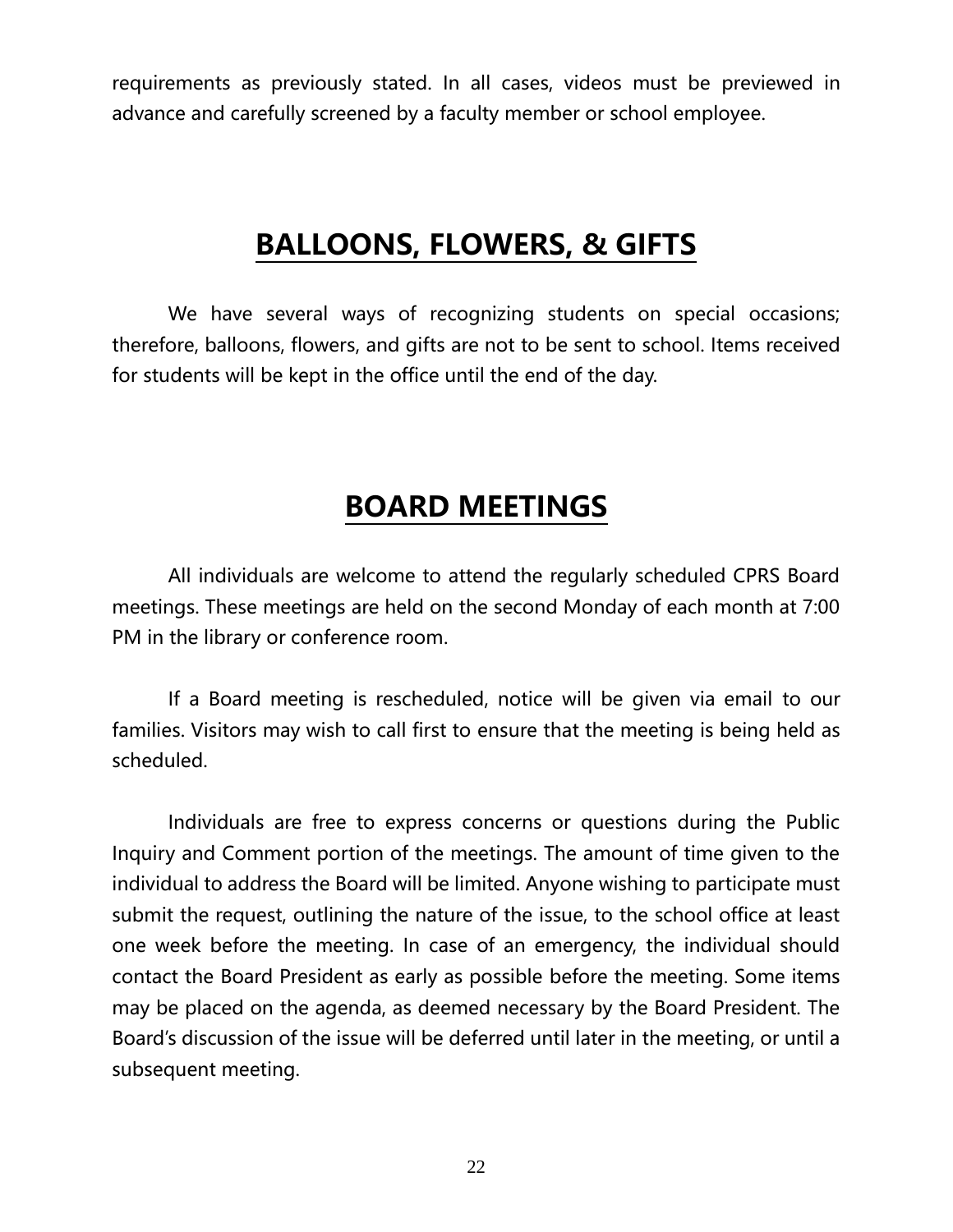requirements as previously stated. In all cases, videos must be previewed in advance and carefully screened by a faculty member or school employee.

## BALLOONS, FLOWERS, & GIFTS

We have several ways of recognizing students on special occasions; therefore, balloons, flowers, and gifts are not to be sent to school. Items received for students will be kept in the office until the end of the day.

## BOARD MEETINGS

All individuals are welcome to attend the regularly scheduled CPRS Board meetings. These meetings are held on the second Monday of each month at 7:00 PM in the library or conference room.

If a Board meeting is rescheduled, notice will be given via email to our families. Visitors may wish to call first to ensure that the meeting is being held as scheduled.

Individuals are free to express concerns or questions during the Public Inquiry and Comment portion of the meetings. The amount of time given to the individual to address the Board will be limited. Anyone wishing to participate must submit the request, outlining the nature of the issue, to the school office at least one week before the meeting. In case of an emergency, the individual should contact the Board President as early as possible before the meeting. Some items may be placed on the agenda, as deemed necessary by the Board President. The Board's discussion of the issue will be deferred until later in the meeting, or until a subsequent meeting.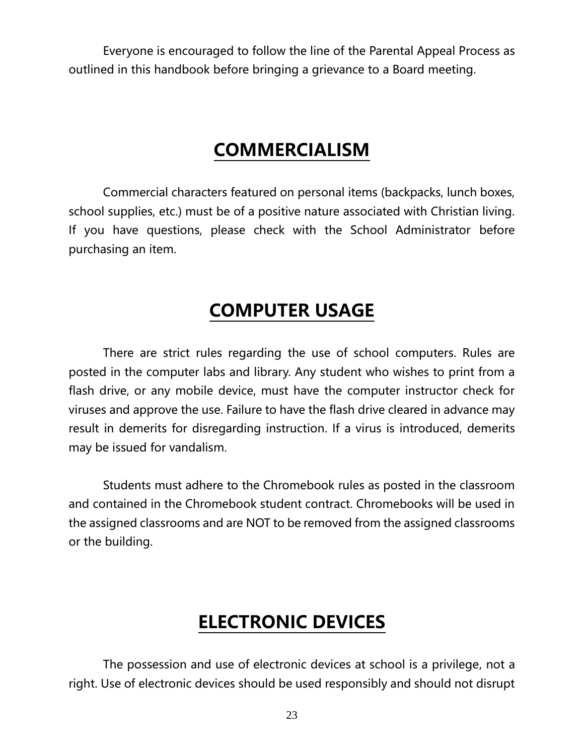Everyone is encouraged to follow the line of the Parental Appeal Process as outlined in this handbook before bringing a grievance to a Board meeting.

## COMMERCIALISM

Commercial characters featured on personal items (backpacks, lunch boxes, school supplies, etc.) must be of a positive nature associated with Christian living. If you have questions, please check with the School Administrator before purchasing an item.

## COMPUTER USAGE

There are strict rules regarding the use of school computers. Rules are posted in the computer labs and library. Any student who wishes to print from a flash drive, or any mobile device, must have the computer instructor check for viruses and approve the use. Failure to have the flash drive cleared in advance may result in demerits for disregarding instruction. If a virus is introduced, demerits may be issued for vandalism.

Students must adhere to the Chromebook rules as posted in the classroom and contained in the Chromebook student contract. Chromebooks will be used in the assigned classrooms and are NOT to be removed from the assigned classrooms or the building.

## ELECTRONIC DEVICES

The possession and use of electronic devices at school is a privilege, not a right. Use of electronic devices should be used responsibly and should not disrupt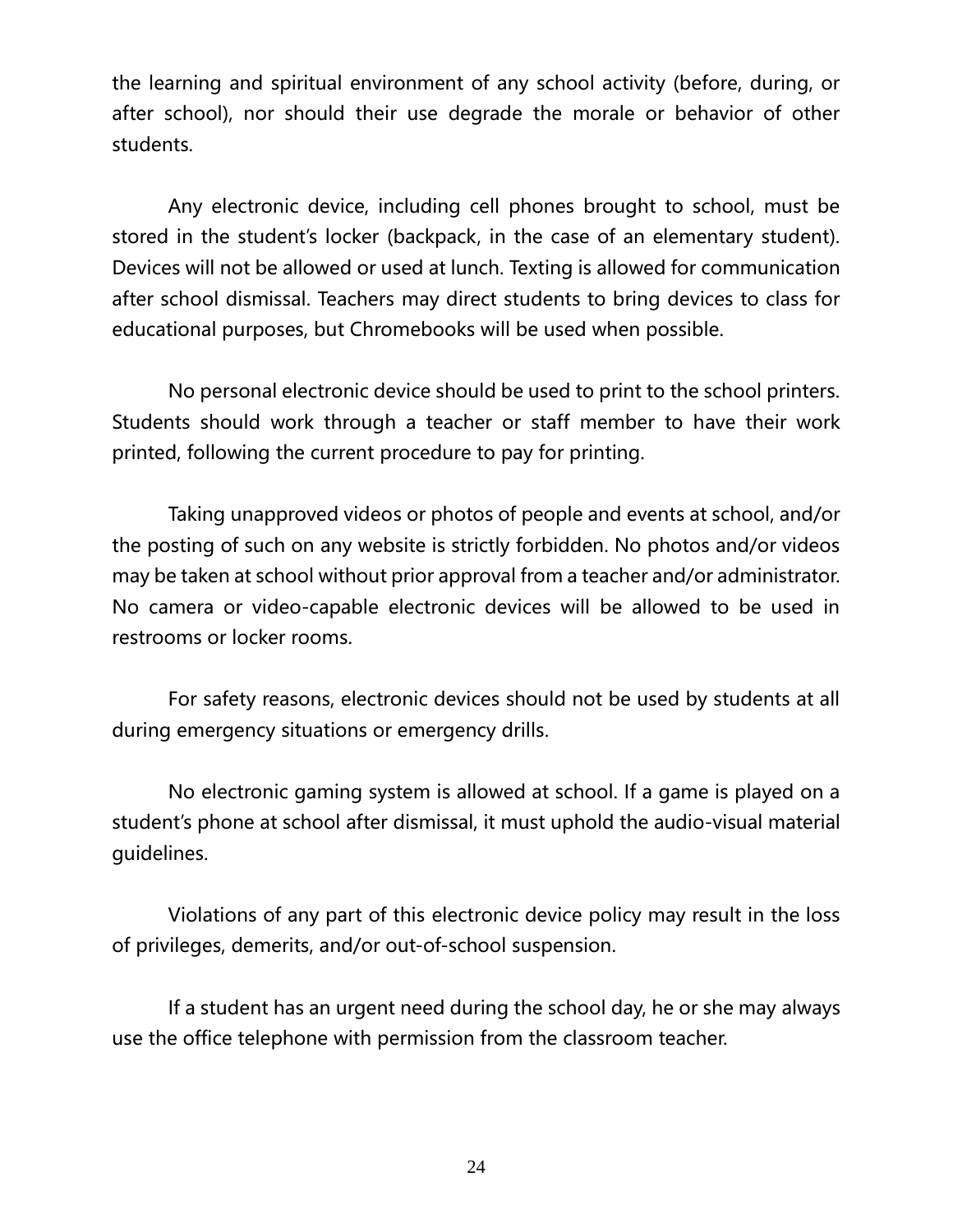the learning and spiritual environment of any school activity (before, during, or after school), nor should their use degrade the morale or behavior of other students.

Any electronic device, including cell phones brought to school, must be stored in the student's locker (backpack, in the case of an elementary student). Devices will not be allowed or used at lunch. Texting is allowed for communication after school dismissal. Teachers may direct students to bring devices to class for educational purposes, but Chromebooks will be used when possible.

No personal electronic device should be used to print to the school printers. Students should work through a teacher or staff member to have their work printed, following the current procedure to pay for printing.

Taking unapproved videos or photos of people and events at school, and/or the posting of such on any website is strictly forbidden. No photos and/or videos may be taken at school without prior approval from a teacher and/or administrator. No camera or video-capable electronic devices will be allowed to be used in restrooms or locker rooms.

For safety reasons, electronic devices should not be used by students at all during emergency situations or emergency drills.

No electronic gaming system is allowed at school. If a game is played on a student's phone at school after dismissal, it must uphold the audio-visual material guidelines.

Violations of any part of this electronic device policy may result in the loss of privileges, demerits, and/or out-of-school suspension.

If a student has an urgent need during the school day, he or she may always use the office telephone with permission from the classroom teacher.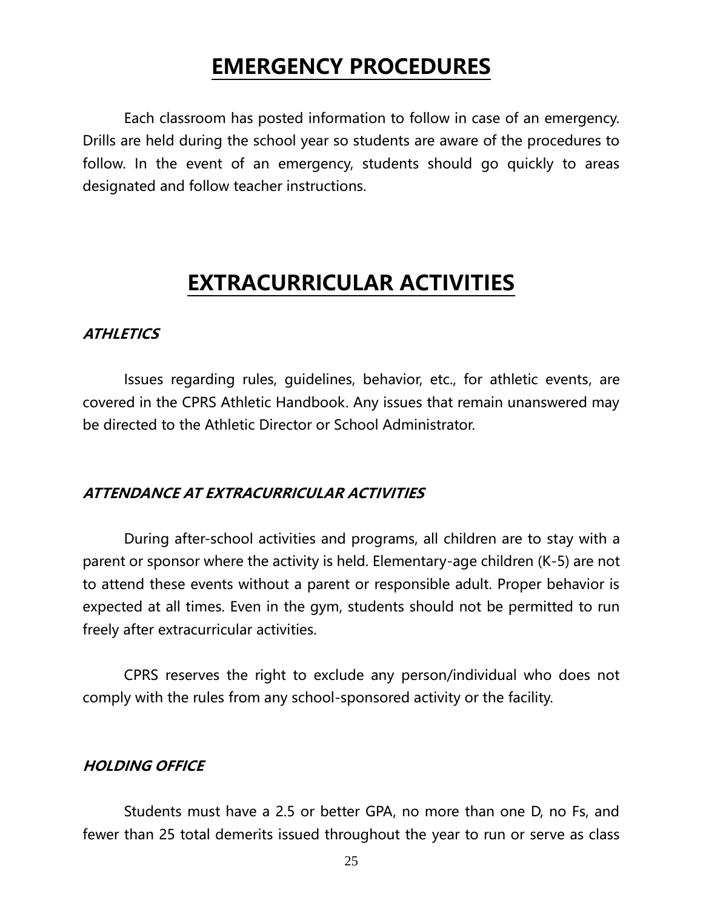# EMERGENCY PROCEDURES

Each classroom has posted information to follow in case of an emergency. Drills are held during the school year so students are aware of the procedures to follow. In the event of an emergency, students should go quickly to areas designated and follow teacher instructions.

# EXTRACURRICULAR ACTIVITIES

### *ATHLETICS*

Issues regarding rules, guidelines, behavior, etc., for athletic events, are covered in the CPRS Athletic Handbook. Any issues that remain unanswered may be directed to the Athletic Director or School Administrator.

### *ATTENDANCE AT EXTRACURRICULAR ACTIVITIES*

During after-school activities and programs, all children are to stay with a parent or sponsor where the activity is held. Elementary-age children (K-5) are not to attend these events without a parent or responsible adult. Proper behavior is expected at all times. Even in the gym, students should not be permitted to run freely after extracurricular activities.

CPRS reserves the right to exclude any person/individual who does not comply with the rules from any school-sponsored activity or the facility.

### *HOLDING OFFICE*

Students must have a 2.5 or better GPA, no more than one D, no Fs, and fewer than 25 total demerits issued throughout the year to run or serve as class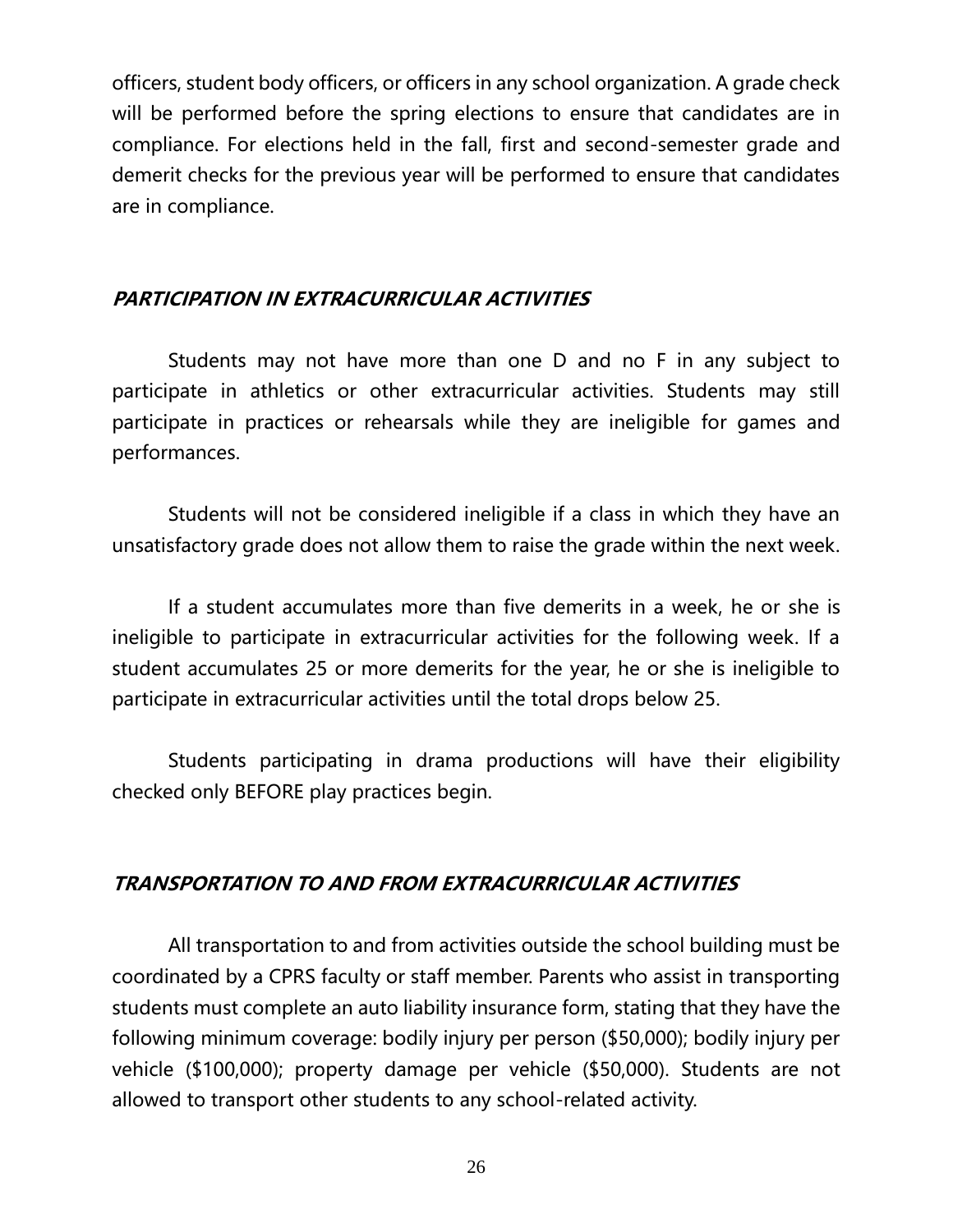officers, student body officers, or officers in any school organization. A grade check will be performed before the spring elections to ensure that candidates are in compliance. For elections held in the fall, first and second-semester grade and demerit checks for the previous year will be performed to ensure that candidates are in compliance.

### ***PARTICIPATION IN EXTRACURRICULAR ACTIVITIES***

Students may not have more than one D and no F in any subject to participate in athletics or other extracurricular activities. Students may still participate in practices or rehearsals while they are ineligible for games and performances.

Students will not be considered ineligible if a class in which they have an unsatisfactory grade does not allow them to raise the grade within the next week.

If a student accumulates more than five demerits in a week, he or she is ineligible to participate in extracurricular activities for the following week. If a student accumulates 25 or more demerits for the year, he or she is ineligible to participate in extracurricular activities until the total drops below 25.

Students participating in drama productions will have their eligibility checked only BEFORE play practices begin.

### ***TRANSPORTATION TO AND FROM EXTRACURRICULAR ACTIVITIES***

All transportation to and from activities outside the school building must be coordinated by a CPRS faculty or staff member. Parents who assist in transporting students must complete an auto liability insurance form, stating that they have the following minimum coverage: bodily injury per person ($50,000); bodily injury per vehicle ($100,000); property damage per vehicle ($50,000). Students are not allowed to transport other students to any school-related activity.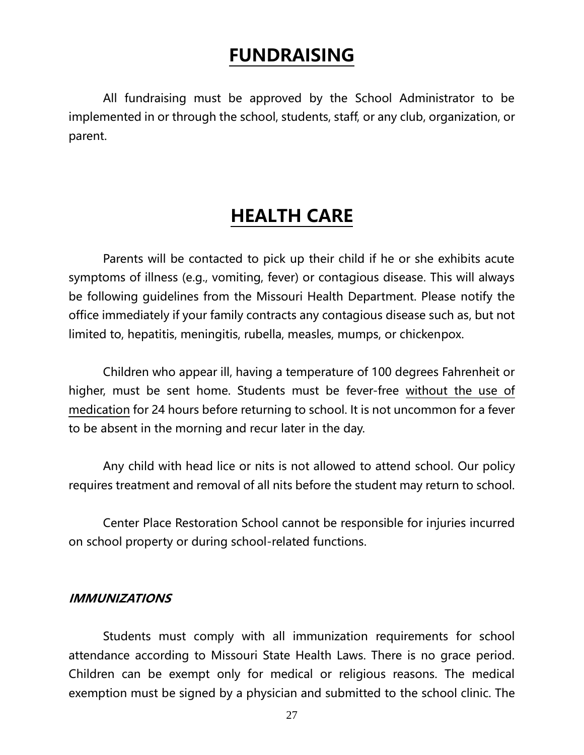# FUNDRAISING

All fundraising must be approved by the School Administrator to be implemented in or through the school, students, staff, or any club, organization, or parent.

# HEALTH CARE

Parents will be contacted to pick up their child if he or she exhibits acute symptoms of illness (e.g., vomiting, fever) or contagious disease. This will always be following guidelines from the Missouri Health Department. Please notify the office immediately if your family contracts any contagious disease such as, but not limited to, hepatitis, meningitis, rubella, measles, mumps, or chickenpox.

Children who appear ill, having a temperature of 100 degrees Fahrenheit or higher, must be sent home. Students must be fever-free <u>without the use of medication</u> for 24 hours before returning to school. It is not uncommon for a fever to be absent in the morning and recur later in the day.

Any child with head lice or nits is not allowed to attend school. Our policy requires treatment and removal of all nits before the student may return to school.

Center Place Restoration School cannot be responsible for injuries incurred on school property or during school-related functions.

### ***IMMUNIZATIONS***

Students must comply with all immunization requirements for school attendance according to Missouri State Health Laws. There is no grace period. Children can be exempt only for medical or religious reasons. The medical exemption must be signed by a physician and submitted to the school clinic. The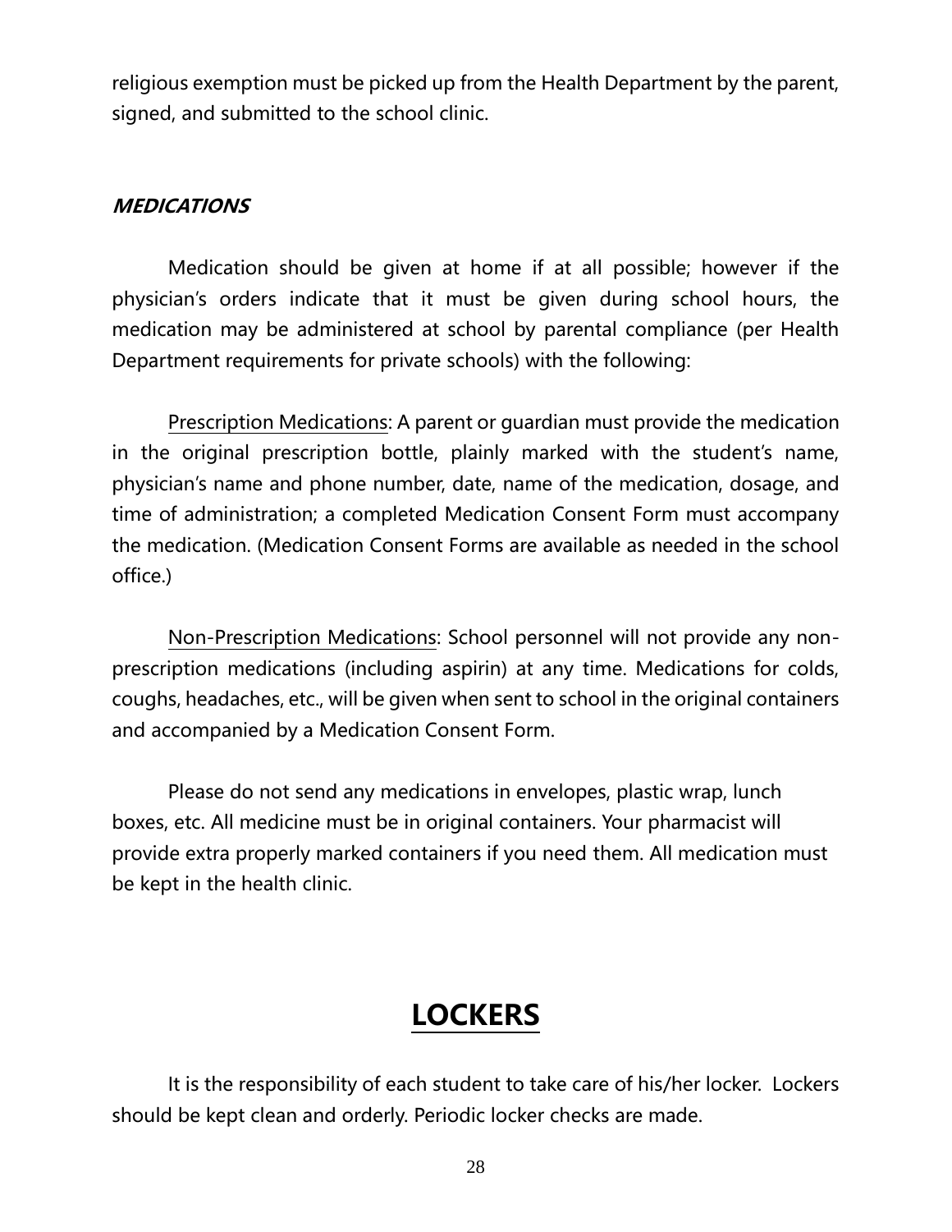religious exemption must be picked up from the Health Department by the parent, signed, and submitted to the school clinic.

### ***MEDICATIONS***

Medication should be given at home if at all possible; however if the physician's orders indicate that it must be given during school hours, the medication may be administered at school by parental compliance (per Health Department requirements for private schools) with the following:

Prescription Medications: A parent or guardian must provide the medication in the original prescription bottle, plainly marked with the student's name, physician's name and phone number, date, name of the medication, dosage, and time of administration; a completed Medication Consent Form must accompany the medication. (Medication Consent Forms are available as needed in the school office.)

Non-Prescription Medications: School personnel will not provide any non-prescription medications (including aspirin) at any time. Medications for colds, coughs, headaches, etc., will be given when sent to school in the original containers and accompanied by a Medication Consent Form.

Please do not send any medications in envelopes, plastic wrap, lunch boxes, etc. All medicine must be in original containers. Your pharmacist will provide extra properly marked containers if you need them. All medication must be kept in the health clinic.

## LOCKERS

It is the responsibility of each student to take care of his/her locker. Lockers should be kept clean and orderly. Periodic locker checks are made.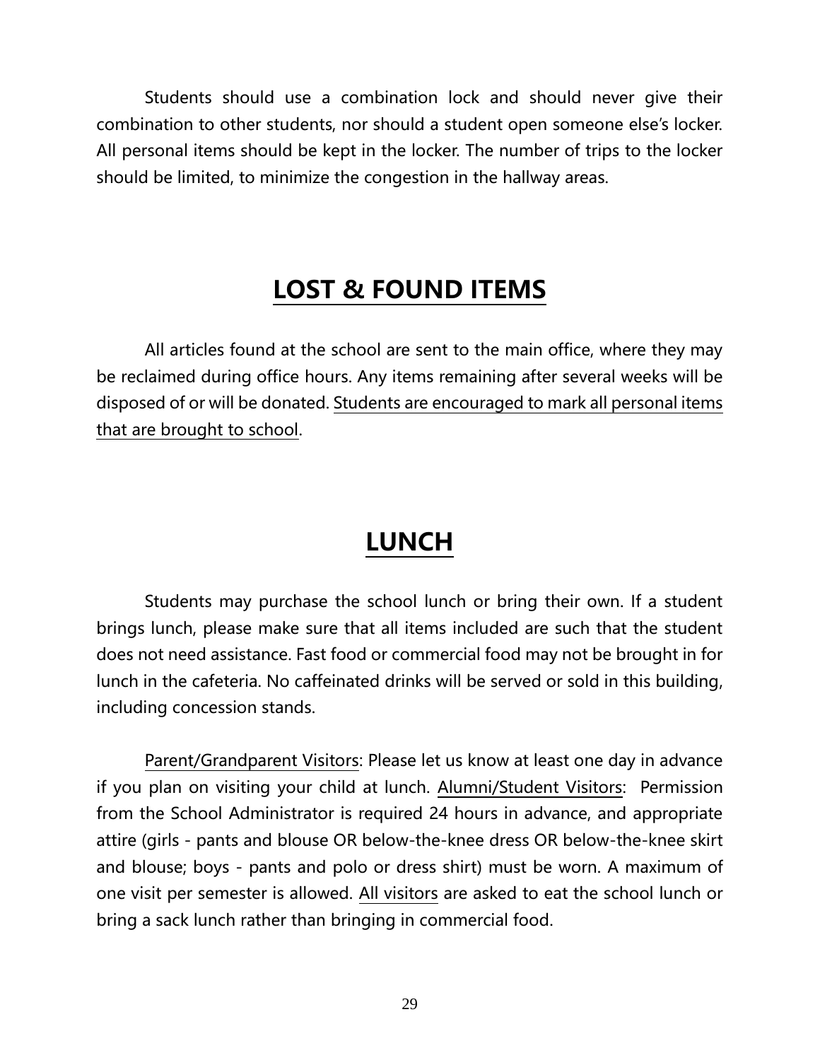Students should use a combination lock and should never give their combination to other students, nor should a student open someone else's locker. All personal items should be kept in the locker. The number of trips to the locker should be limited, to minimize the congestion in the hallway areas.

## LOST & FOUND ITEMS

All articles found at the school are sent to the main office, where they may be reclaimed during office hours. Any items remaining after several weeks will be disposed of or will be donated. Students are encouraged to mark all personal items that are brought to school.

## LUNCH

Students may purchase the school lunch or bring their own. If a student brings lunch, please make sure that all items included are such that the student does not need assistance. Fast food or commercial food may not be brought in for lunch in the cafeteria. No caffeinated drinks will be served or sold in this building, including concession stands.

Parent/Grandparent Visitors: Please let us know at least one day in advance if you plan on visiting your child at lunch. Alumni/Student Visitors: Permission from the School Administrator is required 24 hours in advance, and appropriate attire (girls - pants and blouse OR below-the-knee dress OR below-the-knee skirt and blouse; boys - pants and polo or dress shirt) must be worn. A maximum of one visit per semester is allowed. All visitors are asked to eat the school lunch or bring a sack lunch rather than bringing in commercial food.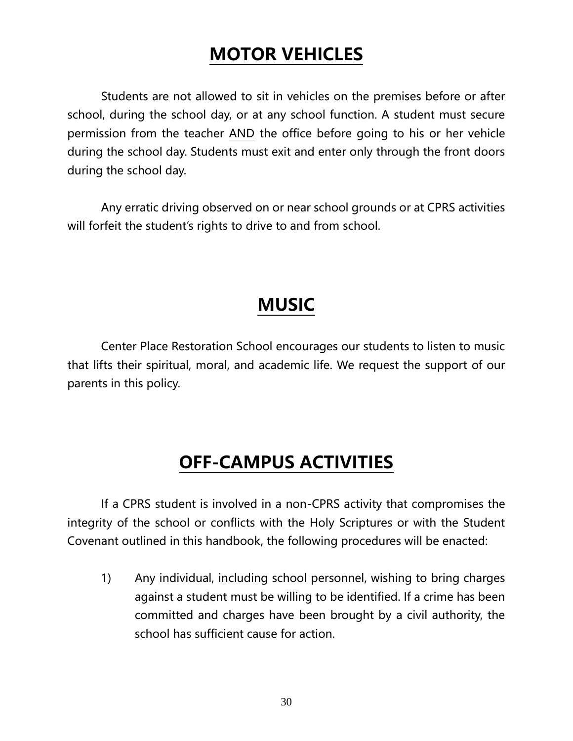# MOTOR VEHICLES

Students are not allowed to sit in vehicles on the premises before or after school, during the school day, or at any school function. A student must secure permission from the teacher <u>AND</u> the office before going to his or her vehicle during the school day. Students must exit and enter only through the front doors during the school day.

Any erratic driving observed on or near school grounds or at CPRS activities will forfeit the student's rights to drive to and from school.

# MUSIC

Center Place Restoration School encourages our students to listen to music that lifts their spiritual, moral, and academic life. We request the support of our parents in this policy.

# OFF-CAMPUS ACTIVITIES

If a CPRS student is involved in a non-CPRS activity that compromises the integrity of the school or conflicts with the Holy Scriptures or with the Student Covenant outlined in this handbook, the following procedures will be enacted:

1) Any individual, including school personnel, wishing to bring charges against a student must be willing to be identified. If a crime has been committed and charges have been brought by a civil authority, the school has sufficient cause for action.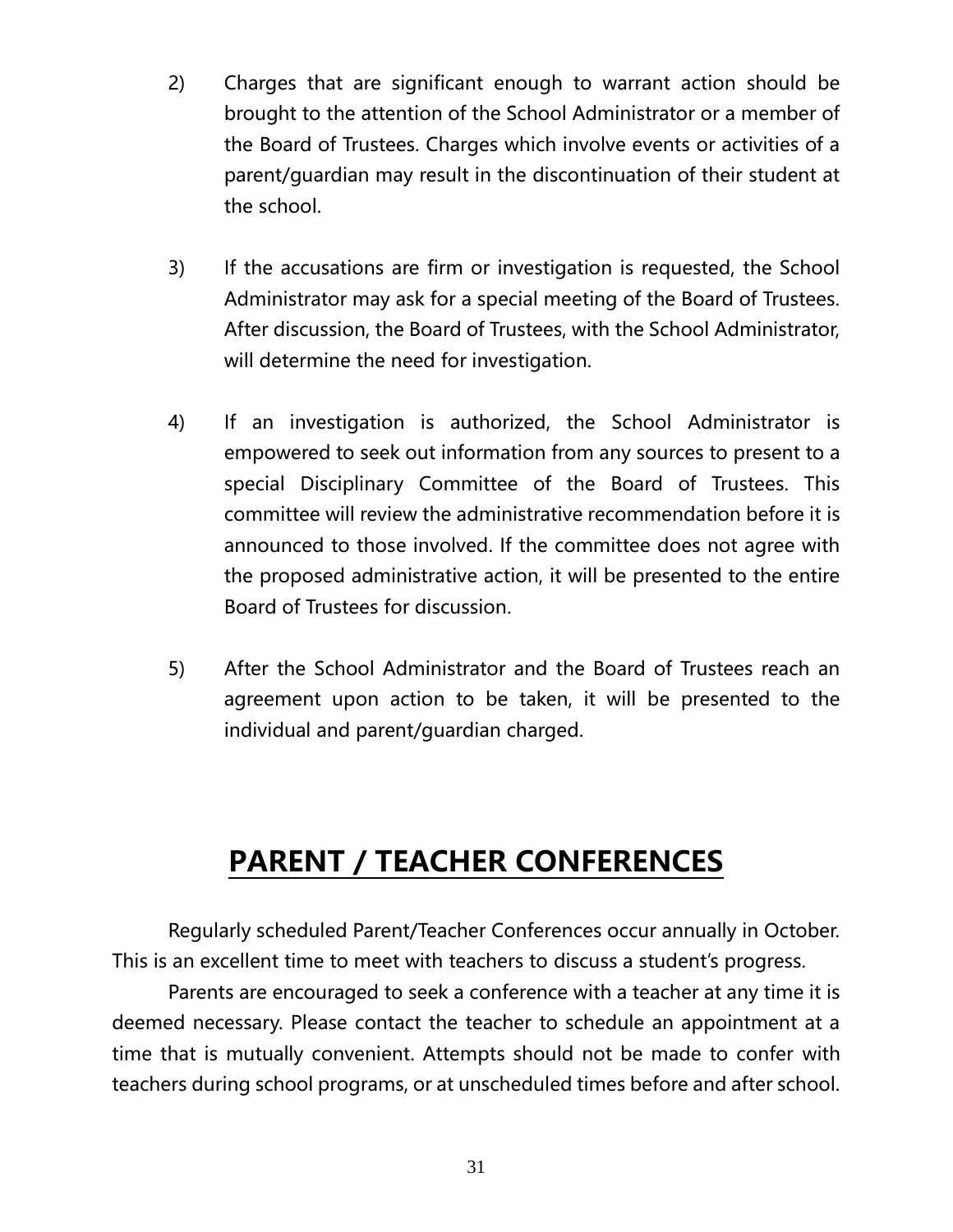2) Charges that are significant enough to warrant action should be brought to the attention of the School Administrator or a member of the Board of Trustees. Charges which involve events or activities of a parent/guardian may result in the discontinuation of their student at the school.

3) If the accusations are firm or investigation is requested, the School Administrator may ask for a special meeting of the Board of Trustees. After discussion, the Board of Trustees, with the School Administrator, will determine the need for investigation.

4) If an investigation is authorized, the School Administrator is empowered to seek out information from any sources to present to a special Disciplinary Committee of the Board of Trustees. This committee will review the administrative recommendation before it is announced to those involved. If the committee does not agree with the proposed administrative action, it will be presented to the entire Board of Trustees for discussion.

5) After the School Administrator and the Board of Trustees reach an agreement upon action to be taken, it will be presented to the individual and parent/guardian charged.

# PARENT / TEACHER CONFERENCES

Regularly scheduled Parent/Teacher Conferences occur annually in October. This is an excellent time to meet with teachers to discuss a student's progress.

Parents are encouraged to seek a conference with a teacher at any time it is deemed necessary. Please contact the teacher to schedule an appointment at a time that is mutually convenient. Attempts should not be made to confer with teachers during school programs, or at unscheduled times before and after school.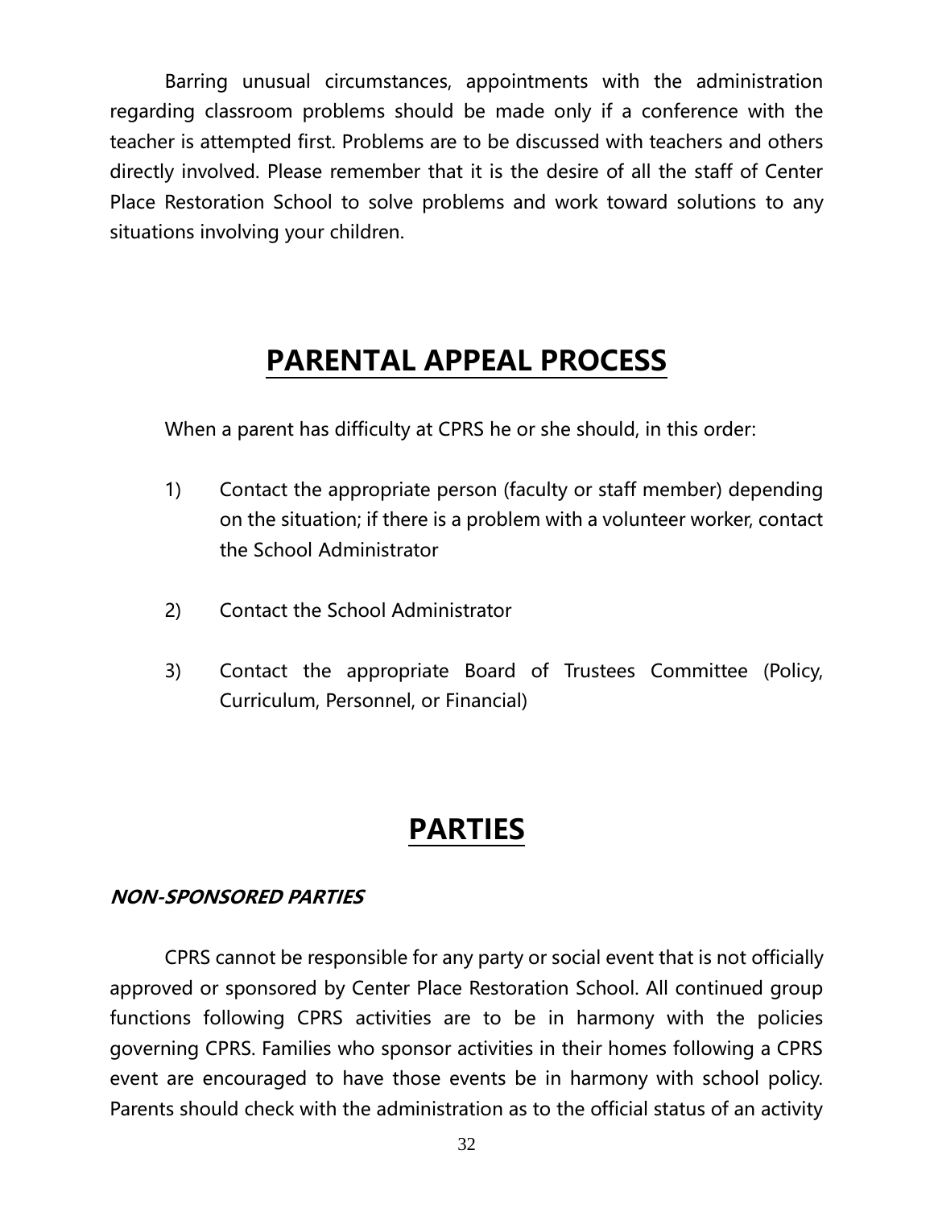Barring unusual circumstances, appointments with the administration regarding classroom problems should be made only if a conference with the teacher is attempted first. Problems are to be discussed with teachers and others directly involved. Please remember that it is the desire of all the staff of Center Place Restoration School to solve problems and work toward solutions to any situations involving your children.

# PARENTAL APPEAL PROCESS

When a parent has difficulty at CPRS he or she should, in this order:

1) Contact the appropriate person (faculty or staff member) depending on the situation; if there is a problem with a volunteer worker, contact the School Administrator

2) Contact the School Administrator

3) Contact the appropriate Board of Trustees Committee (Policy, Curriculum, Personnel, or Financial)

# PARTIES

### *NON-SPONSORED PARTIES*

CPRS cannot be responsible for any party or social event that is not officially approved or sponsored by Center Place Restoration School. All continued group functions following CPRS activities are to be in harmony with the policies governing CPRS. Families who sponsor activities in their homes following a CPRS event are encouraged to have those events be in harmony with school policy. Parents should check with the administration as to the official status of an activity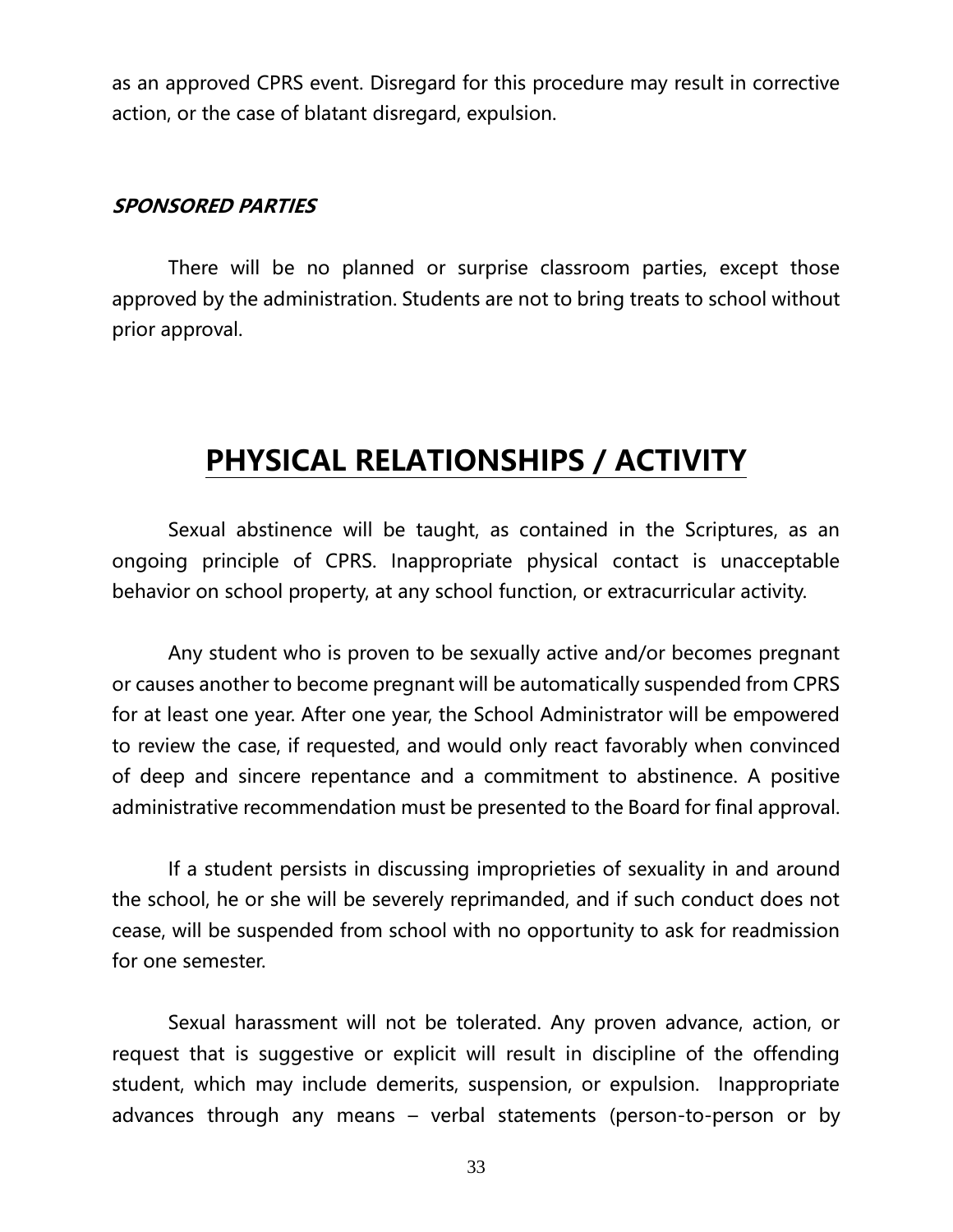as an approved CPRS event. Disregard for this procedure may result in corrective action, or the case of blatant disregard, expulsion.

***SPONSORED PARTIES***

There will be no planned or surprise classroom parties, except those approved by the administration. Students are not to bring treats to school without prior approval.

# PHYSICAL RELATIONSHIPS / ACTIVITY

Sexual abstinence will be taught, as contained in the Scriptures, as an ongoing principle of CPRS. Inappropriate physical contact is unacceptable behavior on school property, at any school function, or extracurricular activity.

Any student who is proven to be sexually active and/or becomes pregnant or causes another to become pregnant will be automatically suspended from CPRS for at least one year. After one year, the School Administrator will be empowered to review the case, if requested, and would only react favorably when convinced of deep and sincere repentance and a commitment to abstinence. A positive administrative recommendation must be presented to the Board for final approval.

If a student persists in discussing improprieties of sexuality in and around the school, he or she will be severely reprimanded, and if such conduct does not cease, will be suspended from school with no opportunity to ask for readmission for one semester.

Sexual harassment will not be tolerated. Any proven advance, action, or request that is suggestive or explicit will result in discipline of the offending student, which may include demerits, suspension, or expulsion. Inappropriate advances through any means – verbal statements (person-to-person or by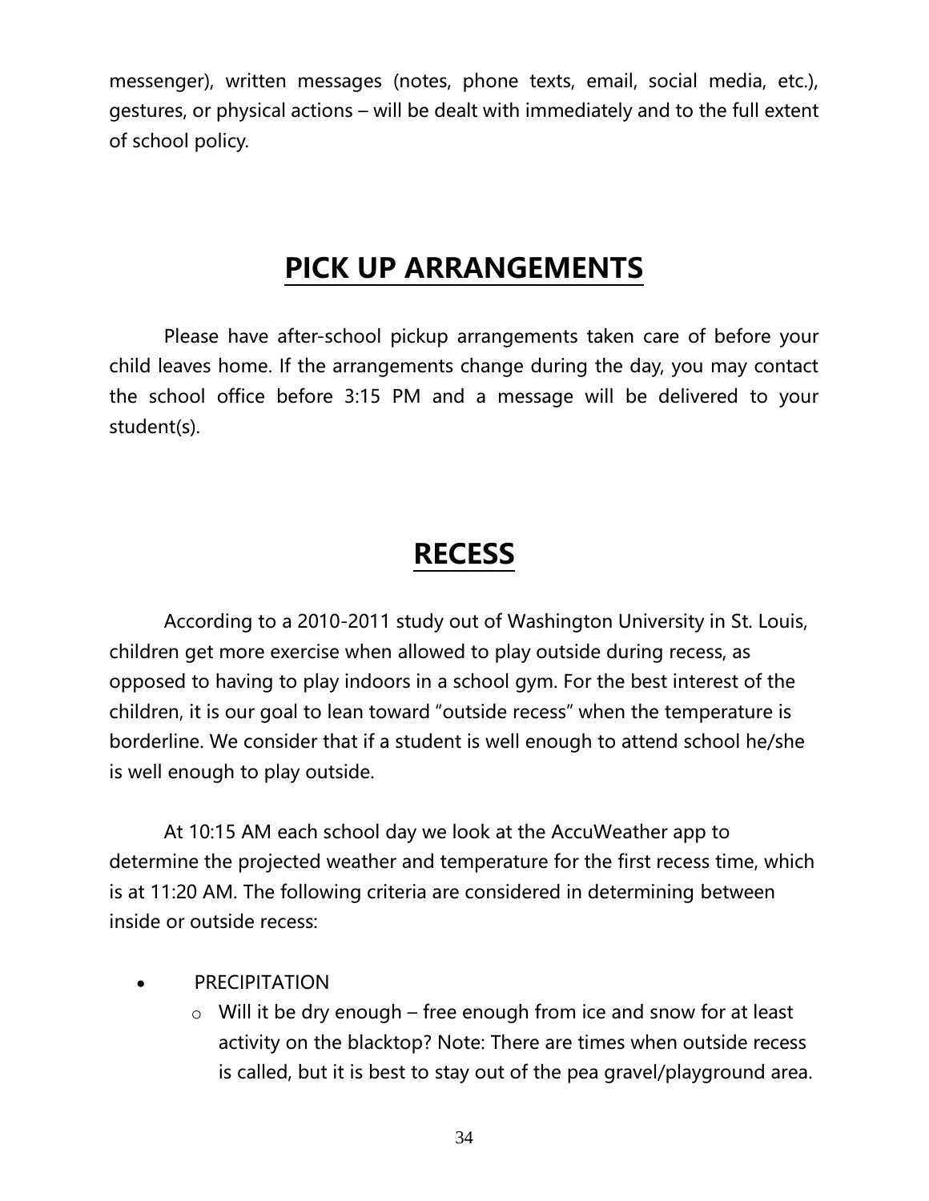messenger), written messages (notes, phone texts, email, social media, etc.), gestures, or physical actions – will be dealt with immediately and to the full extent of school policy.

# PICK UP ARRANGEMENTS

Please have after-school pickup arrangements taken care of before your child leaves home. If the arrangements change during the day, you may contact the school office before 3:15 PM and a message will be delivered to your student(s).

# RECESS

According to a 2010-2011 study out of Washington University in St. Louis, children get more exercise when allowed to play outside during recess, as opposed to having to play indoors in a school gym. For the best interest of the children, it is our goal to lean toward "outside recess" when the temperature is borderline. We consider that if a student is well enough to attend school he/she is well enough to play outside.

At 10:15 AM each school day we look at the AccuWeather app to determine the projected weather and temperature for the first recess time, which is at 11:20 AM. The following criteria are considered in determining between inside or outside recess:

- PRECIPITATION
  - Will it be dry enough – free enough from ice and snow for at least activity on the blacktop? Note: There are times when outside recess is called, but it is best to stay out of the pea gravel/playground area.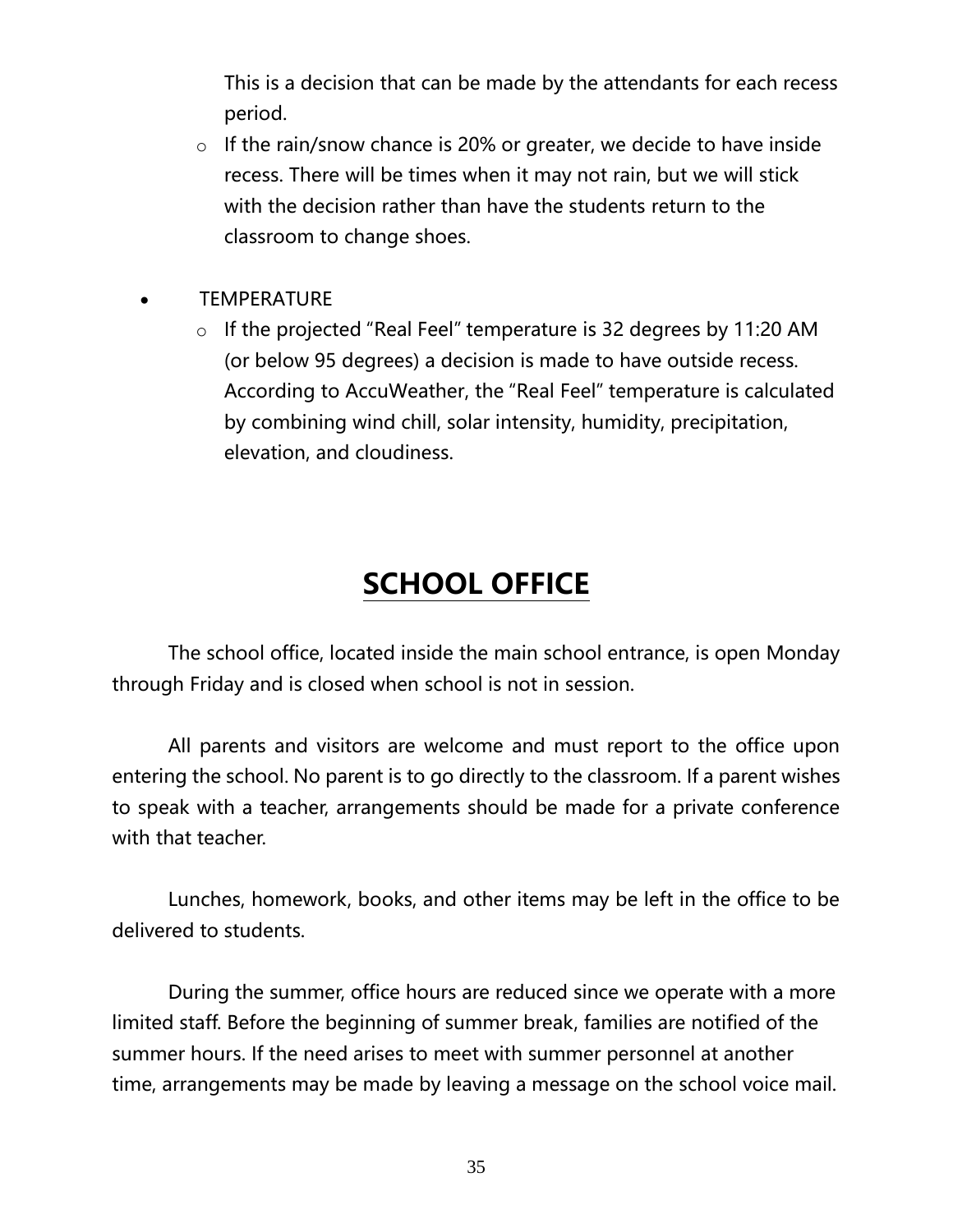This is a decision that can be made by the attendants for each recess period.

- If the rain/snow chance is 20% or greater, we decide to have inside recess. There will be times when it may not rain, but we will stick with the decision rather than have the students return to the classroom to change shoes.

- TEMPERATURE
  - If the projected “Real Feel” temperature is 32 degrees by 11:20 AM (or below 95 degrees) a decision is made to have outside recess. According to AccuWeather, the “Real Feel” temperature is calculated by combining wind chill, solar intensity, humidity, precipitation, elevation, and cloudiness.

# SCHOOL OFFICE

The school office, located inside the main school entrance, is open Monday through Friday and is closed when school is not in session.

All parents and visitors are welcome and must report to the office upon entering the school. No parent is to go directly to the classroom. If a parent wishes to speak with a teacher, arrangements should be made for a private conference with that teacher.

Lunches, homework, books, and other items may be left in the office to be delivered to students.

During the summer, office hours are reduced since we operate with a more limited staff. Before the beginning of summer break, families are notified of the summer hours. If the need arises to meet with summer personnel at another time, arrangements may be made by leaving a message on the school voice mail.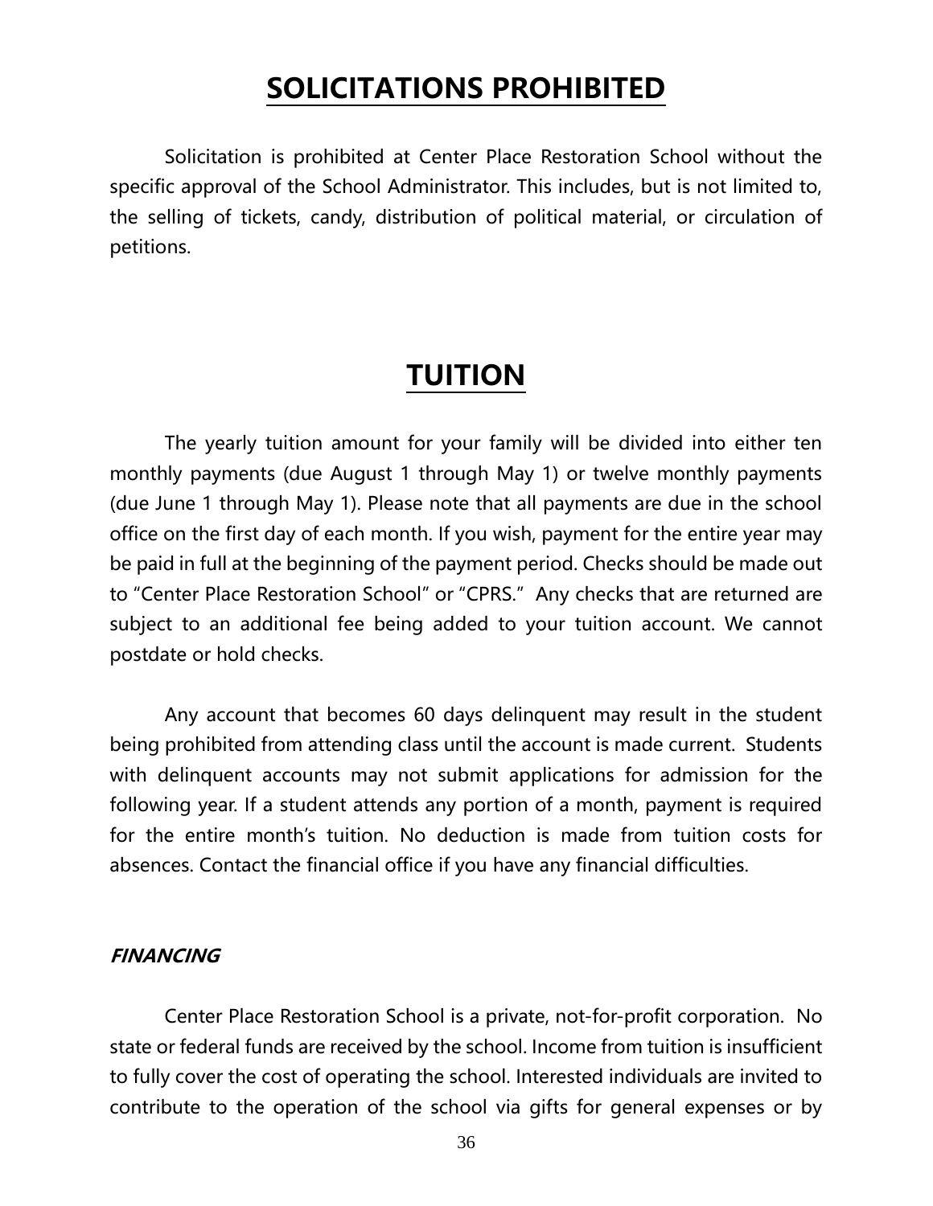# SOLICITATIONS PROHIBITED

Solicitation is prohibited at Center Place Restoration School without the specific approval of the School Administrator. This includes, but is not limited to, the selling of tickets, candy, distribution of political material, or circulation of petitions.

# TUITION

The yearly tuition amount for your family will be divided into either ten monthly payments (due August 1 through May 1) or twelve monthly payments (due June 1 through May 1). Please note that all payments are due in the school office on the first day of each month. If you wish, payment for the entire year may be paid in full at the beginning of the payment period. Checks should be made out to "Center Place Restoration School" or "CPRS." Any checks that are returned are subject to an additional fee being added to your tuition account. We cannot postdate or hold checks.

Any account that becomes 60 days delinquent may result in the student being prohibited from attending class until the account is made current. Students with delinquent accounts may not submit applications for admission for the following year. If a student attends any portion of a month, payment is required for the entire month's tuition. No deduction is made from tuition costs for absences. Contact the financial office if you have any financial difficulties.

### *FINANCING*

Center Place Restoration School is a private, not-for-profit corporation. No state or federal funds are received by the school. Income from tuition is insufficient to fully cover the cost of operating the school. Interested individuals are invited to contribute to the operation of the school via gifts for general expenses or by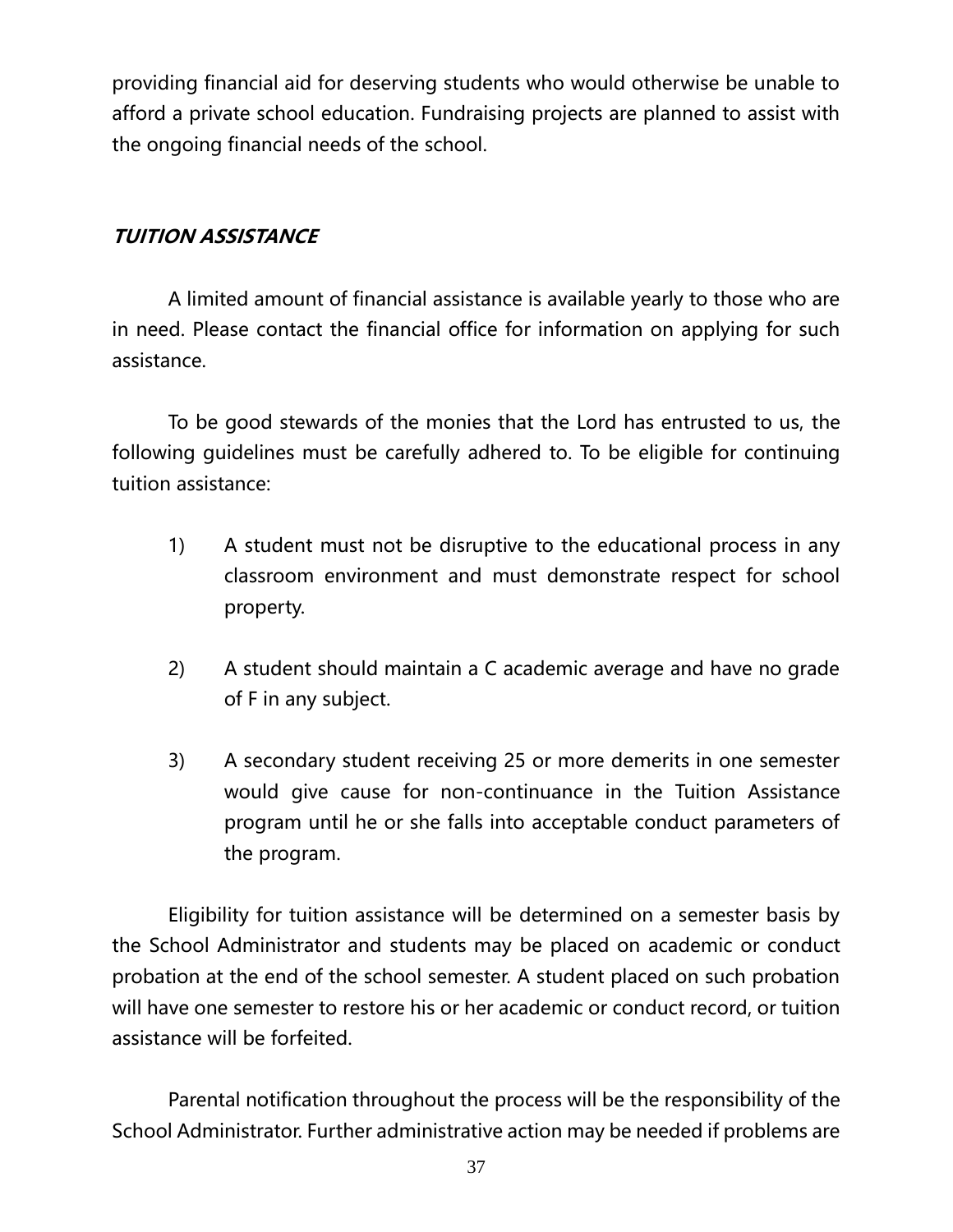providing financial aid for deserving students who would otherwise be unable to afford a private school education. Fundraising projects are planned to assist with the ongoing financial needs of the school.

### ***TUITION ASSISTANCE***

A limited amount of financial assistance is available yearly to those who are in need. Please contact the financial office for information on applying for such assistance.

To be good stewards of the monies that the Lord has entrusted to us, the following guidelines must be carefully adhered to. To be eligible for continuing tuition assistance:

1) A student must not be disruptive to the educational process in any classroom environment and must demonstrate respect for school property.

2) A student should maintain a C academic average and have no grade of F in any subject.

3) A secondary student receiving 25 or more demerits in one semester would give cause for non-continuance in the Tuition Assistance program until he or she falls into acceptable conduct parameters of the program.

Eligibility for tuition assistance will be determined on a semester basis by the School Administrator and students may be placed on academic or conduct probation at the end of the school semester. A student placed on such probation will have one semester to restore his or her academic or conduct record, or tuition assistance will be forfeited.

Parental notification throughout the process will be the responsibility of the School Administrator. Further administrative action may be needed if problems are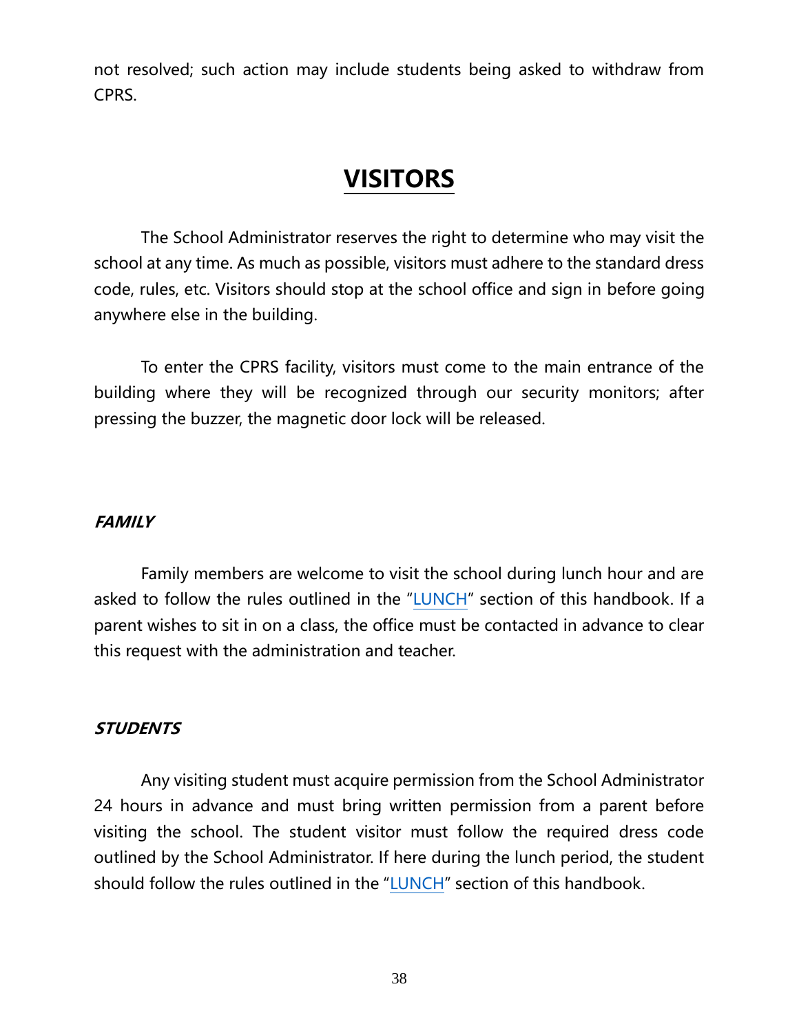not resolved; such action may include students being asked to withdraw from CPRS.

# VISITORS

The School Administrator reserves the right to determine who may visit the school at any time. As much as possible, visitors must adhere to the standard dress code, rules, etc. Visitors should stop at the school office and sign in before going anywhere else in the building.

To enter the CPRS facility, visitors must come to the main entrance of the building where they will be recognized through our security monitors; after pressing the buzzer, the magnetic door lock will be released.

### *FAMILY*

Family members are welcome to visit the school during lunch hour and are asked to follow the rules outlined in the "LUNCH" section of this handbook. If a parent wishes to sit in on a class, the office must be contacted in advance to clear this request with the administration and teacher.

### *STUDENTS*

Any visiting student must acquire permission from the School Administrator 24 hours in advance and must bring written permission from a parent before visiting the school. The student visitor must follow the required dress code outlined by the School Administrator. If here during the lunch period, the student should follow the rules outlined in the "LUNCH" section of this handbook.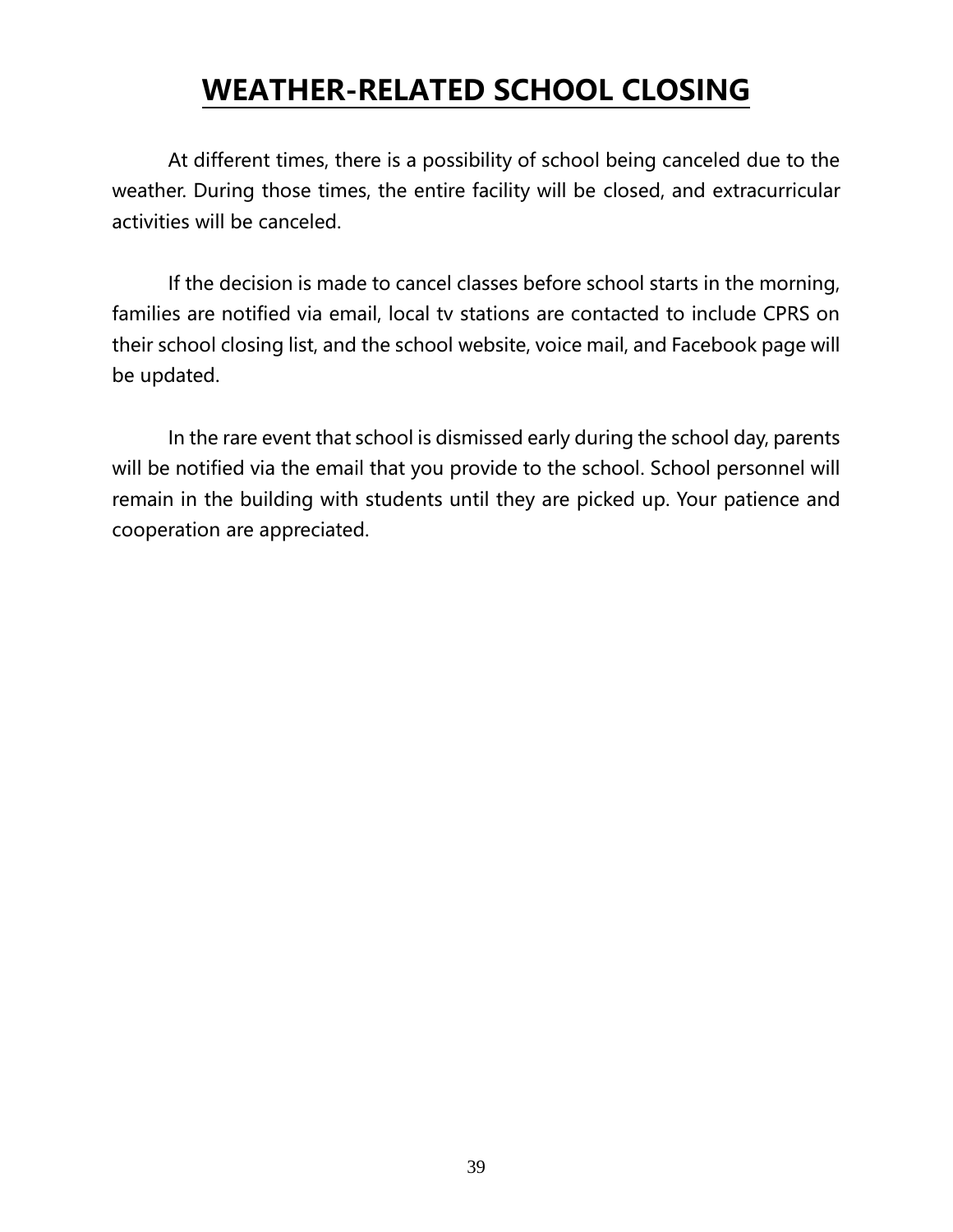# WEATHER-RELATED SCHOOL CLOSING

At different times, there is a possibility of school being canceled due to the weather. During those times, the entire facility will be closed, and extracurricular activities will be canceled.

If the decision is made to cancel classes before school starts in the morning, families are notified via email, local tv stations are contacted to include CPRS on their school closing list, and the school website, voice mail, and Facebook page will be updated.

In the rare event that school is dismissed early during the school day, parents will be notified via the email that you provide to the school. School personnel will remain in the building with students until they are picked up. Your patience and cooperation are appreciated.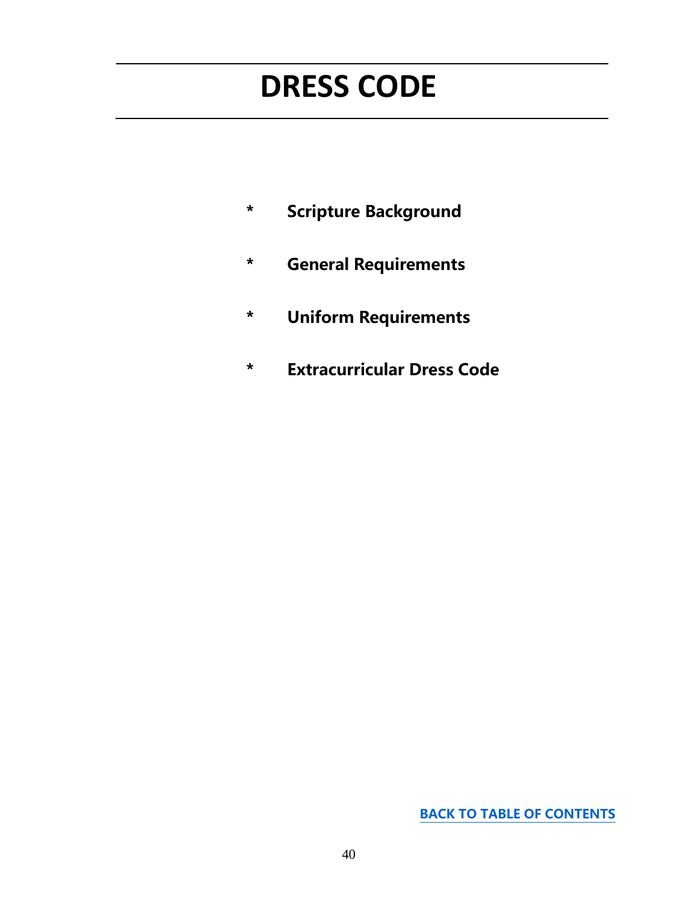# DRESS CODE

- **Scripture Background**
- **General Requirements**
- **Uniform Requirements**
- **Extracurricular Dress Code**

**BACK TO TABLE OF CONTENTS**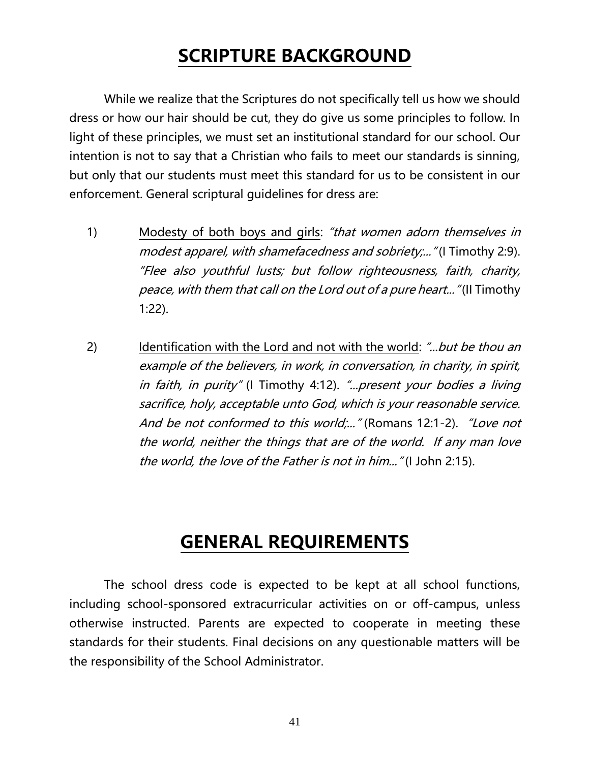# SCRIPTURE BACKGROUND

While we realize that the Scriptures do not specifically tell us how we should dress or how our hair should be cut, they do give us some principles to follow. In light of these principles, we must set an institutional standard for our school. Our intention is not to say that a Christian who fails to meet our standards is sinning, but only that our students must meet this standard for us to be consistent in our enforcement. General scriptural guidelines for dress are:

1) Modesty of both boys and girls: *"that women adorn themselves in modest apparel, with shamefacedness and sobriety;..."* (I Timothy 2:9). *"Flee also youthful lusts; but follow righteousness, faith, charity, peace, with them that call on the Lord out of a pure heart..."* (II Timothy 1:22).

2) Identification with the Lord and not with the world: *"...but be thou an example of the believers, in work, in conversation, in charity, in spirit, in faith, in purity"* (I Timothy 4:12). *"...present your bodies a living sacrifice, holy, acceptable unto God, which is your reasonable service. And be not conformed to this world;..."* (Romans 12:1-2). *"Love not the world, neither the things that are of the world. If any man love the world, the love of the Father is not in him..."* (I John 2:15).

# GENERAL REQUIREMENTS

The school dress code is expected to be kept at all school functions, including school-sponsored extracurricular activities on or off-campus, unless otherwise instructed. Parents are expected to cooperate in meeting these standards for their students. Final decisions on any questionable matters will be the responsibility of the School Administrator.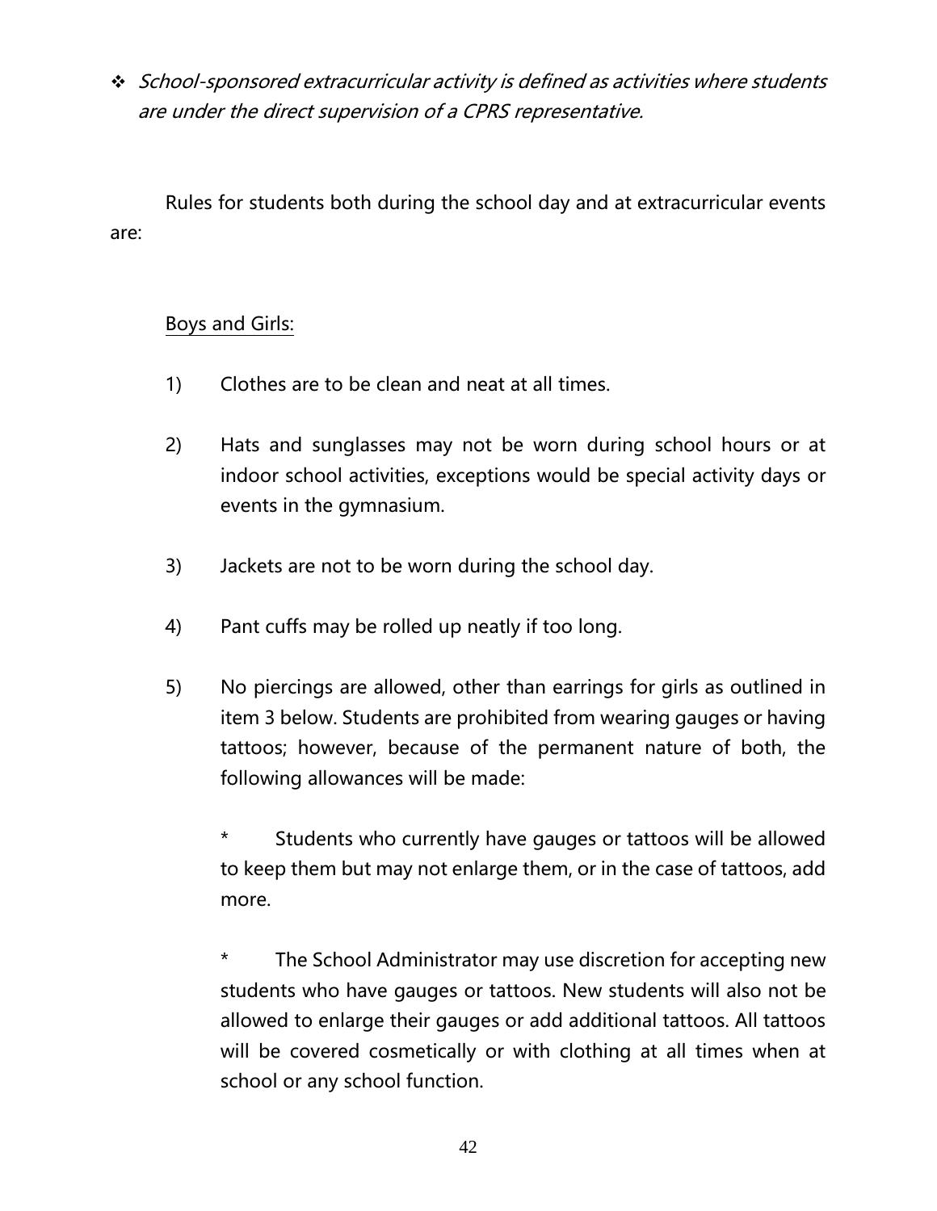- *School-sponsored extracurricular activity is defined as activities where students are under the direct supervision of a CPRS representative.*

Rules for students both during the school day and at extracurricular events are:

Boys and Girls:

1) Clothes are to be clean and neat at all times.

2) Hats and sunglasses may not be worn during school hours or at indoor school activities, exceptions would be special activity days or events in the gymnasium.

3) Jackets are not to be worn during the school day.

4) Pant cuffs may be rolled up neatly if too long.

5) No piercings are allowed, other than earrings for girls as outlined in item 3 below. Students are prohibited from wearing gauges or having tattoos; however, because of the permanent nature of both, the following allowances will be made:

   * Students who currently have gauges or tattoos will be allowed to keep them but may not enlarge them, or in the case of tattoos, add more.

   * The School Administrator may use discretion for accepting new students who have gauges or tattoos. New students will also not be allowed to enlarge their gauges or add additional tattoos. All tattoos will be covered cosmetically or with clothing at all times when at school or any school function.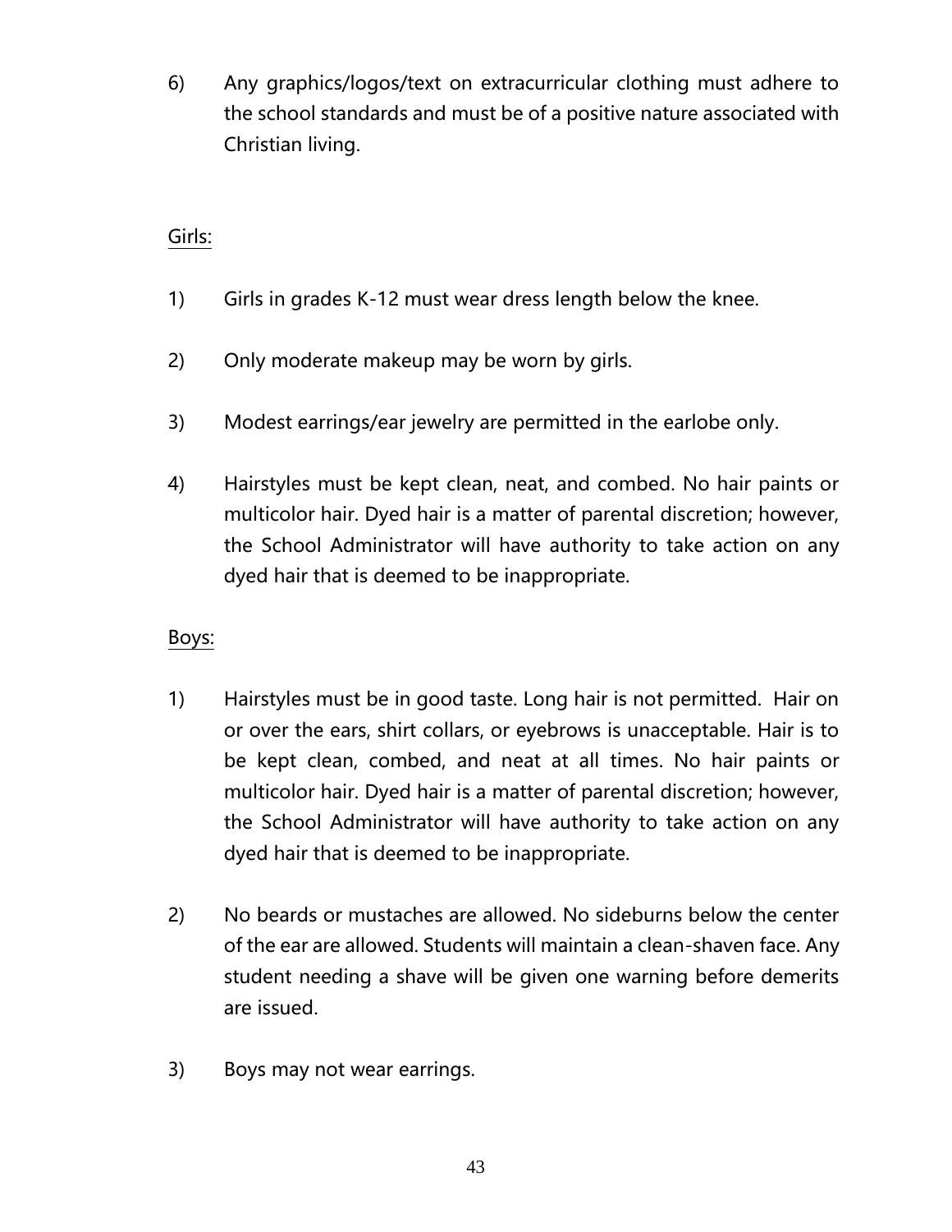6) Any graphics/logos/text on extracurricular clothing must adhere to the school standards and must be of a positive nature associated with Christian living.

<u>Girls:</u>

1) Girls in grades K-12 must wear dress length below the knee.

2) Only moderate makeup may be worn by girls.

3) Modest earrings/ear jewelry are permitted in the earlobe only.

4) Hairstyles must be kept clean, neat, and combed. No hair paints or multicolor hair. Dyed hair is a matter of parental discretion; however, the School Administrator will have authority to take action on any dyed hair that is deemed to be inappropriate.

<u>Boys:</u>

1) Hairstyles must be in good taste. Long hair is not permitted. Hair on or over the ears, shirt collars, or eyebrows is unacceptable. Hair is to be kept clean, combed, and neat at all times. No hair paints or multicolor hair. Dyed hair is a matter of parental discretion; however, the School Administrator will have authority to take action on any dyed hair that is deemed to be inappropriate.

2) No beards or mustaches are allowed. No sideburns below the center of the ear are allowed. Students will maintain a clean-shaven face. Any student needing a shave will be given one warning before demerits are issued.

3) Boys may not wear earrings.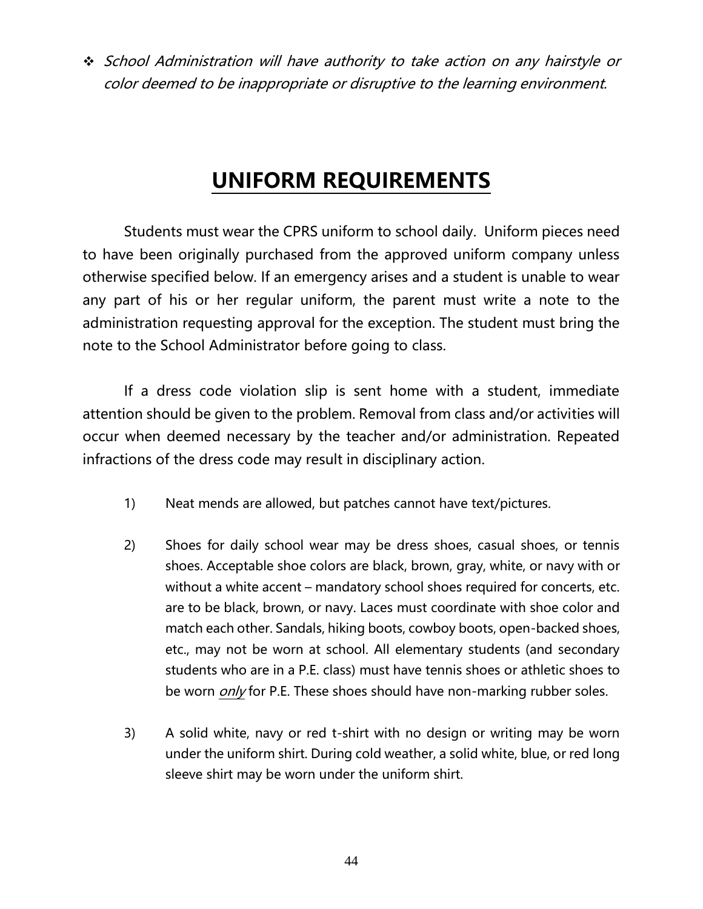- *School Administration will have authority to take action on any hairstyle or color deemed to be inappropriate or disruptive to the learning environment.*

# UNIFORM REQUIREMENTS

Students must wear the CPRS uniform to school daily. Uniform pieces need to have been originally purchased from the approved uniform company unless otherwise specified below. If an emergency arises and a student is unable to wear any part of his or her regular uniform, the parent must write a note to the administration requesting approval for the exception. The student must bring the note to the School Administrator before going to class.

If a dress code violation slip is sent home with a student, immediate attention should be given to the problem. Removal from class and/or activities will occur when deemed necessary by the teacher and/or administration. Repeated infractions of the dress code may result in disciplinary action.

1) Neat mends are allowed, but patches cannot have text/pictures.

2) Shoes for daily school wear may be dress shoes, casual shoes, or tennis shoes. Acceptable shoe colors are black, brown, gray, white, or navy with or without a white accent – mandatory school shoes required for concerts, etc. are to be black, brown, or navy. Laces must coordinate with shoe color and match each other. Sandals, hiking boots, cowboy boots, open-backed shoes, etc., may not be worn at school. All elementary students (and secondary students who are in a P.E. class) must have tennis shoes or athletic shoes to be worn *only* for P.E. These shoes should have non-marking rubber soles.

3) A solid white, navy or red t-shirt with no design or writing may be worn under the uniform shirt. During cold weather, a solid white, blue, or red long sleeve shirt may be worn under the uniform shirt.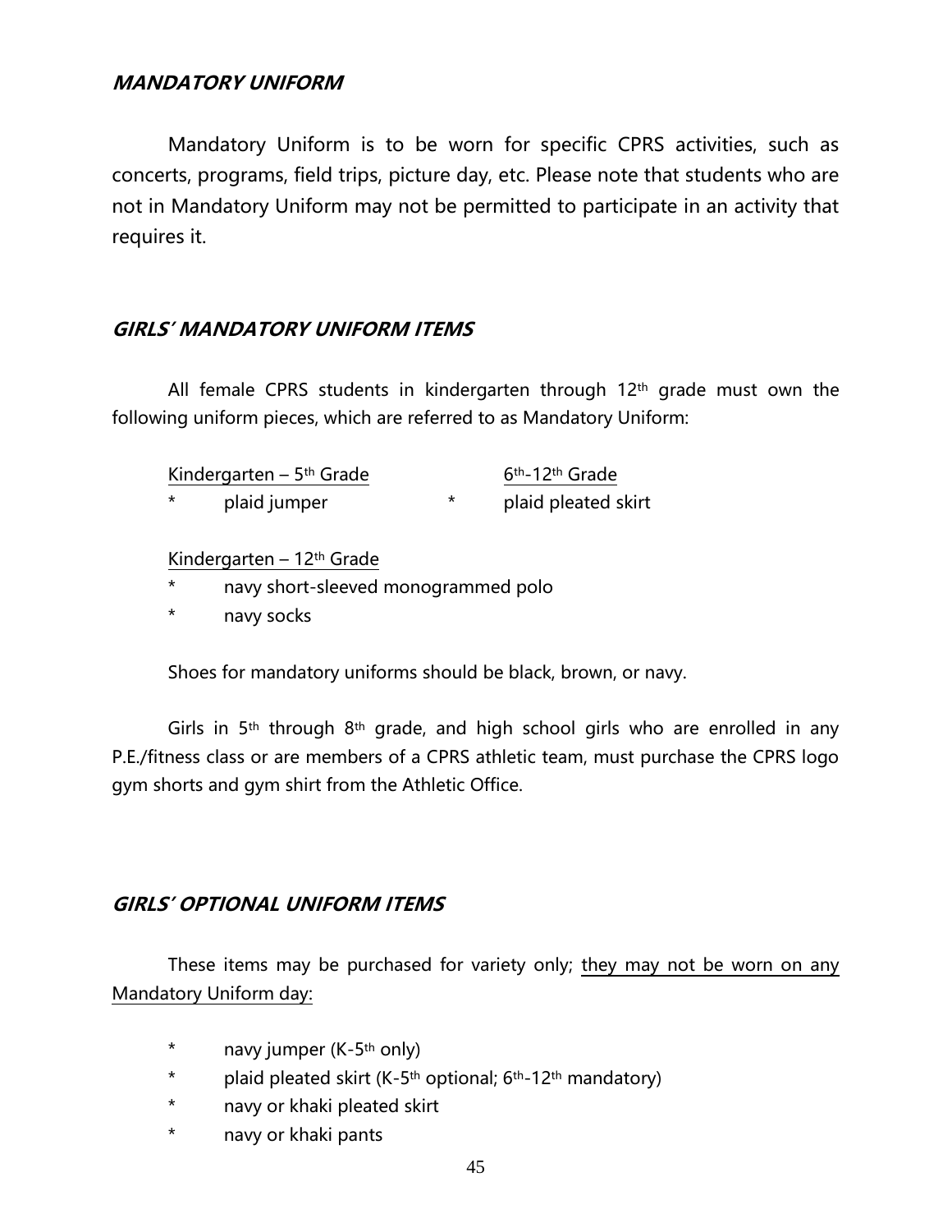## ***MANDATORY UNIFORM***

Mandatory Uniform is to be worn for specific CPRS activities, such as concerts, programs, field trips, picture day, etc. Please note that students who are not in Mandatory Uniform may not be permitted to participate in an activity that requires it.

## ***GIRLS' MANDATORY UNIFORM ITEMS***

All female CPRS students in kindergarten through 12th grade must own the following uniform pieces, which are referred to as Mandatory Uniform:

| Kindergarten – 5th Grade | 6th-12th Grade |
|---|---|
| * plaid jumper | * plaid pleated skirt |

Kindergarten – 12th Grade

* navy short-sleeved monogrammed polo
* navy socks

Shoes for mandatory uniforms should be black, brown, or navy.

Girls in 5th through 8th grade, and high school girls who are enrolled in any P.E./fitness class or are members of a CPRS athletic team, must purchase the CPRS logo gym shorts and gym shirt from the Athletic Office.

## ***GIRLS' OPTIONAL UNIFORM ITEMS***

These items may be purchased for variety only; they may not be worn on any Mandatory Uniform day:

* navy jumper (K-5th only)
* plaid pleated skirt (K-5th optional; 6th-12th mandatory)
* navy or khaki pleated skirt
* navy or khaki pants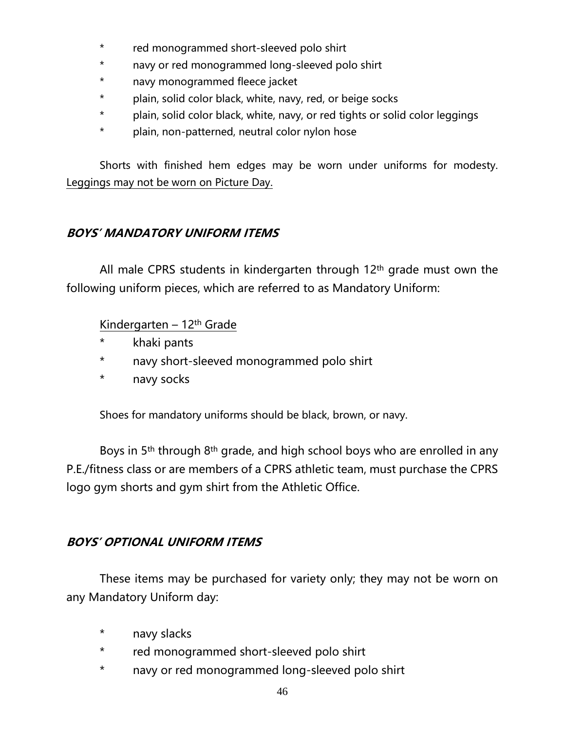* red monogrammed short-sleeved polo shirt
* navy or red monogrammed long-sleeved polo shirt
* navy monogrammed fleece jacket
* plain, solid color black, white, navy, red, or beige socks
* plain, solid color black, white, navy, or red tights or solid color leggings
* plain, non-patterned, neutral color nylon hose

Shorts with finished hem edges may be worn under uniforms for modesty. Leggings may not be worn on Picture Day.

### *BOYS' MANDATORY UNIFORM ITEMS*

All male CPRS students in kindergarten through 12th grade must own the following uniform pieces, which are referred to as Mandatory Uniform:

Kindergarten – 12th Grade

* khaki pants
* navy short-sleeved monogrammed polo shirt
* navy socks

Shoes for mandatory uniforms should be black, brown, or navy.

Boys in 5th through 8th grade, and high school boys who are enrolled in any P.E./fitness class or are members of a CPRS athletic team, must purchase the CPRS logo gym shorts and gym shirt from the Athletic Office.

### *BOYS' OPTIONAL UNIFORM ITEMS*

These items may be purchased for variety only; they may not be worn on any Mandatory Uniform day:

* navy slacks
* red monogrammed short-sleeved polo shirt
* navy or red monogrammed long-sleeved polo shirt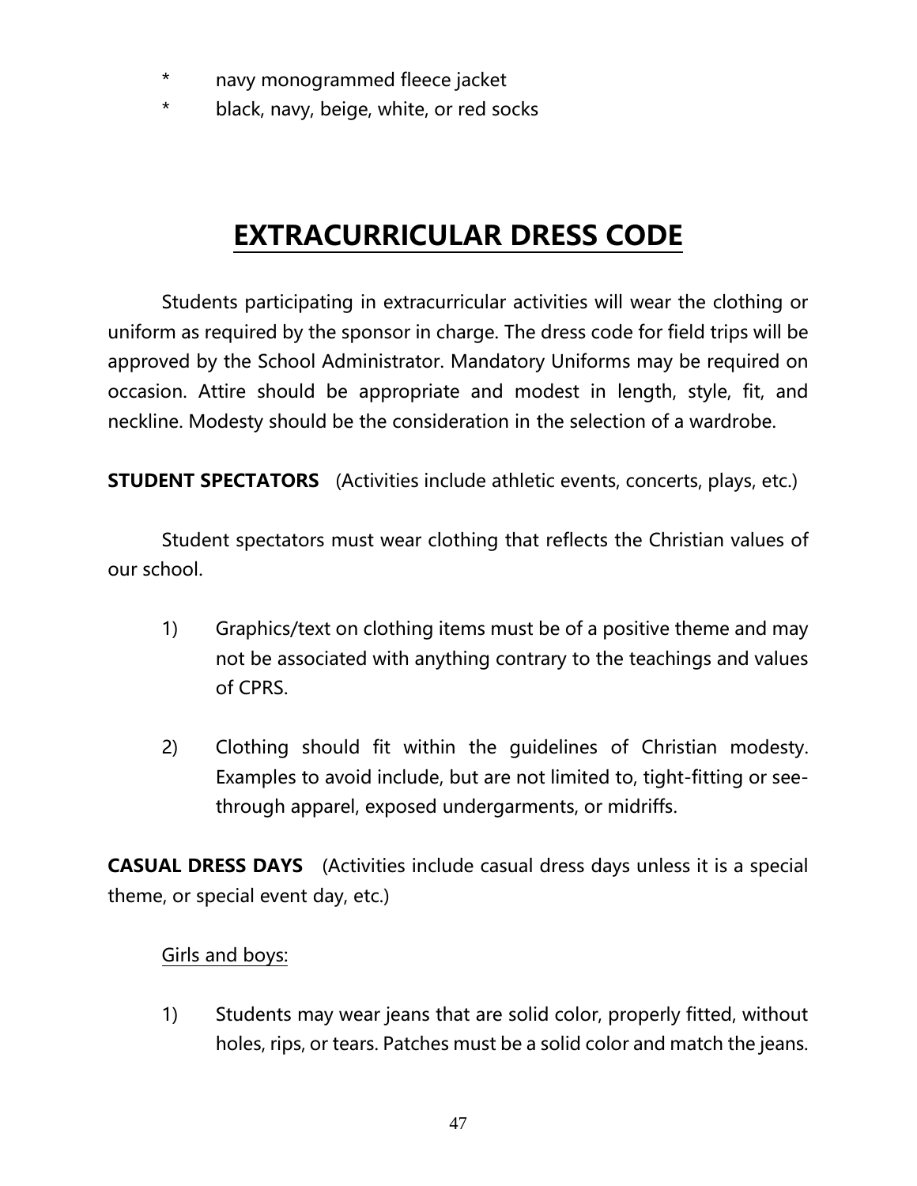* navy monogrammed fleece jacket
* black, navy, beige, white, or red socks

# EXTRACURRICULAR DRESS CODE

Students participating in extracurricular activities will wear the clothing or uniform as required by the sponsor in charge. The dress code for field trips will be approved by the School Administrator. Mandatory Uniforms may be required on occasion. Attire should be appropriate and modest in length, style, fit, and neckline. Modesty should be the consideration in the selection of a wardrobe.

**STUDENT SPECTATORS** (Activities include athletic events, concerts, plays, etc.)

Student spectators must wear clothing that reflects the Christian values of our school.

1) Graphics/text on clothing items must be of a positive theme and may not be associated with anything contrary to the teachings and values of CPRS.

2) Clothing should fit within the guidelines of Christian modesty. Examples to avoid include, but are not limited to, tight-fitting or see-through apparel, exposed undergarments, or midriffs.

**CASUAL DRESS DAYS** (Activities include casual dress days unless it is a special theme, or special event day, etc.)

<u>Girls and boys:</u>

1) Students may wear jeans that are solid color, properly fitted, without holes, rips, or tears. Patches must be a solid color and match the jeans.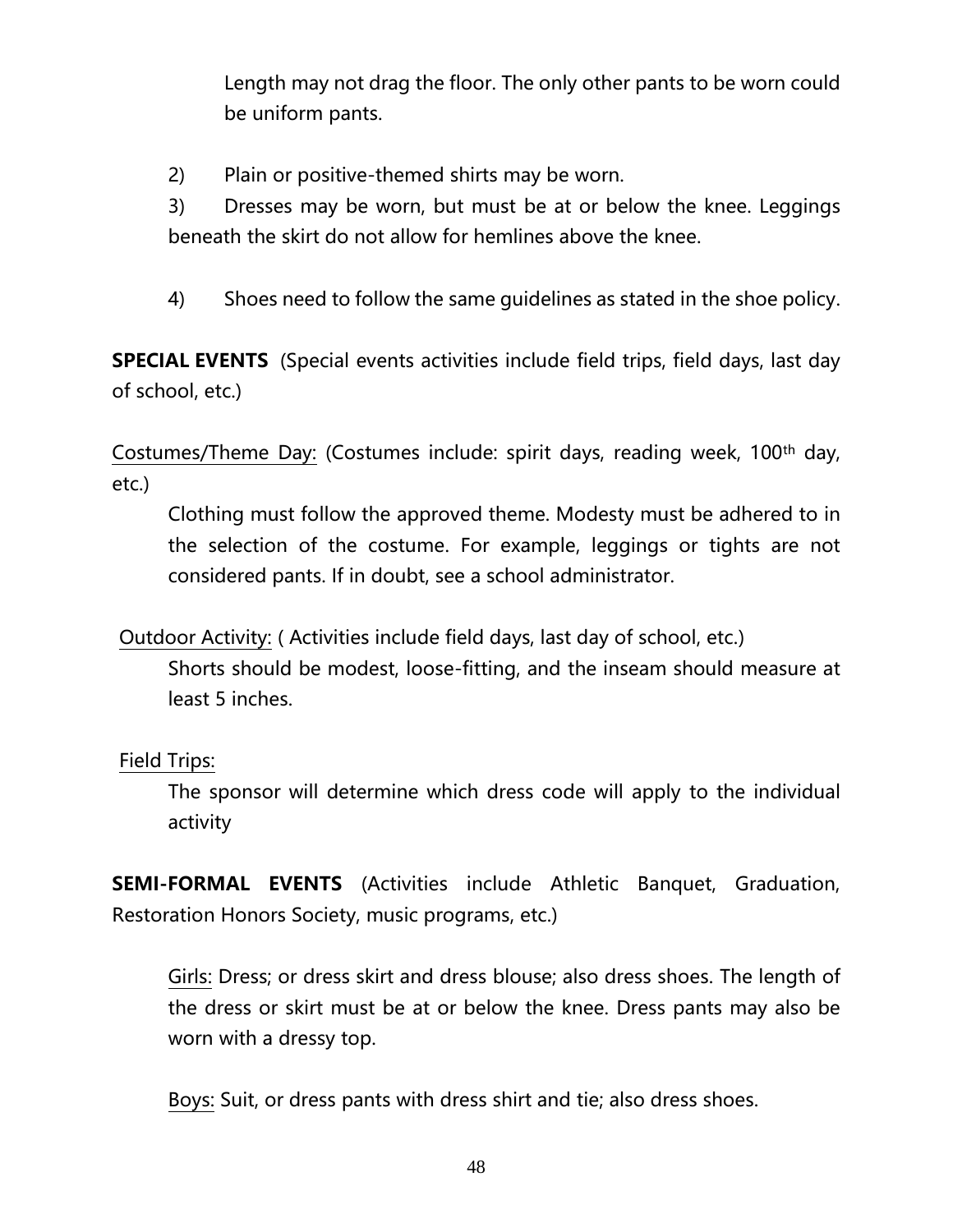Length may not drag the floor. The only other pants to be worn could be uniform pants.

2) Plain or positive-themed shirts may be worn.

3) Dresses may be worn, but must be at or below the knee. Leggings beneath the skirt do not allow for hemlines above the knee.

4) Shoes need to follow the same guidelines as stated in the shoe policy.

**SPECIAL EVENTS** (Special events activities include field trips, field days, last day of school, etc.)

Costumes/Theme Day: (Costumes include: spirit days, reading week, 100th day, etc.)

Clothing must follow the approved theme. Modesty must be adhered to in the selection of the costume. For example, leggings or tights are not considered pants. If in doubt, see a school administrator.

Outdoor Activity: ( Activities include field days, last day of school, etc.)

Shorts should be modest, loose-fitting, and the inseam should measure at least 5 inches.

Field Trips:

The sponsor will determine which dress code will apply to the individual activity

**SEMI-FORMAL EVENTS** (Activities include Athletic Banquet, Graduation, Restoration Honors Society, music programs, etc.)

Girls: Dress; or dress skirt and dress blouse; also dress shoes. The length of the dress or skirt must be at or below the knee. Dress pants may also be worn with a dressy top.

Boys: Suit, or dress pants with dress shirt and tie; also dress shoes.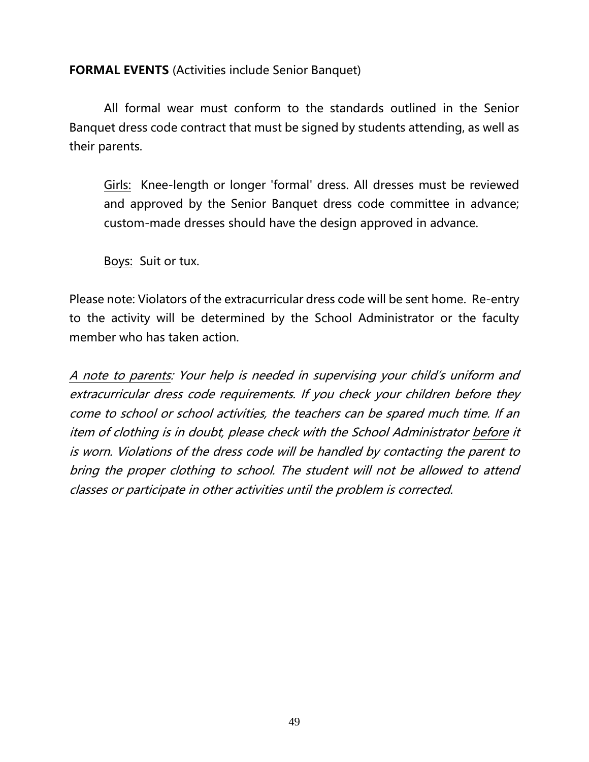**FORMAL EVENTS** (Activities include Senior Banquet)

All formal wear must conform to the standards outlined in the Senior Banquet dress code contract that must be signed by students attending, as well as their parents.

> <u>Girls:</u> Knee-length or longer 'formal' dress. All dresses must be reviewed and approved by the Senior Banquet dress code committee in advance; custom-made dresses should have the design approved in advance.
>
> <u>Boys:</u> Suit or tux.

Please note: Violators of the extracurricular dress code will be sent home. Re-entry to the activity will be determined by the School Administrator or the faculty member who has taken action.

*<u>A note to parents</u>: Your help is needed in supervising your child's uniform and extracurricular dress code requirements. If you check your children before they come to school or school activities, the teachers can be spared much time. If an item of clothing is in doubt, please check with the School Administrator <u>before</u> it is worn. Violations of the dress code will be handled by contacting the parent to bring the proper clothing to school. The student will not be allowed to attend classes or participate in other activities until the problem is corrected.*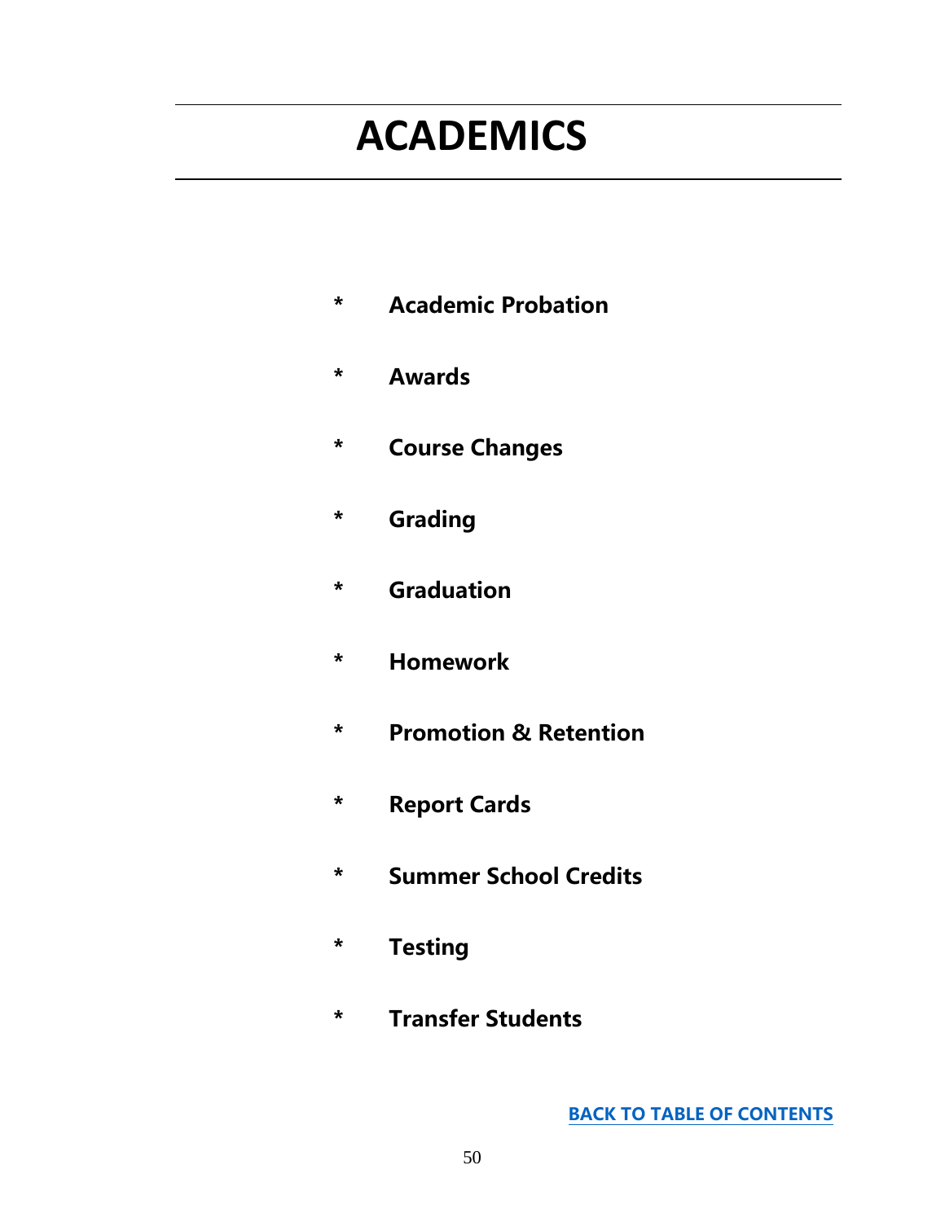# ACADEMICS

* **Academic Probation**
* **Awards**
* **Course Changes**
* **Grading**
* **Graduation**
* **Homework**
* **Promotion & Retention**
* **Report Cards**
* **Summer School Credits**
* **Testing**
* **Transfer Students**

**BACK TO TABLE OF CONTENTS**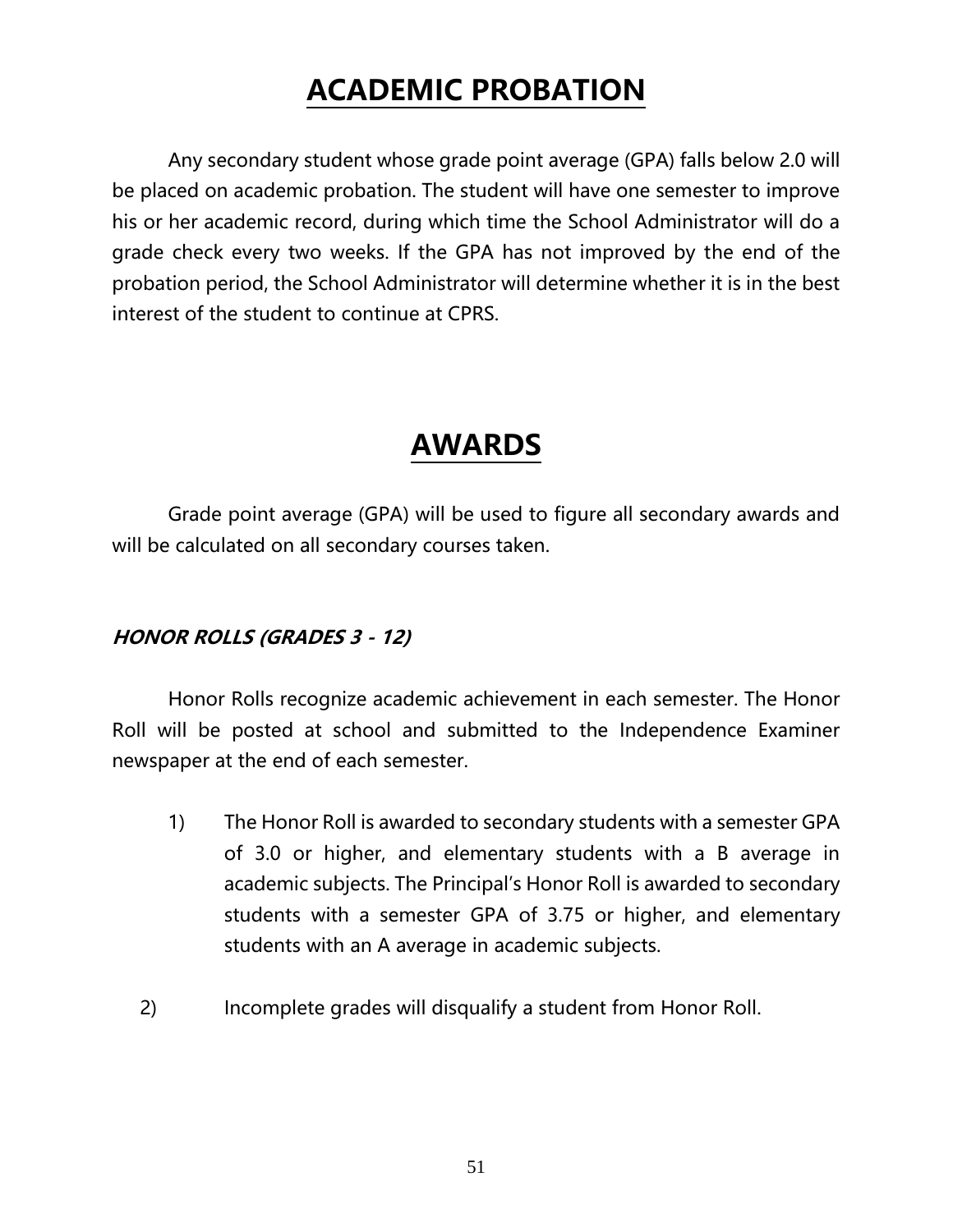# ACADEMIC PROBATION

Any secondary student whose grade point average (GPA) falls below 2.0 will be placed on academic probation. The student will have one semester to improve his or her academic record, during which time the School Administrator will do a grade check every two weeks. If the GPA has not improved by the end of the probation period, the School Administrator will determine whether it is in the best interest of the student to continue at CPRS.

# AWARDS

Grade point average (GPA) will be used to figure all secondary awards and will be calculated on all secondary courses taken.

### *HONOR ROLLS (GRADES 3 - 12)*

Honor Rolls recognize academic achievement in each semester. The Honor Roll will be posted at school and submitted to the Independence Examiner newspaper at the end of each semester.

1) The Honor Roll is awarded to secondary students with a semester GPA of 3.0 or higher, and elementary students with a B average in academic subjects. The Principal's Honor Roll is awarded to secondary students with a semester GPA of 3.75 or higher, and elementary students with an A average in academic subjects.

2) Incomplete grades will disqualify a student from Honor Roll.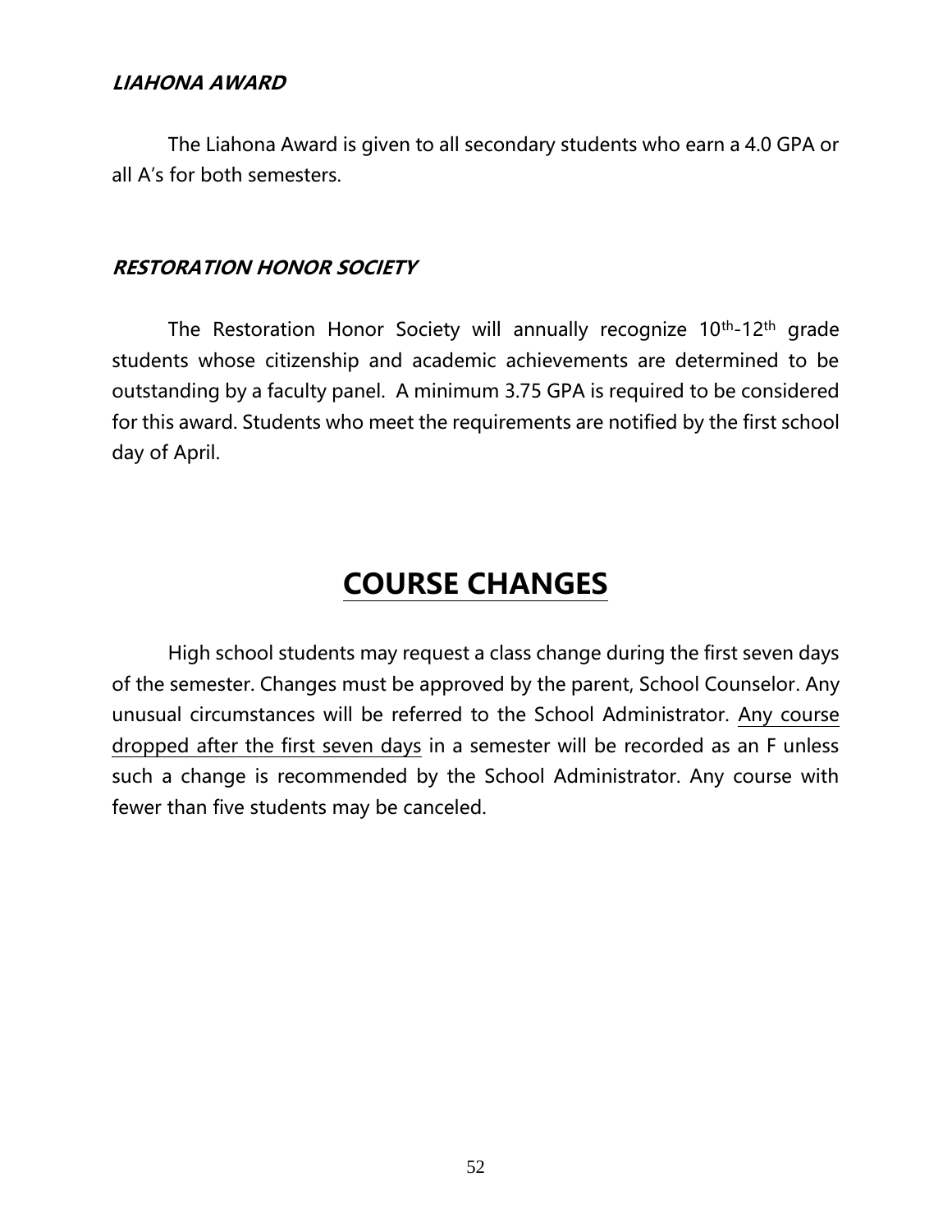### ***LIAHONA AWARD***

The Liahona Award is given to all secondary students who earn a 4.0 GPA or all A's for both semesters.

### ***RESTORATION HONOR SOCIETY***

The Restoration Honor Society will annually recognize 10th-12th grade students whose citizenship and academic achievements are determined to be outstanding by a faculty panel. A minimum 3.75 GPA is required to be considered for this award. Students who meet the requirements are notified by the first school day of April.

# COURSE CHANGES

High school students may request a class change during the first seven days of the semester. Changes must be approved by the parent, School Counselor. Any unusual circumstances will be referred to the School Administrator. <u>Any course dropped after the first seven days</u> in a semester will be recorded as an F unless such a change is recommended by the School Administrator. Any course with fewer than five students may be canceled.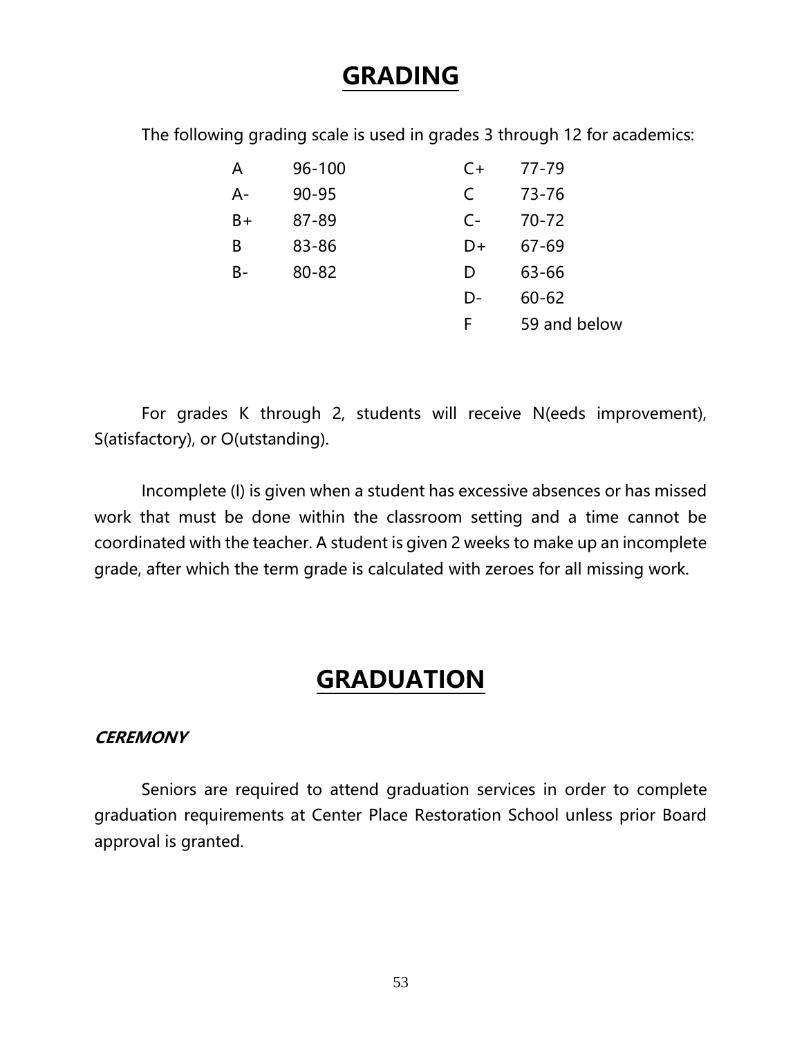# GRADING

The following grading scale is used in grades 3 through 12 for academics:

| | | | |
|---|---|---|---|
| A | 96-100 | C+ | 77-79 |
| A- | 90-95 | C | 73-76 |
| B+ | 87-89 | C- | 70-72 |
| B | 83-86 | D+ | 67-69 |
| B- | 80-82 | D | 63-66 |
| | | D- | 60-62 |
| | | F | 59 and below |

For grades K through 2, students will receive N(eeds improvement), S(atisfactory), or O(utstanding).

Incomplete (I) is given when a student has excessive absences or has missed work that must be done within the classroom setting and a time cannot be coordinated with the teacher. A student is given 2 weeks to make up an incomplete grade, after which the term grade is calculated with zeroes for all missing work.

# GRADUATION

***CEREMONY***

Seniors are required to attend graduation services in order to complete graduation requirements at Center Place Restoration School unless prior Board approval is granted.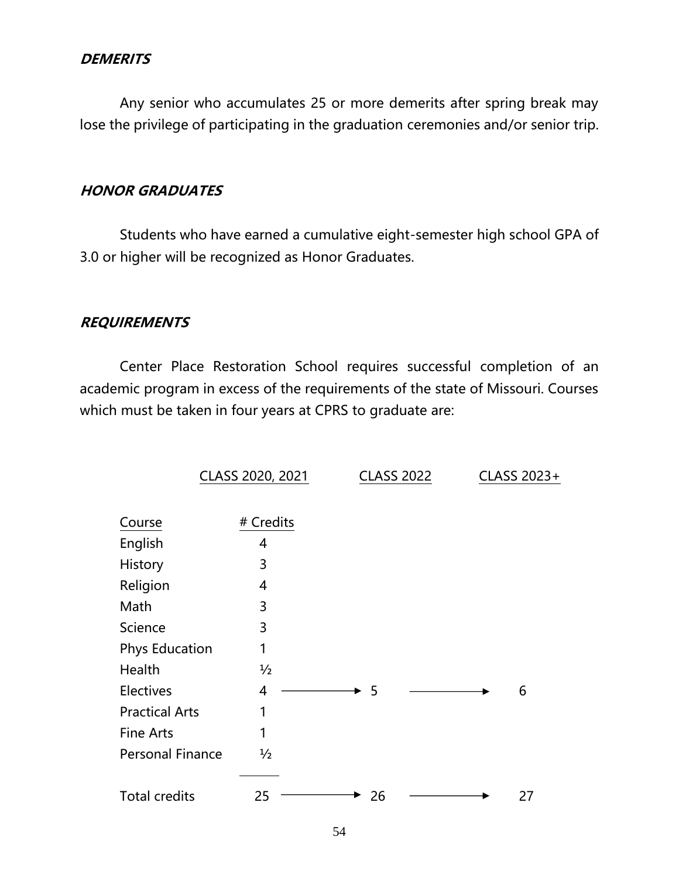### ***DEMERITS***

Any senior who accumulates 25 or more demerits after spring break may lose the privilege of participating in the graduation ceremonies and/or senior trip.

### ***HONOR GRADUATES***

Students who have earned a cumulative eight-semester high school GPA of 3.0 or higher will be recognized as Honor Graduates.

### ***REQUIREMENTS***

Center Place Restoration School requires successful completion of an academic program in excess of the requirements of the state of Missouri. Courses which must be taken in four years at CPRS to graduate are:

| Course | CLASS 2020, 2021 # Credits | CLASS 2022 | CLASS 2023+ |
|---|---|---|---|
| English | 4 | | |
| History | 3 | | |
| Religion | 4 | | |
| Math | 3 | | |
| Science | 3 | | |
| Phys Education | 1 | | |
| Health | ½ | | |
| Electives | 4 | → 5 | → 6 |
| Practical Arts | 1 | | |
| Fine Arts | 1 | | |
| Personal Finance | ½ | | |
| Total credits | 25 | → 26 | → 27 |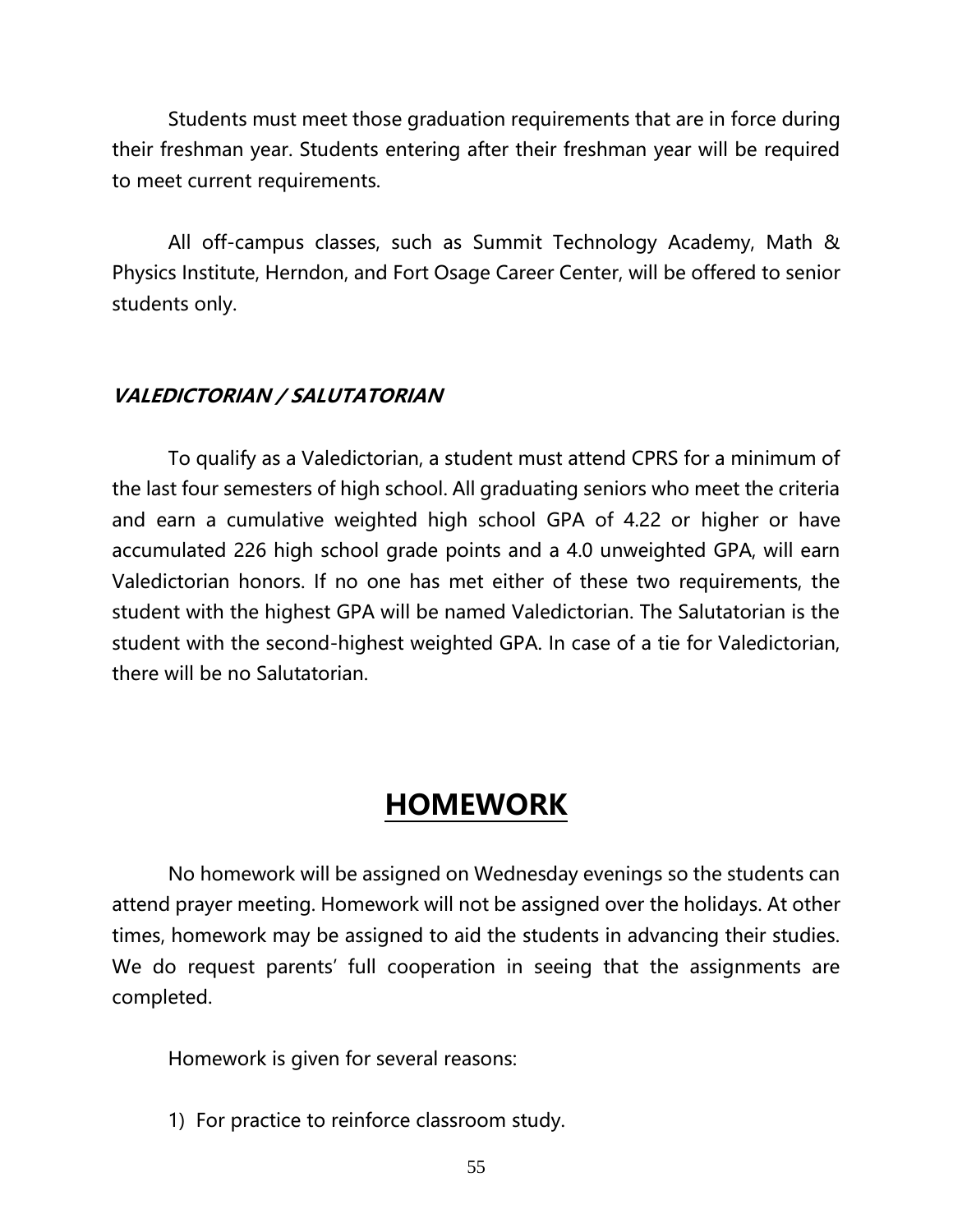Students must meet those graduation requirements that are in force during their freshman year. Students entering after their freshman year will be required to meet current requirements.

All off-campus classes, such as Summit Technology Academy, Math & Physics Institute, Herndon, and Fort Osage Career Center, will be offered to senior students only.

### ***VALEDICTORIAN / SALUTATORIAN***

To qualify as a Valedictorian, a student must attend CPRS for a minimum of the last four semesters of high school. All graduating seniors who meet the criteria and earn a cumulative weighted high school GPA of 4.22 or higher or have accumulated 226 high school grade points and a 4.0 unweighted GPA, will earn Valedictorian honors. If no one has met either of these two requirements, the student with the highest GPA will be named Valedictorian. The Salutatorian is the student with the second-highest weighted GPA. In case of a tie for Valedictorian, there will be no Salutatorian.

## HOMEWORK

No homework will be assigned on Wednesday evenings so the students can attend prayer meeting. Homework will not be assigned over the holidays. At other times, homework may be assigned to aid the students in advancing their studies. We do request parents' full cooperation in seeing that the assignments are completed.

Homework is given for several reasons:

1) For practice to reinforce classroom study.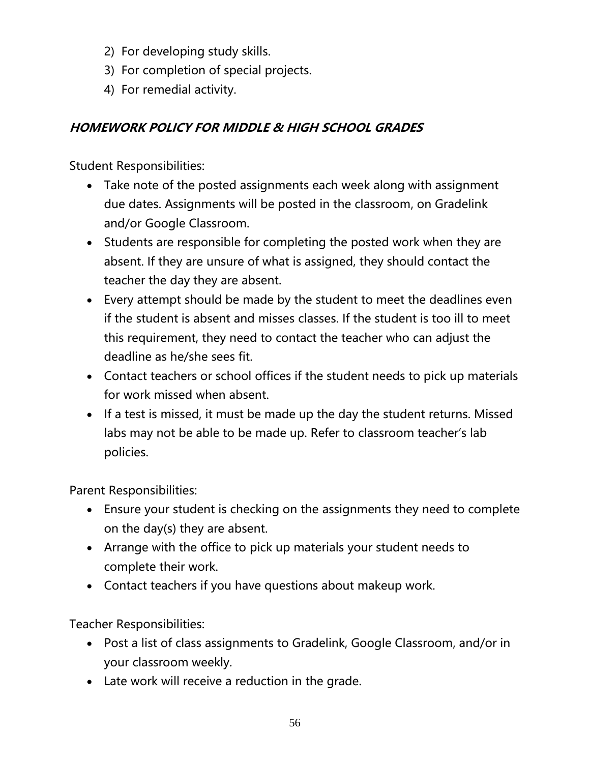2) For developing study skills.
3) For completion of special projects.
4) For remedial activity.

### ***HOMEWORK POLICY FOR MIDDLE & HIGH SCHOOL GRADES***

Student Responsibilities:

- Take note of the posted assignments each week along with assignment due dates. Assignments will be posted in the classroom, on Gradelink and/or Google Classroom.
- Students are responsible for completing the posted work when they are absent. If they are unsure of what is assigned, they should contact the teacher the day they are absent.
- Every attempt should be made by the student to meet the deadlines even if the student is absent and misses classes. If the student is too ill to meet this requirement, they need to contact the teacher who can adjust the deadline as he/she sees fit.
- Contact teachers or school offices if the student needs to pick up materials for work missed when absent.
- If a test is missed, it must be made up the day the student returns. Missed labs may not be able to be made up. Refer to classroom teacher's lab policies.

Parent Responsibilities:

- Ensure your student is checking on the assignments they need to complete on the day(s) they are absent.
- Arrange with the office to pick up materials your student needs to complete their work.
- Contact teachers if you have questions about makeup work.

Teacher Responsibilities:

- Post a list of class assignments to Gradelink, Google Classroom, and/or in your classroom weekly.
- Late work will receive a reduction in the grade.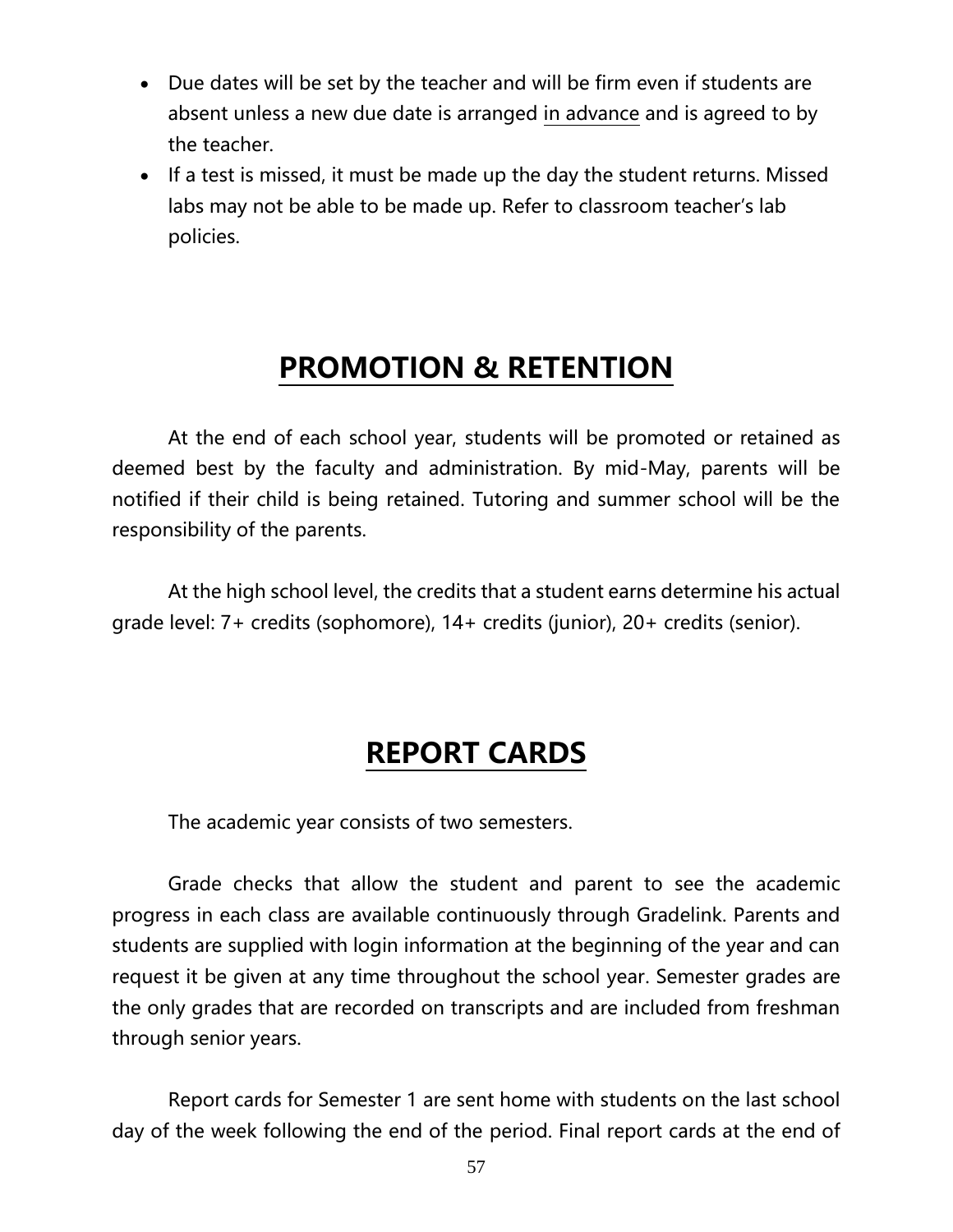- Due dates will be set by the teacher and will be firm even if students are absent unless a new due date is arranged <u>in advance</u> and is agreed to by the teacher.
- If a test is missed, it must be made up the day the student returns. Missed labs may not be able to be made up. Refer to classroom teacher's lab policies.

# PROMOTION & RETENTION

At the end of each school year, students will be promoted or retained as deemed best by the faculty and administration. By mid-May, parents will be notified if their child is being retained. Tutoring and summer school will be the responsibility of the parents.

At the high school level, the credits that a student earns determine his actual grade level: 7+ credits (sophomore), 14+ credits (junior), 20+ credits (senior).

# REPORT CARDS

The academic year consists of two semesters.

Grade checks that allow the student and parent to see the academic progress in each class are available continuously through Gradelink. Parents and students are supplied with login information at the beginning of the year and can request it be given at any time throughout the school year. Semester grades are the only grades that are recorded on transcripts and are included from freshman through senior years.

Report cards for Semester 1 are sent home with students on the last school day of the week following the end of the period. Final report cards at the end of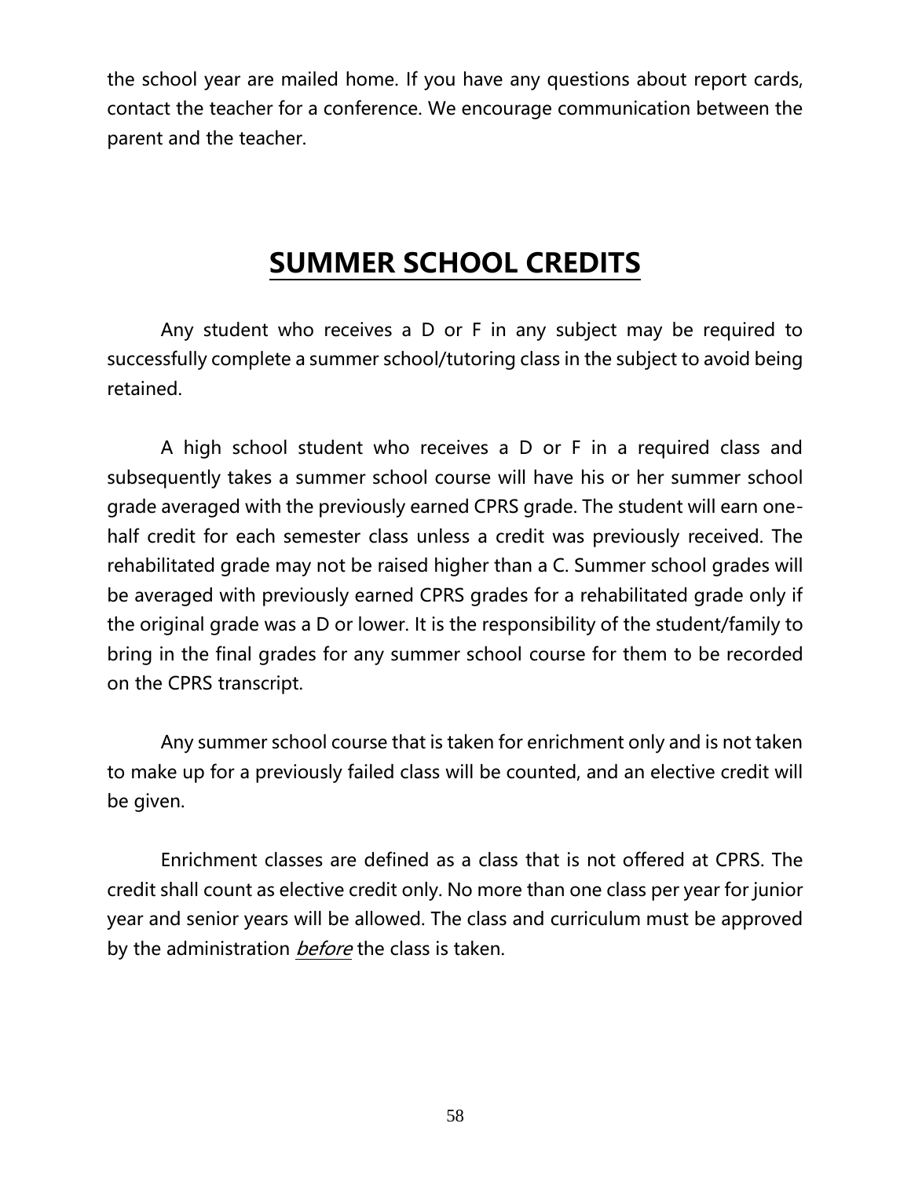the school year are mailed home. If you have any questions about report cards, contact the teacher for a conference. We encourage communication between the parent and the teacher.

# SUMMER SCHOOL CREDITS

Any student who receives a D or F in any subject may be required to successfully complete a summer school/tutoring class in the subject to avoid being retained.

A high school student who receives a D or F in a required class and subsequently takes a summer school course will have his or her summer school grade averaged with the previously earned CPRS grade. The student will earn one-half credit for each semester class unless a credit was previously received. The rehabilitated grade may not be raised higher than a C. Summer school grades will be averaged with previously earned CPRS grades for a rehabilitated grade only if the original grade was a D or lower. It is the responsibility of the student/family to bring in the final grades for any summer school course for them to be recorded on the CPRS transcript.

Any summer school course that is taken for enrichment only and is not taken to make up for a previously failed class will be counted, and an elective credit will be given.

Enrichment classes are defined as a class that is not offered at CPRS. The credit shall count as elective credit only. No more than one class per year for junior year and senior years will be allowed. The class and curriculum must be approved by the administration *before* the class is taken.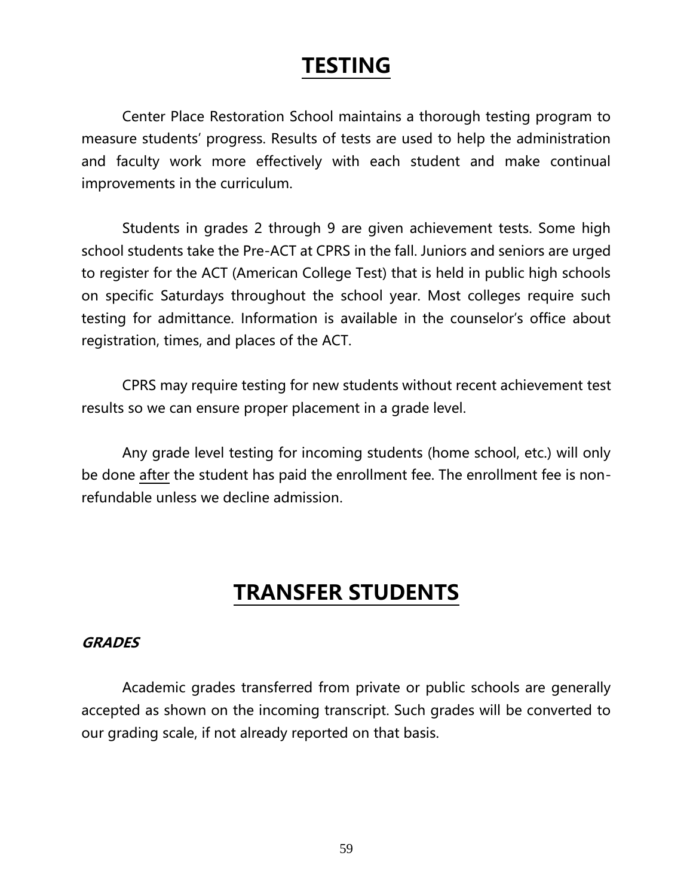# TESTING

Center Place Restoration School maintains a thorough testing program to measure students' progress. Results of tests are used to help the administration and faculty work more effectively with each student and make continual improvements in the curriculum.

Students in grades 2 through 9 are given achievement tests. Some high school students take the Pre-ACT at CPRS in the fall. Juniors and seniors are urged to register for the ACT (American College Test) that is held in public high schools on specific Saturdays throughout the school year. Most colleges require such testing for admittance. Information is available in the counselor's office about registration, times, and places of the ACT.

CPRS may require testing for new students without recent achievement test results so we can ensure proper placement in a grade level.

Any grade level testing for incoming students (home school, etc.) will only be done <u>after</u> the student has paid the enrollment fee. The enrollment fee is non-refundable unless we decline admission.

# TRANSFER STUDENTS

***GRADES***

Academic grades transferred from private or public schools are generally accepted as shown on the incoming transcript. Such grades will be converted to our grading scale, if not already reported on that basis.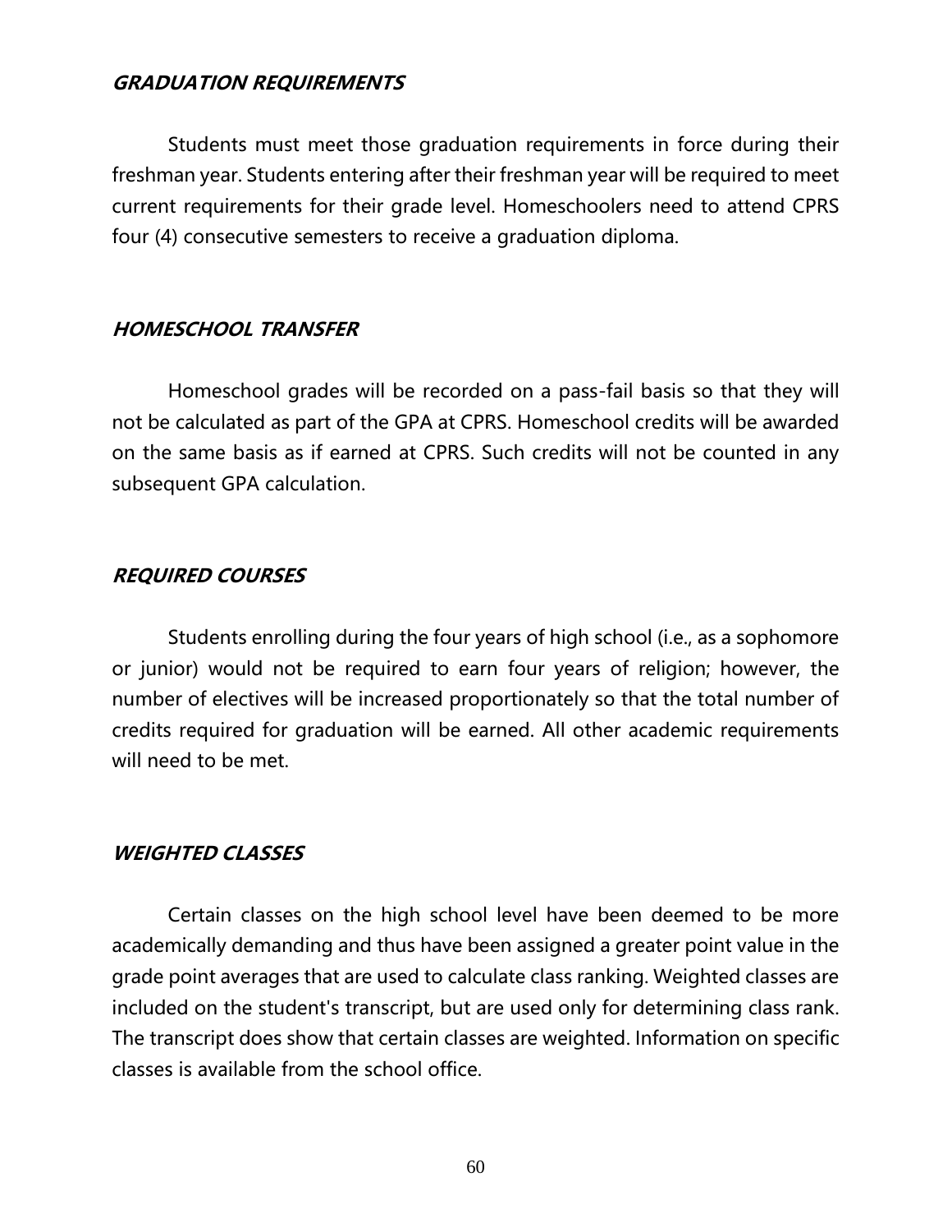### *GRADUATION REQUIREMENTS*

Students must meet those graduation requirements in force during their freshman year. Students entering after their freshman year will be required to meet current requirements for their grade level. Homeschoolers need to attend CPRS four (4) consecutive semesters to receive a graduation diploma.

### *HOMESCHOOL TRANSFER*

Homeschool grades will be recorded on a pass-fail basis so that they will not be calculated as part of the GPA at CPRS. Homeschool credits will be awarded on the same basis as if earned at CPRS. Such credits will not be counted in any subsequent GPA calculation.

### *REQUIRED COURSES*

Students enrolling during the four years of high school (i.e., as a sophomore or junior) would not be required to earn four years of religion; however, the number of electives will be increased proportionately so that the total number of credits required for graduation will be earned. All other academic requirements will need to be met.

### *WEIGHTED CLASSES*

Certain classes on the high school level have been deemed to be more academically demanding and thus have been assigned a greater point value in the grade point averages that are used to calculate class ranking. Weighted classes are included on the student's transcript, but are used only for determining class rank. The transcript does show that certain classes are weighted. Information on specific classes is available from the school office.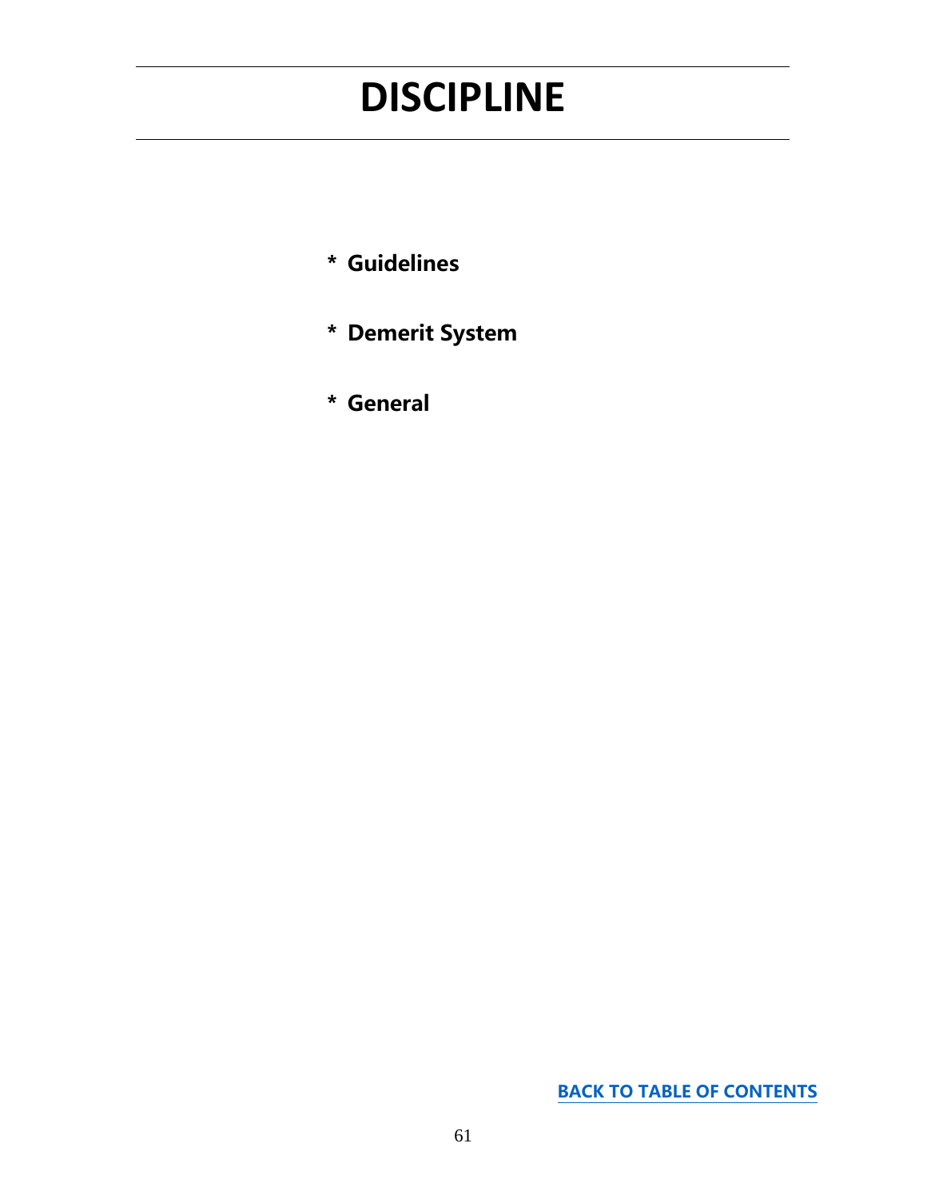# DISCIPLINE

* **Guidelines**

* **Demerit System**

* **General**

**BACK TO TABLE OF CONTENTS**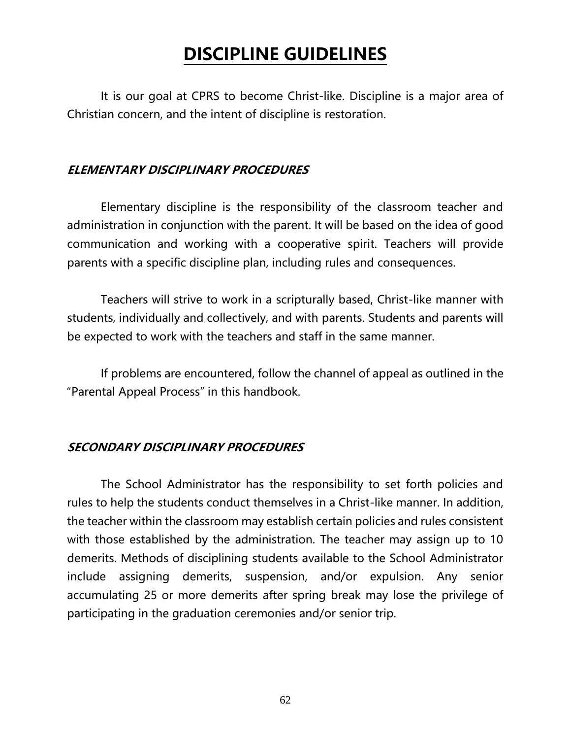# DISCIPLINE GUIDELINES

It is our goal at CPRS to become Christ-like. Discipline is a major area of Christian concern, and the intent of discipline is restoration.

### *ELEMENTARY DISCIPLINARY PROCEDURES*

Elementary discipline is the responsibility of the classroom teacher and administration in conjunction with the parent. It will be based on the idea of good communication and working with a cooperative spirit. Teachers will provide parents with a specific discipline plan, including rules and consequences.

Teachers will strive to work in a scripturally based, Christ-like manner with students, individually and collectively, and with parents. Students and parents will be expected to work with the teachers and staff in the same manner.

If problems are encountered, follow the channel of appeal as outlined in the "Parental Appeal Process" in this handbook.

### *SECONDARY DISCIPLINARY PROCEDURES*

The School Administrator has the responsibility to set forth policies and rules to help the students conduct themselves in a Christ-like manner. In addition, the teacher within the classroom may establish certain policies and rules consistent with those established by the administration. The teacher may assign up to 10 demerits. Methods of disciplining students available to the School Administrator include assigning demerits, suspension, and/or expulsion. Any senior accumulating 25 or more demerits after spring break may lose the privilege of participating in the graduation ceremonies and/or senior trip.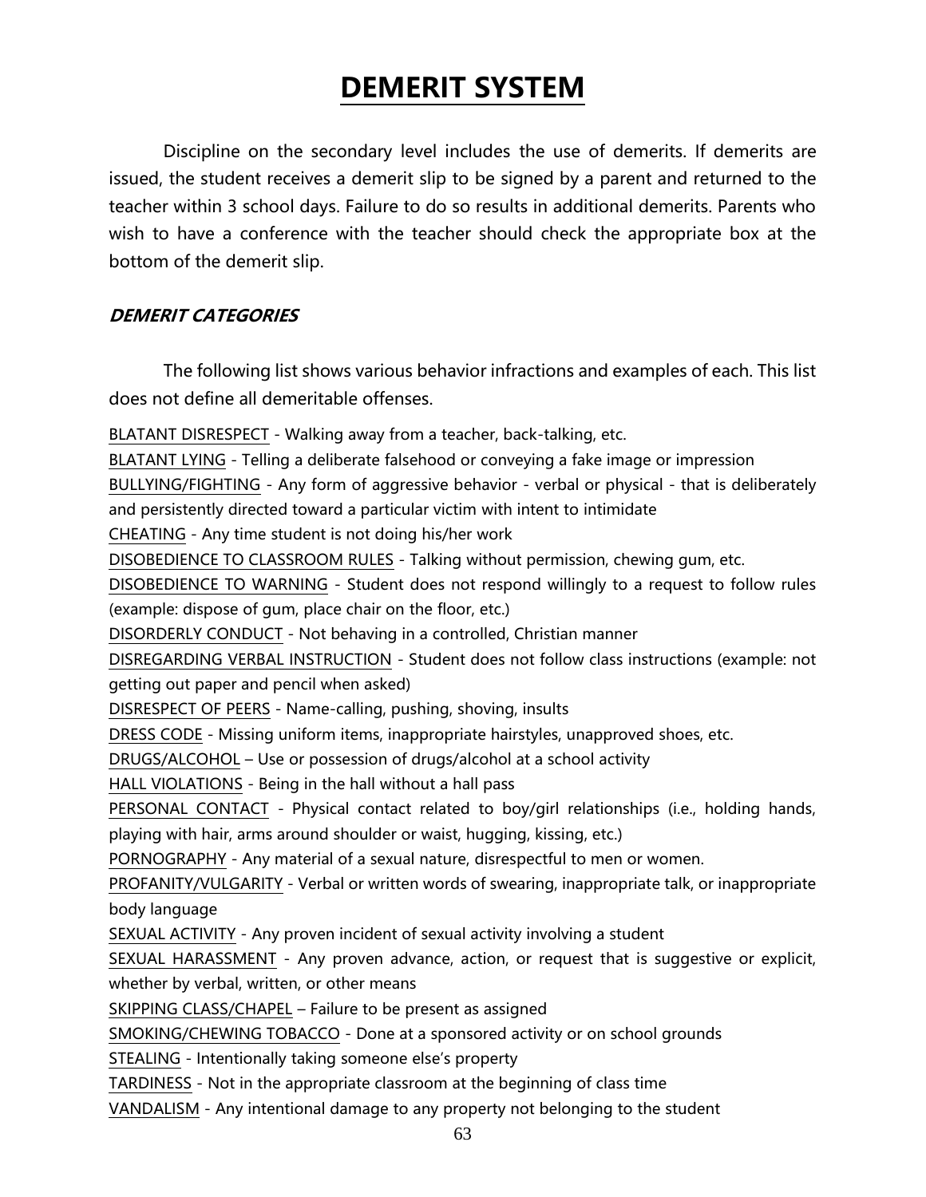# DEMERIT SYSTEM

Discipline on the secondary level includes the use of demerits. If demerits are issued, the student receives a demerit slip to be signed by a parent and returned to the teacher within 3 school days. Failure to do so results in additional demerits. Parents who wish to have a conference with the teacher should check the appropriate box at the bottom of the demerit slip.

***DEMERIT CATEGORIES***

The following list shows various behavior infractions and examples of each. This list does not define all demeritable offenses.

BLATANT DISRESPECT - Walking away from a teacher, back-talking, etc.
BLATANT LYING - Telling a deliberate falsehood or conveying a fake image or impression
BULLYING/FIGHTING - Any form of aggressive behavior - verbal or physical - that is deliberately and persistently directed toward a particular victim with intent to intimidate
CHEATING - Any time student is not doing his/her work
DISOBEDIENCE TO CLASSROOM RULES - Talking without permission, chewing gum, etc.
DISOBEDIENCE TO WARNING - Student does not respond willingly to a request to follow rules (example: dispose of gum, place chair on the floor, etc.)
DISORDERLY CONDUCT - Not behaving in a controlled, Christian manner
DISREGARDING VERBAL INSTRUCTION - Student does not follow class instructions (example: not getting out paper and pencil when asked)
DISRESPECT OF PEERS - Name-calling, pushing, shoving, insults
DRESS CODE - Missing uniform items, inappropriate hairstyles, unapproved shoes, etc.
DRUGS/ALCOHOL – Use or possession of drugs/alcohol at a school activity
HALL VIOLATIONS - Being in the hall without a hall pass
PERSONAL CONTACT - Physical contact related to boy/girl relationships (i.e., holding hands, playing with hair, arms around shoulder or waist, hugging, kissing, etc.)
PORNOGRAPHY - Any material of a sexual nature, disrespectful to men or women.
PROFANITY/VULGARITY - Verbal or written words of swearing, inappropriate talk, or inappropriate body language
SEXUAL ACTIVITY - Any proven incident of sexual activity involving a student
SEXUAL HARASSMENT - Any proven advance, action, or request that is suggestive or explicit, whether by verbal, written, or other means
SKIPPING CLASS/CHAPEL – Failure to be present as assigned
SMOKING/CHEWING TOBACCO - Done at a sponsored activity or on school grounds
STEALING - Intentionally taking someone else's property
TARDINESS - Not in the appropriate classroom at the beginning of class time
VANDALISM - Any intentional damage to any property not belonging to the student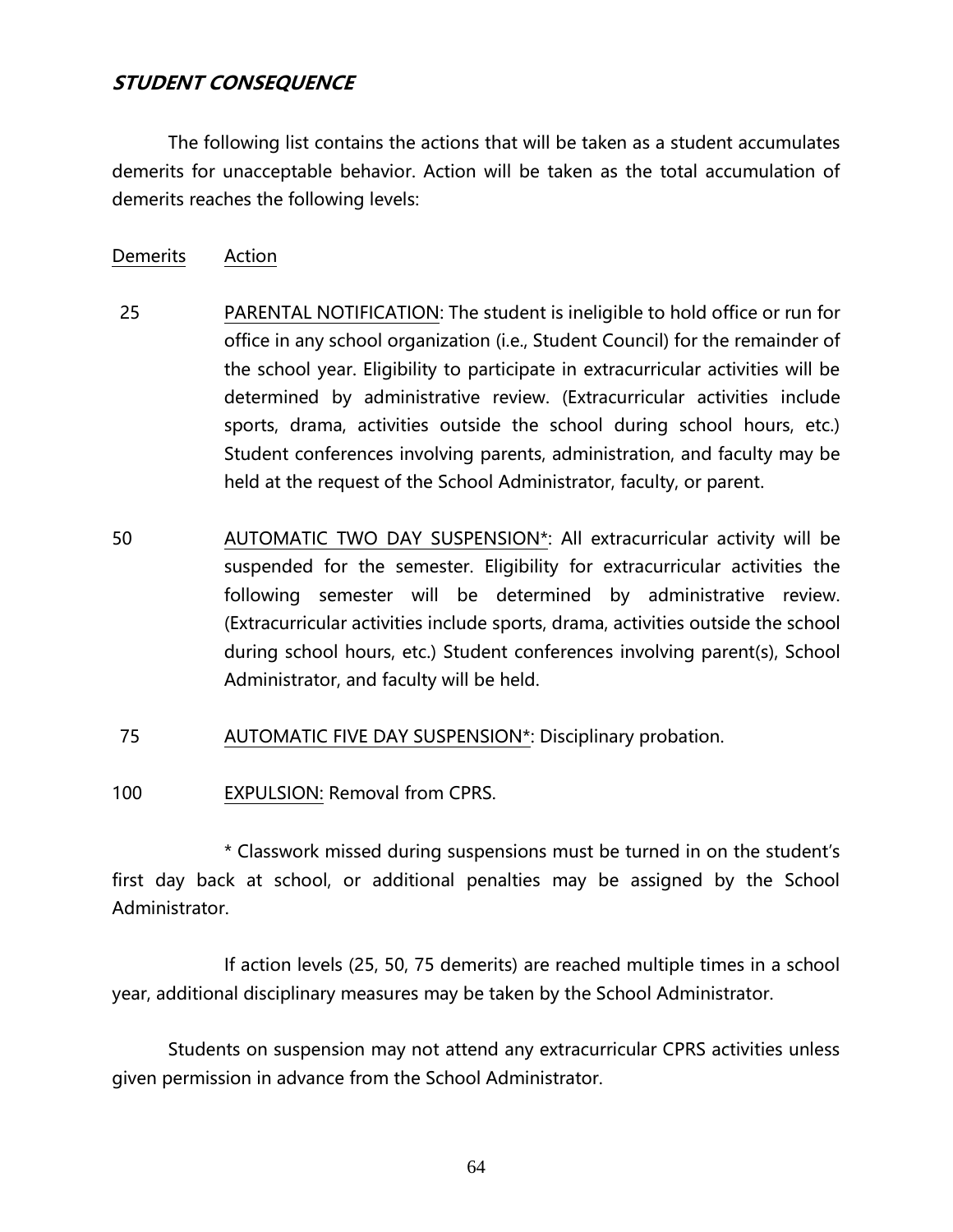## ***STUDENT CONSEQUENCE***

The following list contains the actions that will be taken as a student accumulates demerits for unacceptable behavior. Action will be taken as the total accumulation of demerits reaches the following levels:

| Demerits | Action |
|---|---|
| 25 | PARENTAL NOTIFICATION: The student is ineligible to hold office or run for office in any school organization (i.e., Student Council) for the remainder of the school year. Eligibility to participate in extracurricular activities will be determined by administrative review. (Extracurricular activities include sports, drama, activities outside the school during school hours, etc.) Student conferences involving parents, administration, and faculty may be held at the request of the School Administrator, faculty, or parent. |
| 50 | AUTOMATIC TWO DAY SUSPENSION*: All extracurricular activity will be suspended for the semester. Eligibility for extracurricular activities the following semester will be determined by administrative review. (Extracurricular activities include sports, drama, activities outside the school during school hours, etc.) Student conferences involving parent(s), School Administrator, and faculty will be held. |
| 75 | AUTOMATIC FIVE DAY SUSPENSION*: Disciplinary probation. |
| 100 | EXPULSION: Removal from CPRS. |

* Classwork missed during suspensions must be turned in on the student's first day back at school, or additional penalties may be assigned by the School Administrator.

If action levels (25, 50, 75 demerits) are reached multiple times in a school year, additional disciplinary measures may be taken by the School Administrator.

Students on suspension may not attend any extracurricular CPRS activities unless given permission in advance from the School Administrator.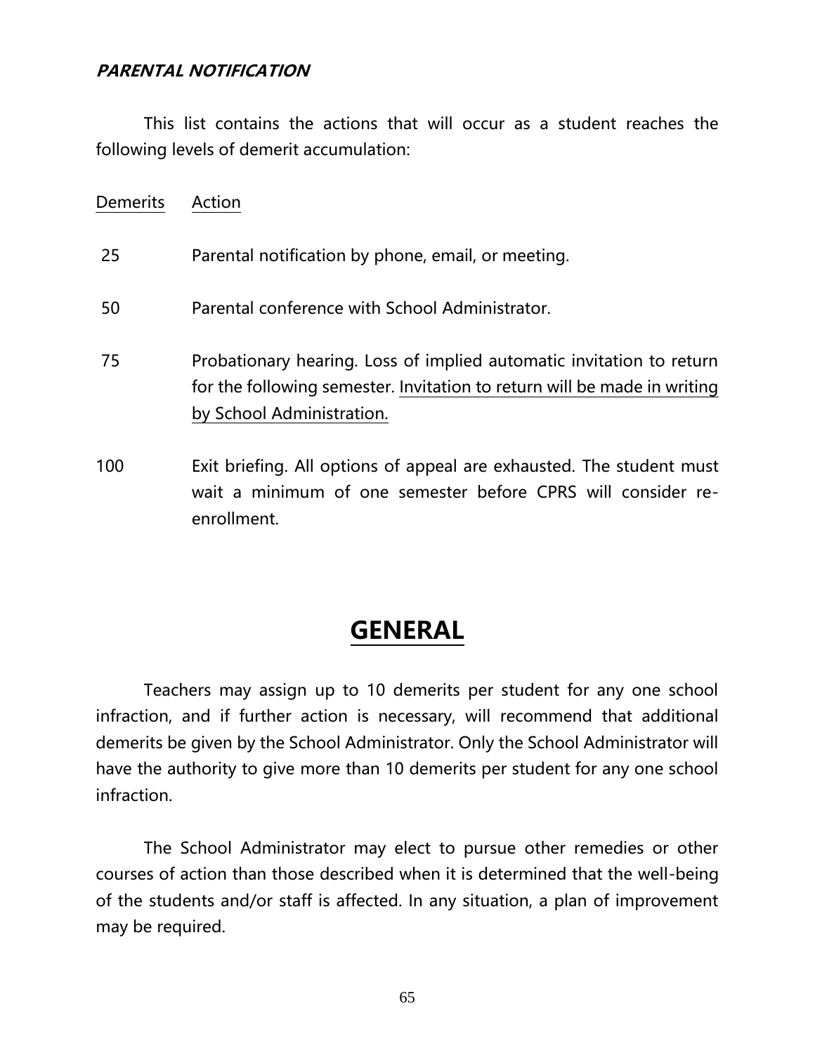***PARENTAL NOTIFICATION***

This list contains the actions that will occur as a student reaches the following levels of demerit accumulation:

| Demerits | Action |
|---|---|
| 25 | Parental notification by phone, email, or meeting. |
| 50 | Parental conference with School Administrator. |
| 75 | Probationary hearing. Loss of implied automatic invitation to return for the following semester. Invitation to return will be made in writing by School Administration. |
| 100 | Exit briefing. All options of appeal are exhausted. The student must wait a minimum of one semester before CPRS will consider re-enrollment. |

# GENERAL

Teachers may assign up to 10 demerits per student for any one school infraction, and if further action is necessary, will recommend that additional demerits be given by the School Administrator. Only the School Administrator will have the authority to give more than 10 demerits per student for any one school infraction.

The School Administrator may elect to pursue other remedies or other courses of action than those described when it is determined that the well-being of the students and/or staff is affected. In any situation, a plan of improvement may be required.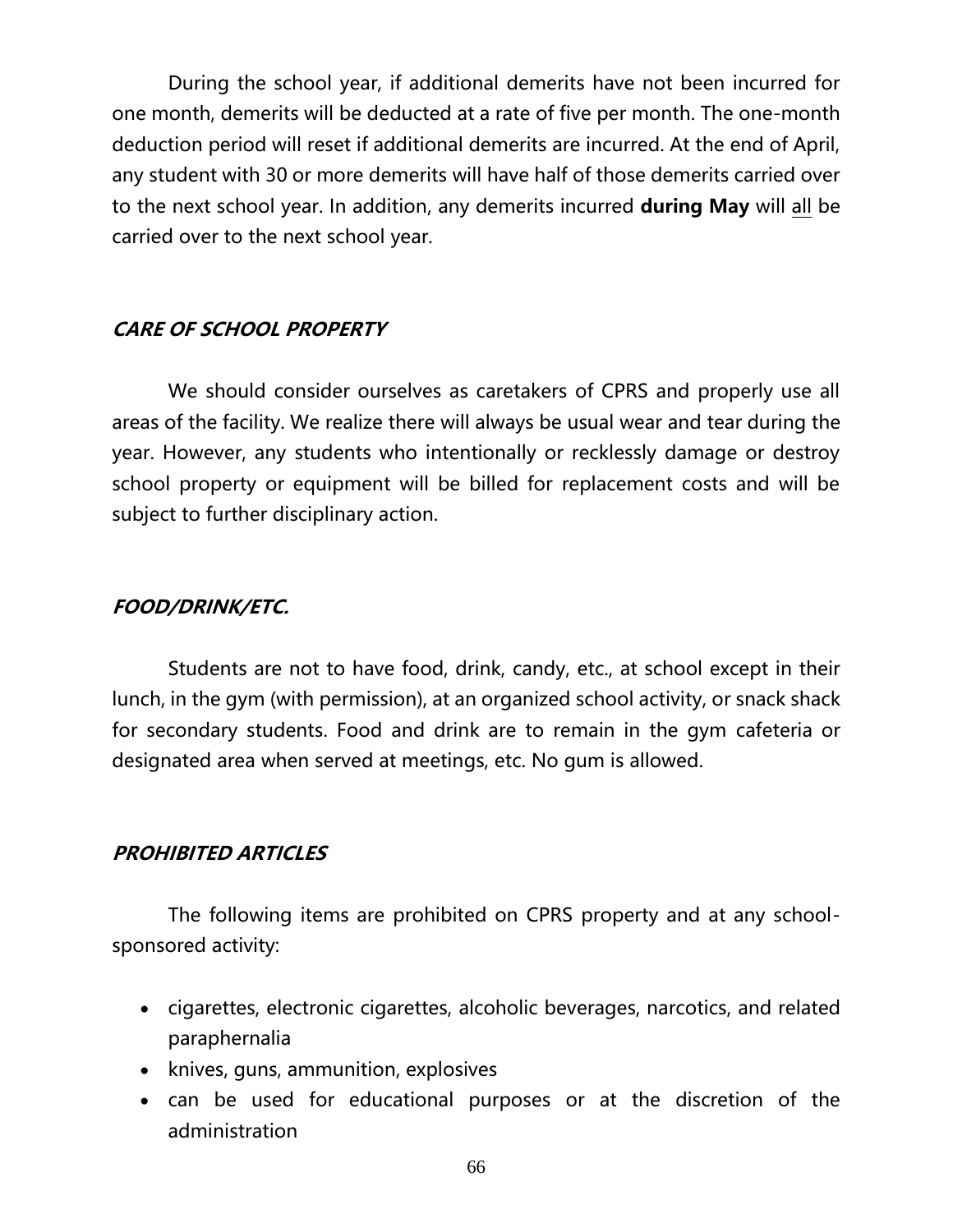During the school year, if additional demerits have not been incurred for one month, demerits will be deducted at a rate of five per month. The one-month deduction period will reset if additional demerits are incurred. At the end of April, any student with 30 or more demerits will have half of those demerits carried over to the next school year. In addition, any demerits incurred **during May** will <u>all</u> be carried over to the next school year.

### ***CARE OF SCHOOL PROPERTY***

We should consider ourselves as caretakers of CPRS and properly use all areas of the facility. We realize there will always be usual wear and tear during the year. However, any students who intentionally or recklessly damage or destroy school property or equipment will be billed for replacement costs and will be subject to further disciplinary action.

### ***FOOD/DRINK/ETC.***

Students are not to have food, drink, candy, etc., at school except in their lunch, in the gym (with permission), at an organized school activity, or snack shack for secondary students. Food and drink are to remain in the gym cafeteria or designated area when served at meetings, etc. No gum is allowed.

### ***PROHIBITED ARTICLES***

The following items are prohibited on CPRS property and at any school-sponsored activity:

- cigarettes, electronic cigarettes, alcoholic beverages, narcotics, and related paraphernalia
- knives, guns, ammunition, explosives
- can be used for educational purposes or at the discretion of the administration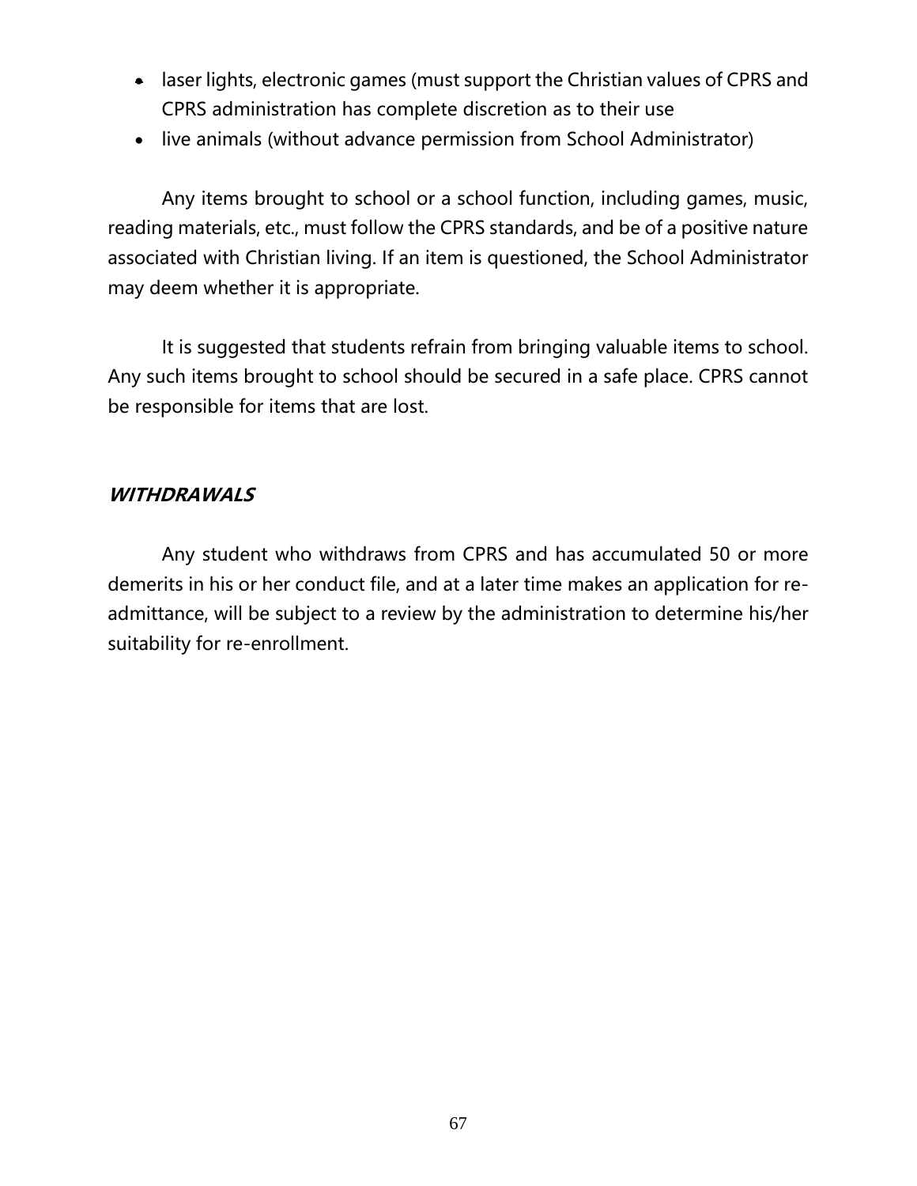- laser lights, electronic games (must support the Christian values of CPRS and CPRS administration has complete discretion as to their use
- live animals (without advance permission from School Administrator)

Any items brought to school or a school function, including games, music, reading materials, etc., must follow the CPRS standards, and be of a positive nature associated with Christian living. If an item is questioned, the School Administrator may deem whether it is appropriate.

It is suggested that students refrain from bringing valuable items to school. Any such items brought to school should be secured in a safe place. CPRS cannot be responsible for items that are lost.

## ***WITHDRAWALS***

Any student who withdraws from CPRS and has accumulated 50 or more demerits in his or her conduct file, and at a later time makes an application for re-admittance, will be subject to a review by the administration to determine his/her suitability for re-enrollment.